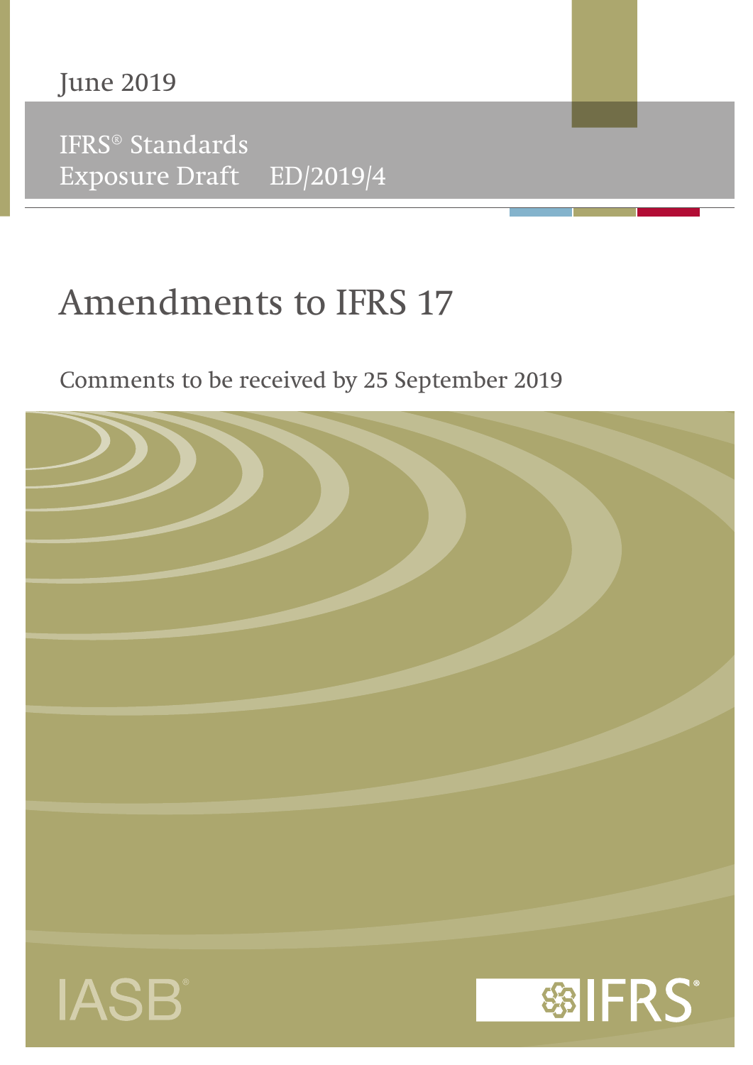June 2019

IFRS® Standards
Exposure Draft ED/2019/4

# Amendments to IFRS 17

Comments to be received by 25 September 2019

IASB®

IFRS®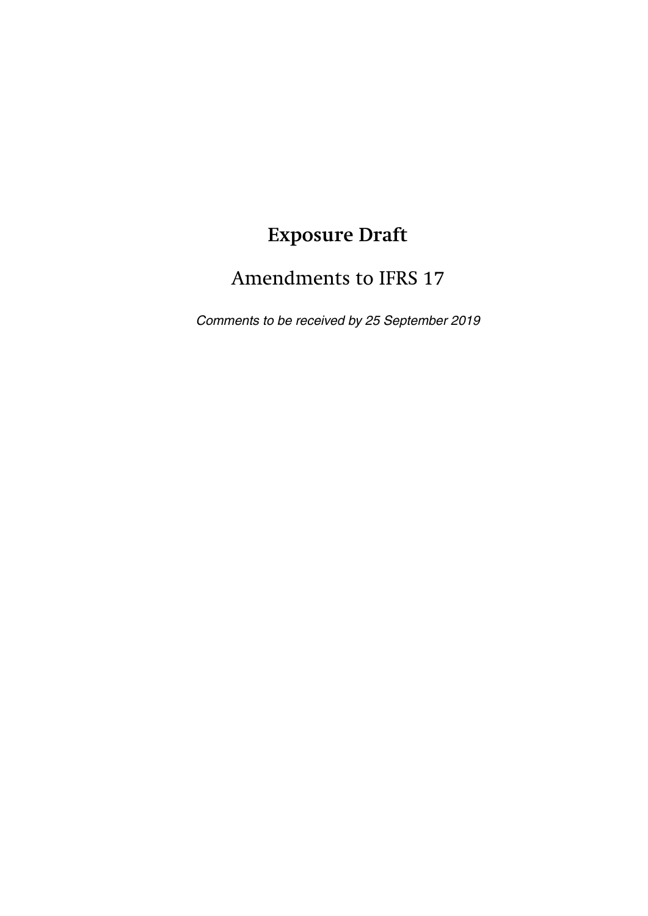# Exposure Draft

## Amendments to IFRS 17

*Comments to be received by 25 September 2019*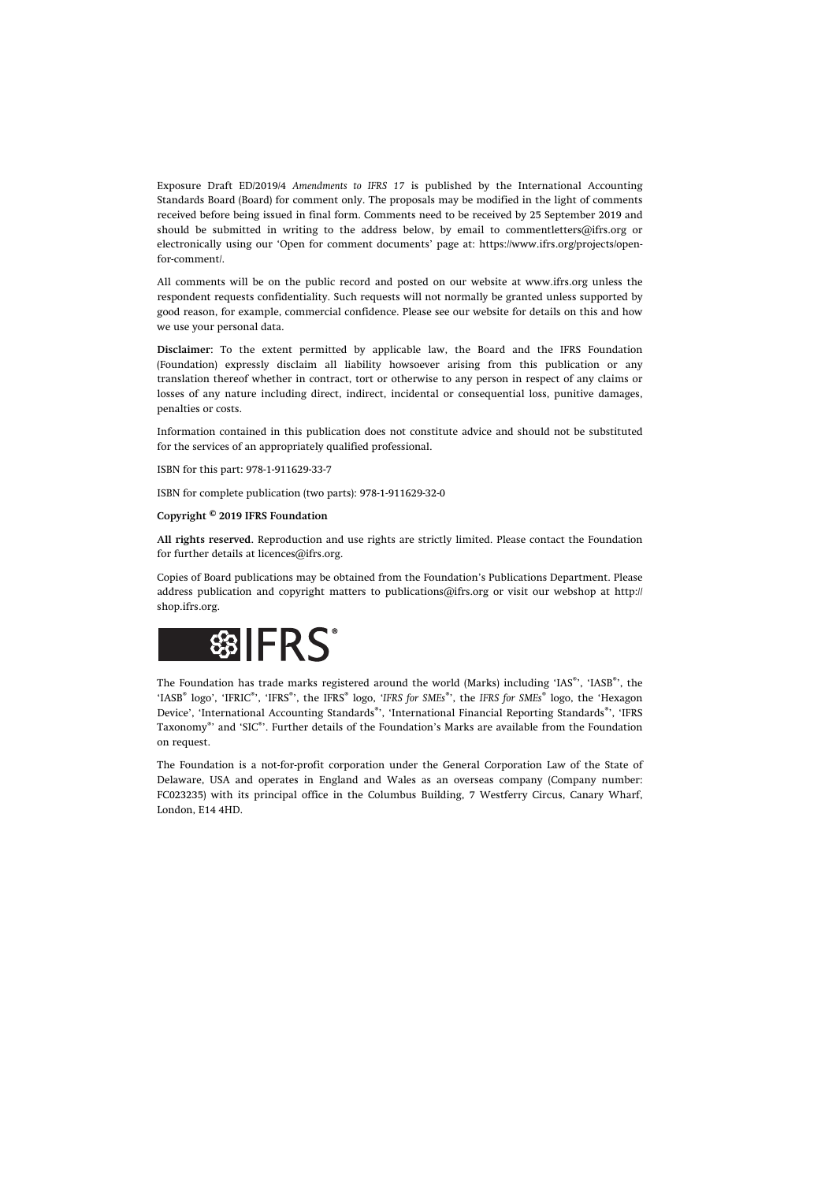Exposure Draft ED/2019/4 *Amendments to IFRS 17* is published by the International Accounting Standards Board (Board) for comment only. The proposals may be modified in the light of comments received before being issued in final form. Comments need to be received by 25 September 2019 and should be submitted in writing to the address below, by email to commentletters@ifrs.org or electronically using our 'Open for comment documents' page at: https://www.ifrs.org/projects/open-for-comment/.

All comments will be on the public record and posted on our website at www.ifrs.org unless the respondent requests confidentiality. Such requests will not normally be granted unless supported by good reason, for example, commercial confidence. Please see our website for details on this and how we use your personal data.

**Disclaimer:** To the extent permitted by applicable law, the Board and the IFRS Foundation (Foundation) expressly disclaim all liability howsoever arising from this publication or any translation thereof whether in contract, tort or otherwise to any person in respect of any claims or losses of any nature including direct, indirect, incidental or consequential loss, punitive damages, penalties or costs.

Information contained in this publication does not constitute advice and should not be substituted for the services of an appropriately qualified professional.

ISBN for this part: 978-1-911629-33-7

ISBN for complete publication (two parts): 978-1-911629-32-0

**Copyright © 2019 IFRS Foundation**

**All rights reserved.** Reproduction and use rights are strictly limited. Please contact the Foundation for further details at licences@ifrs.org.

Copies of Board publications may be obtained from the Foundation's Publications Department. Please address publication and copyright matters to publications@ifrs.org or visit our webshop at http://shop.ifrs.org.

IFRS®

The Foundation has trade marks registered around the world (Marks) including 'IAS®', 'IASB®', the 'IASB® logo', 'IFRIC®', 'IFRS®', the IFRS® logo, '*IFRS for SMEs*®', the *IFRS for SMEs*® logo, the 'Hexagon Device', 'International Accounting Standards®', 'International Financial Reporting Standards®', 'IFRS Taxonomy®' and 'SIC®'. Further details of the Foundation's Marks are available from the Foundation on request.

The Foundation is a not-for-profit corporation under the General Corporation Law of the State of Delaware, USA and operates in England and Wales as an overseas company (Company number: FC023235) with its principal office in the Columbus Building, 7 Westferry Circus, Canary Wharf, London, E14 4HD.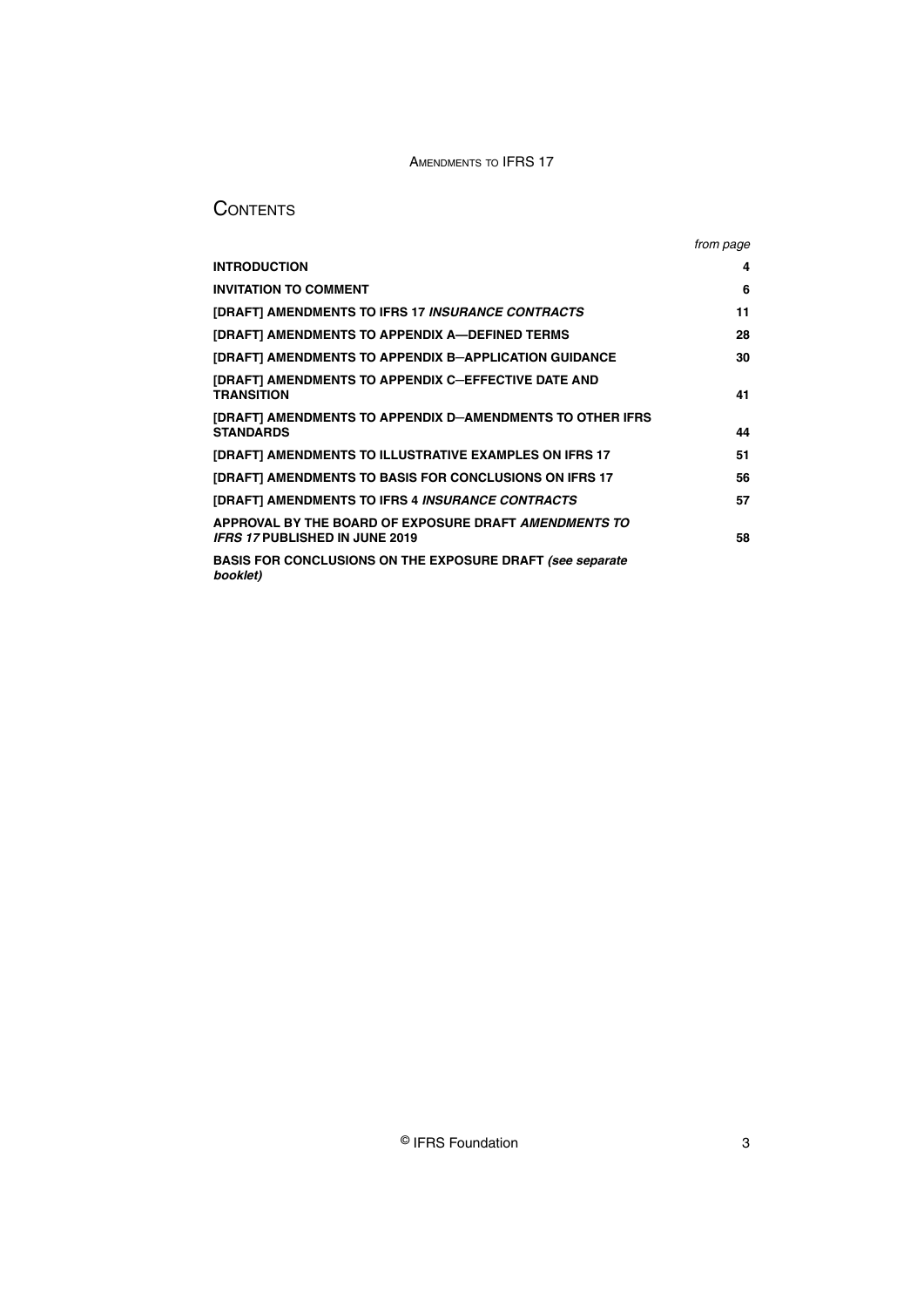# CONTENTS

| | *from page* |
|---|---|
| **INTRODUCTION** | **4** |
| **INVITATION TO COMMENT** | **6** |
| **[DRAFT] AMENDMENTS TO IFRS 17 *INSURANCE CONTRACTS*** | **11** |
| **[DRAFT] AMENDMENTS TO APPENDIX A—DEFINED TERMS** | **28** |
| **[DRAFT] AMENDMENTS TO APPENDIX B–APPLICATION GUIDANCE** | **30** |
| **[DRAFT] AMENDMENTS TO APPENDIX C–EFFECTIVE DATE AND TRANSITION** | **41** |
| **[DRAFT] AMENDMENTS TO APPENDIX D–AMENDMENTS TO OTHER IFRS STANDARDS** | **44** |
| **[DRAFT] AMENDMENTS TO ILLUSTRATIVE EXAMPLES ON IFRS 17** | **51** |
| **[DRAFT] AMENDMENTS TO BASIS FOR CONCLUSIONS ON IFRS 17** | **56** |
| **[DRAFT] AMENDMENTS TO IFRS 4 *INSURANCE CONTRACTS*** | **57** |
| **APPROVAL BY THE BOARD OF EXPOSURE DRAFT *AMENDMENTS TO IFRS 17* PUBLISHED IN JUNE 2019** | **58** |
| **BASIS FOR CONCLUSIONS ON THE EXPOSURE DRAFT *(see separate booklet)*** | |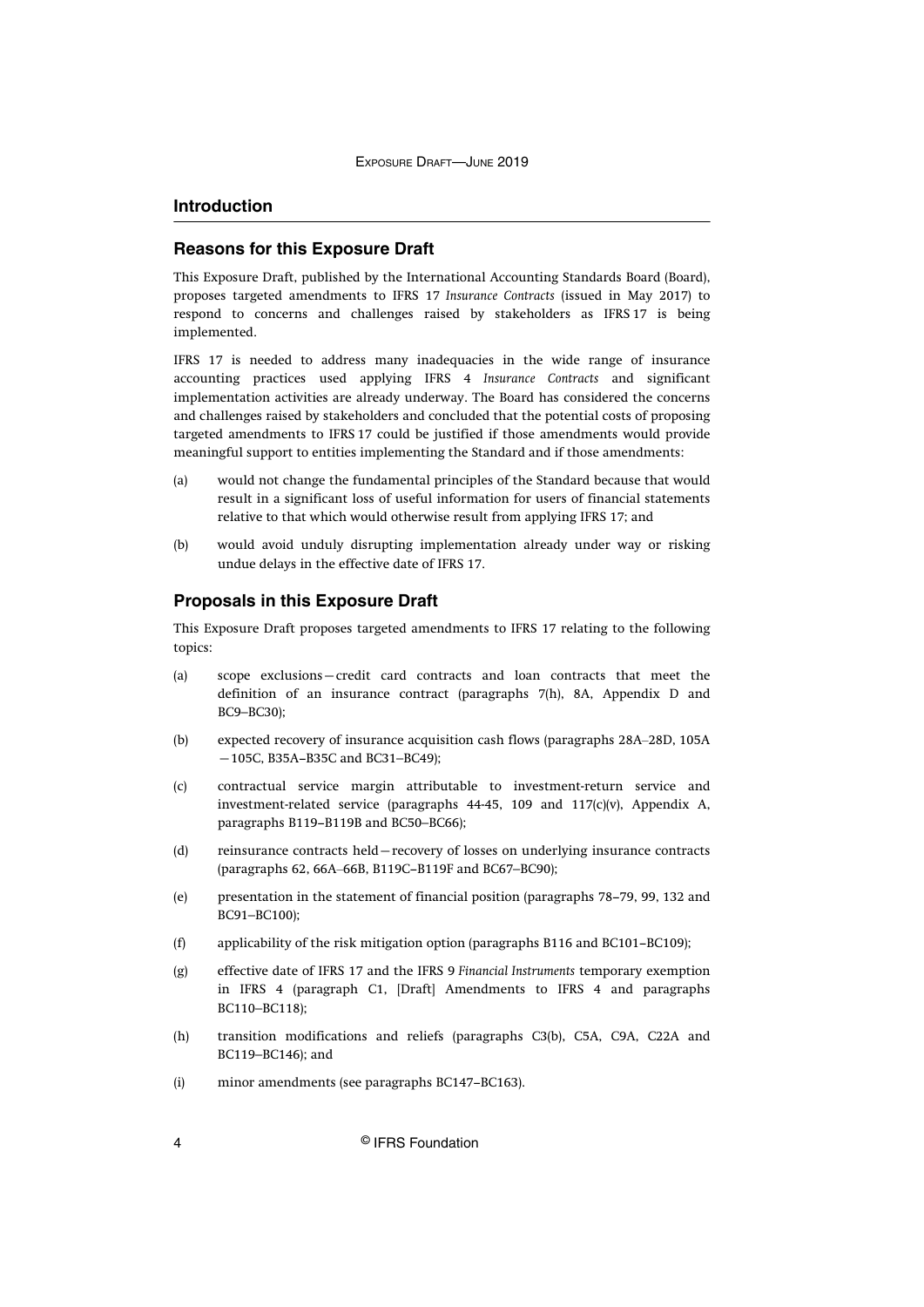## Introduction

### Reasons for this Exposure Draft

This Exposure Draft, published by the International Accounting Standards Board (Board), proposes targeted amendments to IFRS 17 *Insurance Contracts* (issued in May 2017) to respond to concerns and challenges raised by stakeholders as IFRS 17 is being implemented.

IFRS 17 is needed to address many inadequacies in the wide range of insurance accounting practices used applying IFRS 4 *Insurance Contracts* and significant implementation activities are already underway. The Board has considered the concerns and challenges raised by stakeholders and concluded that the potential costs of proposing targeted amendments to IFRS 17 could be justified if those amendments would provide meaningful support to entities implementing the Standard and if those amendments:

(a) would not change the fundamental principles of the Standard because that would result in a significant loss of useful information for users of financial statements relative to that which would otherwise result from applying IFRS 17; and

(b) would avoid unduly disrupting implementation already under way or risking undue delays in the effective date of IFRS 17.

### Proposals in this Exposure Draft

This Exposure Draft proposes targeted amendments to IFRS 17 relating to the following topics:

(a) scope exclusions—credit card contracts and loan contracts that meet the definition of an insurance contract (paragraphs 7(h), 8A, Appendix D and BC9–BC30);

(b) expected recovery of insurance acquisition cash flows (paragraphs 28A–28D, 105A—105C, B35A–B35C and BC31–BC49);

(c) contractual service margin attributable to investment-return service and investment-related service (paragraphs 44-45, 109 and 117(c)(v), Appendix A, paragraphs B119–B119B and BC50–BC66);

(d) reinsurance contracts held—recovery of losses on underlying insurance contracts (paragraphs 62, 66A–66B, B119C–B119F and BC67–BC90);

(e) presentation in the statement of financial position (paragraphs 78–79, 99, 132 and BC91–BC100);

(f) applicability of the risk mitigation option (paragraphs B116 and BC101–BC109);

(g) effective date of IFRS 17 and the IFRS 9 *Financial Instruments* temporary exemption in IFRS 4 (paragraph C1, [Draft] Amendments to IFRS 4 and paragraphs BC110–BC118);

(h) transition modifications and reliefs (paragraphs C3(b), C5A, C9A, C22A and BC119–BC146); and

(i) minor amendments (see paragraphs BC147–BC163).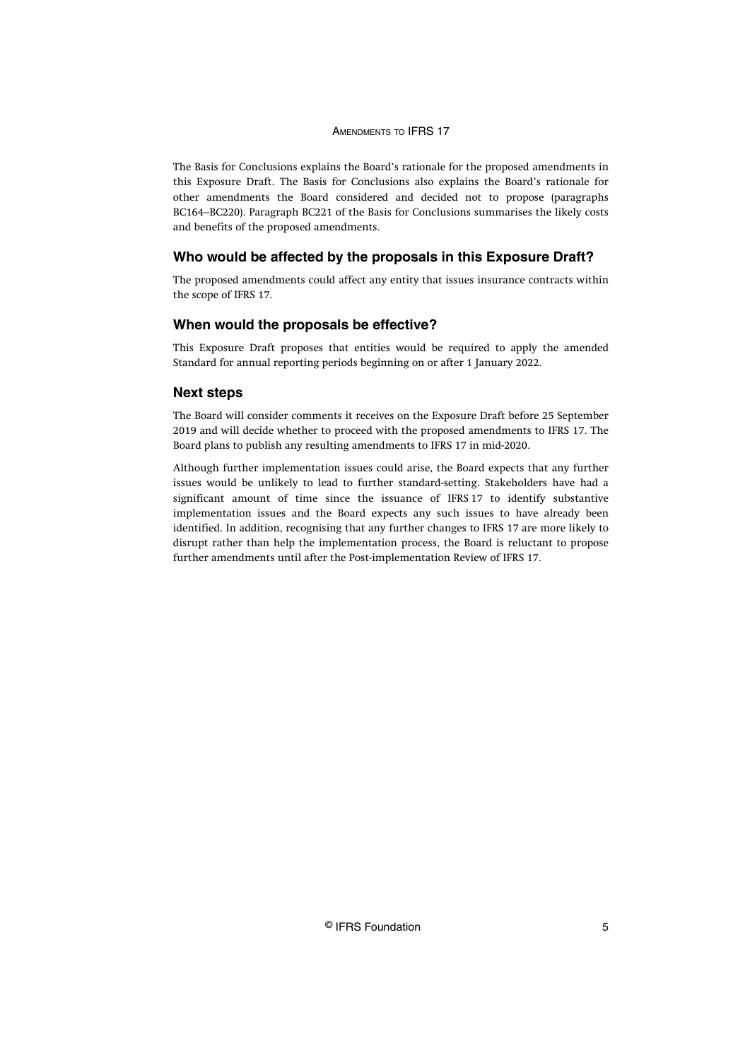The Basis for Conclusions explains the Board's rationale for the proposed amendments in this Exposure Draft. The Basis for Conclusions also explains the Board's rationale for other amendments the Board considered and decided not to propose (paragraphs BC164–BC220). Paragraph BC221 of the Basis for Conclusions summarises the likely costs and benefits of the proposed amendments.

## Who would be affected by the proposals in this Exposure Draft?

The proposed amendments could affect any entity that issues insurance contracts within the scope of IFRS 17.

## When would the proposals be effective?

This Exposure Draft proposes that entities would be required to apply the amended Standard for annual reporting periods beginning on or after 1 January 2022.

## Next steps

The Board will consider comments it receives on the Exposure Draft before 25 September 2019 and will decide whether to proceed with the proposed amendments to IFRS 17. The Board plans to publish any resulting amendments to IFRS 17 in mid-2020.

Although further implementation issues could arise, the Board expects that any further issues would be unlikely to lead to further standard-setting. Stakeholders have had a significant amount of time since the issuance of IFRS 17 to identify substantive implementation issues and the Board expects any such issues to have already been identified. In addition, recognising that any further changes to IFRS 17 are more likely to disrupt rather than help the implementation process, the Board is reluctant to propose further amendments until after the Post-implementation Review of IFRS 17.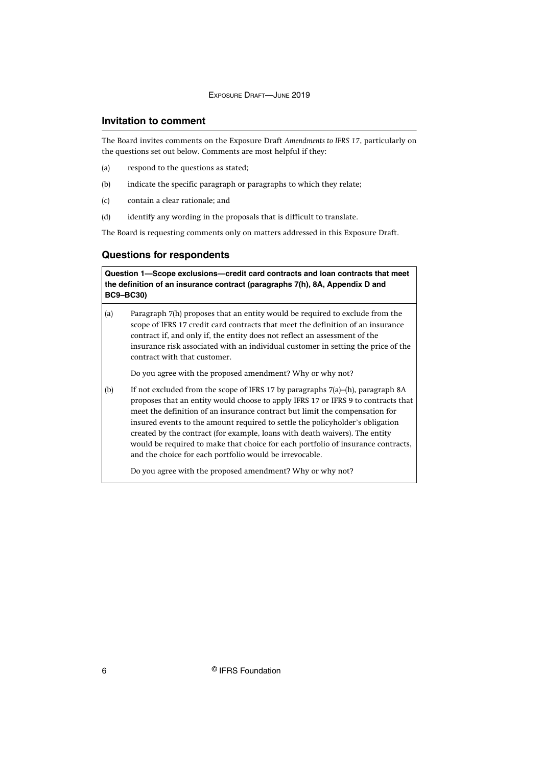## Invitation to comment

The Board invites comments on the Exposure Draft *Amendments to IFRS 17*, particularly on the questions set out below. Comments are most helpful if they:

(a) respond to the questions as stated;

(b) indicate the specific paragraph or paragraphs to which they relate;

(c) contain a clear rationale; and

(d) identify any wording in the proposals that is difficult to translate.

The Board is requesting comments only on matters addressed in this Exposure Draft.

## Questions for respondents

**Question 1—Scope exclusions—credit card contracts and loan contracts that meet the definition of an insurance contract (paragraphs 7(h), 8A, Appendix D and BC9–BC30)**

(a) Paragraph 7(h) proposes that an entity would be required to exclude from the scope of IFRS 17 credit card contracts that meet the definition of an insurance contract if, and only if, the entity does not reflect an assessment of the insurance risk associated with an individual customer in setting the price of the contract with that customer.

Do you agree with the proposed amendment? Why or why not?

(b) If not excluded from the scope of IFRS 17 by paragraphs 7(a)–(h), paragraph 8A proposes that an entity would choose to apply IFRS 17 or IFRS 9 to contracts that meet the definition of an insurance contract but limit the compensation for insured events to the amount required to settle the policyholder's obligation created by the contract (for example, loans with death waivers). The entity would be required to make that choice for each portfolio of insurance contracts, and the choice for each portfolio would be irrevocable.

Do you agree with the proposed amendment? Why or why not?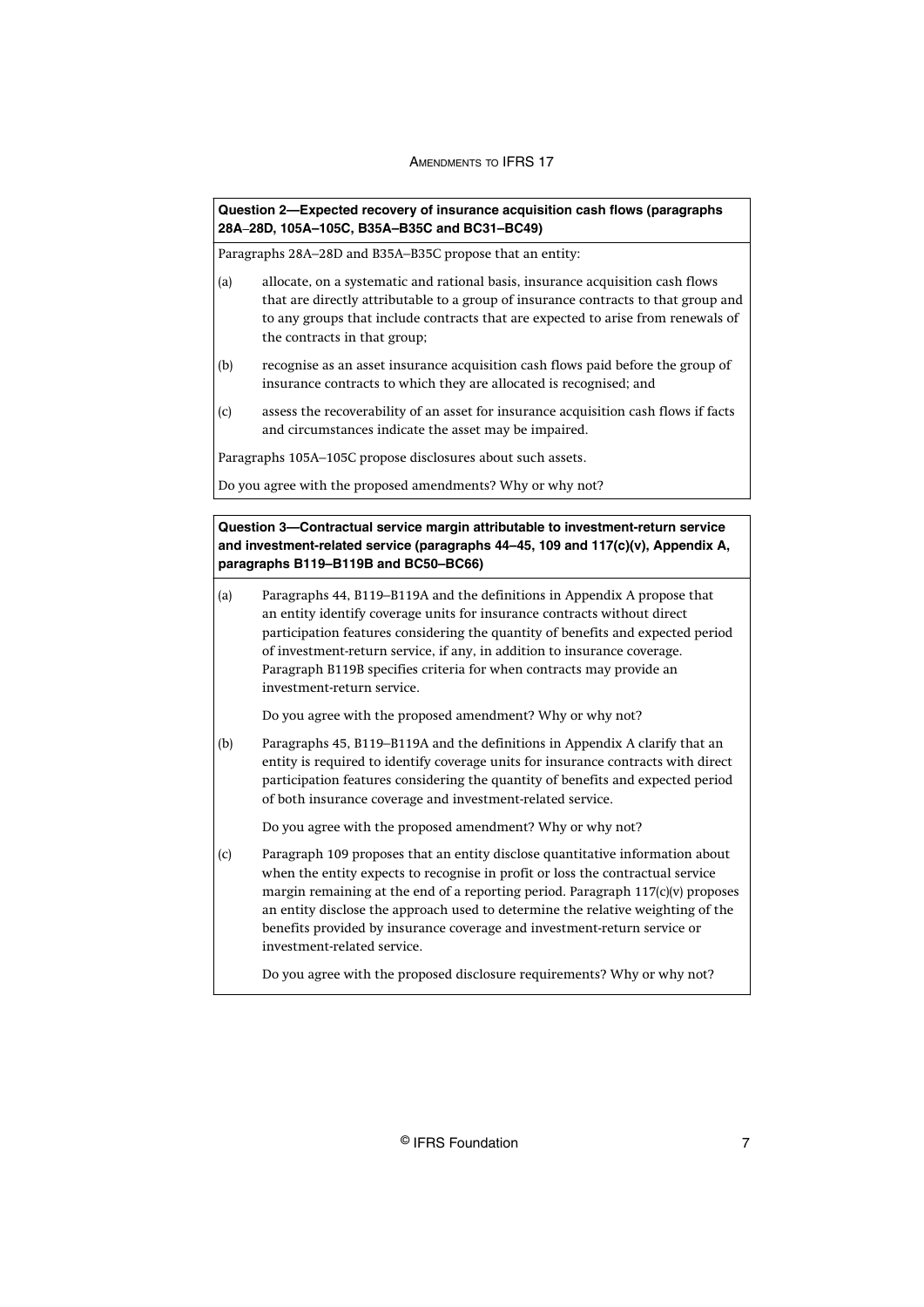**Question 2—Expected recovery of insurance acquisition cash flows (paragraphs 28A–28D, 105A–105C, B35A–B35C and BC31–BC49)**

Paragraphs 28A–28D and B35A–B35C propose that an entity:

(a) allocate, on a systematic and rational basis, insurance acquisition cash flows that are directly attributable to a group of insurance contracts to that group and to any groups that include contracts that are expected to arise from renewals of the contracts in that group;

(b) recognise as an asset insurance acquisition cash flows paid before the group of insurance contracts to which they are allocated is recognised; and

(c) assess the recoverability of an asset for insurance acquisition cash flows if facts and circumstances indicate the asset may be impaired.

Paragraphs 105A–105C propose disclosures about such assets.

Do you agree with the proposed amendments? Why or why not?

**Question 3—Contractual service margin attributable to investment-return service and investment-related service (paragraphs 44–45, 109 and 117(c)(v), Appendix A, paragraphs B119–B119B and BC50–BC66)**

(a) Paragraphs 44, B119–B119A and the definitions in Appendix A propose that an entity identify coverage units for insurance contracts without direct participation features considering the quantity of benefits and expected period of investment-return service, if any, in addition to insurance coverage. Paragraph B119B specifies criteria for when contracts may provide an investment-return service.

Do you agree with the proposed amendment? Why or why not?

(b) Paragraphs 45, B119–B119A and the definitions in Appendix A clarify that an entity is required to identify coverage units for insurance contracts with direct participation features considering the quantity of benefits and expected period of both insurance coverage and investment-related service.

Do you agree with the proposed amendment? Why or why not?

(c) Paragraph 109 proposes that an entity disclose quantitative information about when the entity expects to recognise in profit or loss the contractual service margin remaining at the end of a reporting period. Paragraph 117(c)(v) proposes an entity disclose the approach used to determine the relative weighting of the benefits provided by insurance coverage and investment-return service or investment-related service.

Do you agree with the proposed disclosure requirements? Why or why not?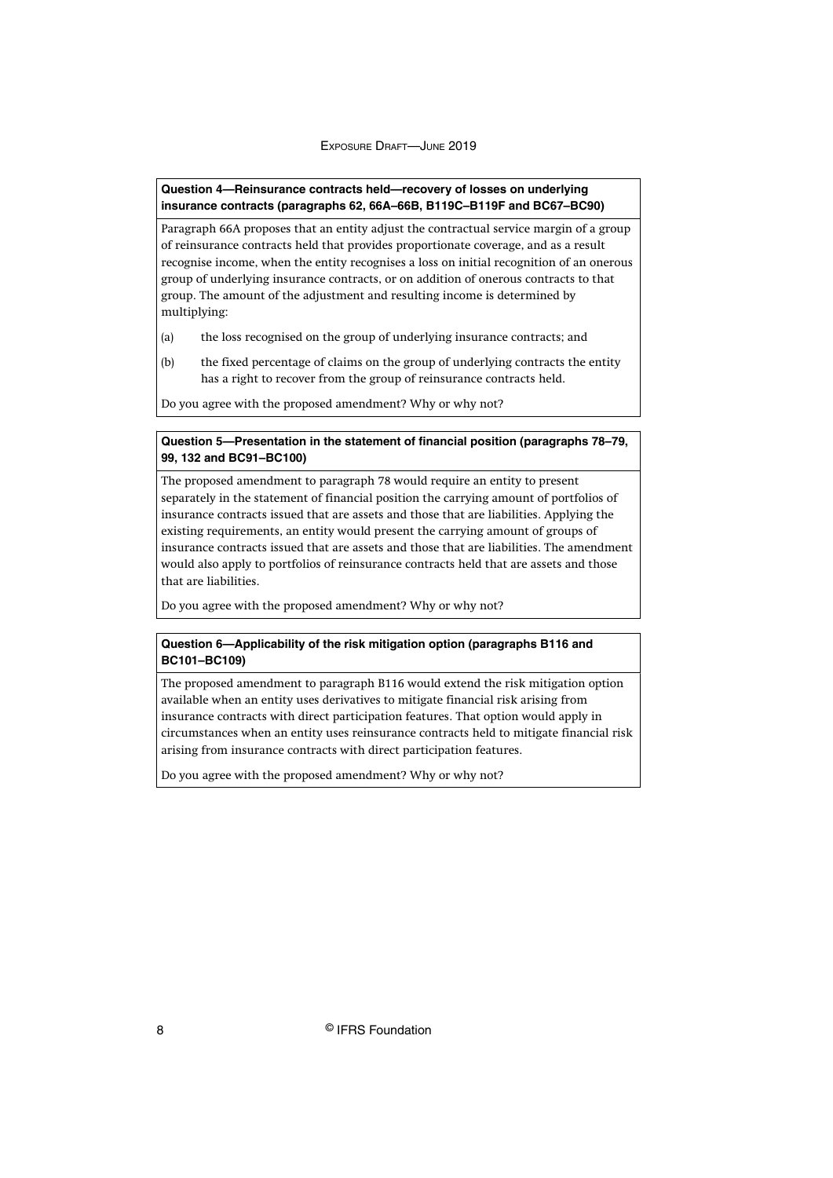**Question 4—Reinsurance contracts held—recovery of losses on underlying insurance contracts (paragraphs 62, 66A–66B, B119C–B119F and BC67–BC90)**

Paragraph 66A proposes that an entity adjust the contractual service margin of a group of reinsurance contracts held that provides proportionate coverage, and as a result recognise income, when the entity recognises a loss on initial recognition of an onerous group of underlying insurance contracts, or on addition of onerous contracts to that group. The amount of the adjustment and resulting income is determined by multiplying:

(a) the loss recognised on the group of underlying insurance contracts; and

(b) the fixed percentage of claims on the group of underlying contracts the entity has a right to recover from the group of reinsurance contracts held.

Do you agree with the proposed amendment? Why or why not?

**Question 5—Presentation in the statement of financial position (paragraphs 78–79, 99, 132 and BC91–BC100)**

The proposed amendment to paragraph 78 would require an entity to present separately in the statement of financial position the carrying amount of portfolios of insurance contracts issued that are assets and those that are liabilities. Applying the existing requirements, an entity would present the carrying amount of groups of insurance contracts issued that are assets and those that are liabilities. The amendment would also apply to portfolios of reinsurance contracts held that are assets and those that are liabilities.

Do you agree with the proposed amendment? Why or why not?

**Question 6—Applicability of the risk mitigation option (paragraphs B116 and BC101–BC109)**

The proposed amendment to paragraph B116 would extend the risk mitigation option available when an entity uses derivatives to mitigate financial risk arising from insurance contracts with direct participation features. That option would apply in circumstances when an entity uses reinsurance contracts held to mitigate financial risk arising from insurance contracts with direct participation features.

Do you agree with the proposed amendment? Why or why not?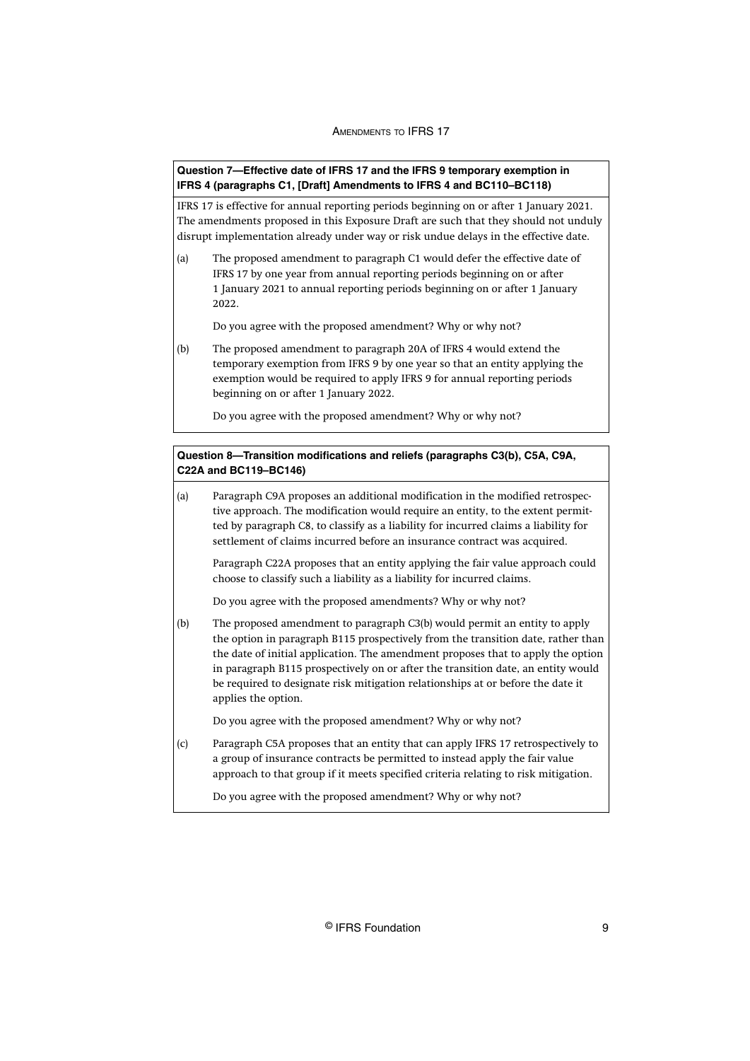**Question 7—Effective date of IFRS 17 and the IFRS 9 temporary exemption in IFRS 4 (paragraphs C1, [Draft] Amendments to IFRS 4 and BC110–BC118)**

IFRS 17 is effective for annual reporting periods beginning on or after 1 January 2021. The amendments proposed in this Exposure Draft are such that they should not unduly disrupt implementation already under way or risk undue delays in the effective date.

(a) The proposed amendment to paragraph C1 would defer the effective date of IFRS 17 by one year from annual reporting periods beginning on or after 1 January 2021 to annual reporting periods beginning on or after 1 January 2022.

Do you agree with the proposed amendment? Why or why not?

(b) The proposed amendment to paragraph 20A of IFRS 4 would extend the temporary exemption from IFRS 9 by one year so that an entity applying the exemption would be required to apply IFRS 9 for annual reporting periods beginning on or after 1 January 2022.

Do you agree with the proposed amendment? Why or why not?

**Question 8—Transition modifications and reliefs (paragraphs C3(b), C5A, C9A, C22A and BC119–BC146)**

(a) Paragraph C9A proposes an additional modification in the modified retrospective approach. The modification would require an entity, to the extent permitted by paragraph C8, to classify as a liability for incurred claims a liability for settlement of claims incurred before an insurance contract was acquired.

Paragraph C22A proposes that an entity applying the fair value approach could choose to classify such a liability as a liability for incurred claims.

Do you agree with the proposed amendments? Why or why not?

(b) The proposed amendment to paragraph C3(b) would permit an entity to apply the option in paragraph B115 prospectively from the transition date, rather than the date of initial application. The amendment proposes that to apply the option in paragraph B115 prospectively on or after the transition date, an entity would be required to designate risk mitigation relationships at or before the date it applies the option.

Do you agree with the proposed amendment? Why or why not?

(c) Paragraph C5A proposes that an entity that can apply IFRS 17 retrospectively to a group of insurance contracts be permitted to instead apply the fair value approach to that group if it meets specified criteria relating to risk mitigation.

Do you agree with the proposed amendment? Why or why not?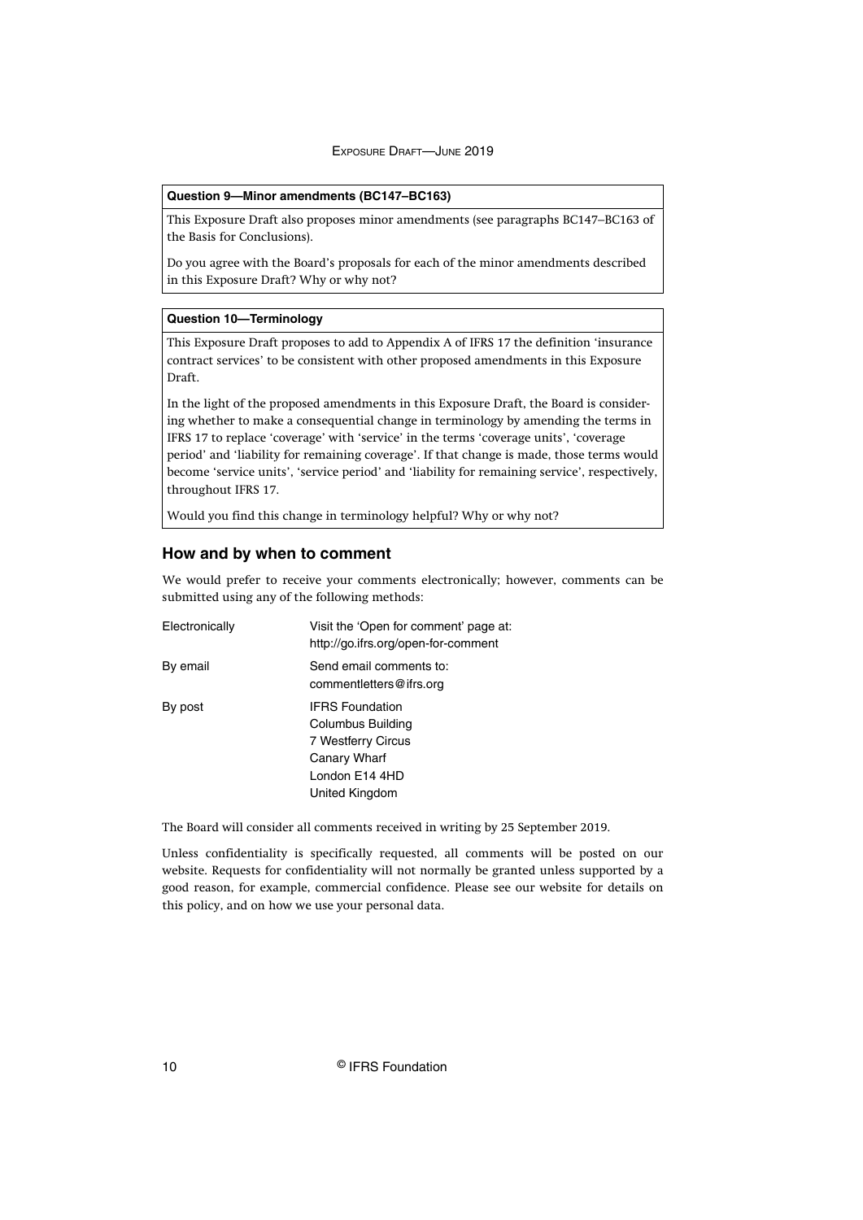#### Question 9—Minor amendments (BC147–BC163)

This Exposure Draft also proposes minor amendments (see paragraphs BC147–BC163 of the Basis for Conclusions).

Do you agree with the Board's proposals for each of the minor amendments described in this Exposure Draft? Why or why not?

#### Question 10—Terminology

This Exposure Draft proposes to add to Appendix A of IFRS 17 the definition 'insurance contract services' to be consistent with other proposed amendments in this Exposure Draft.

In the light of the proposed amendments in this Exposure Draft, the Board is considering whether to make a consequential change in terminology by amending the terms in IFRS 17 to replace 'coverage' with 'service' in the terms 'coverage units', 'coverage period' and 'liability for remaining coverage'. If that change is made, those terms would become 'service units', 'service period' and 'liability for remaining service', respectively, throughout IFRS 17.

Would you find this change in terminology helpful? Why or why not?

## How and by when to comment

We would prefer to receive your comments electronically; however, comments can be submitted using any of the following methods:

| | |
|---|---|
| Electronically | Visit the 'Open for comment' page at: http://go.ifrs.org/open-for-comment |
| By email | Send email comments to: commentletters@ifrs.org |
| By post | IFRS Foundation<br>Columbus Building<br>7 Westferry Circus<br>Canary Wharf<br>London E14 4HD<br>United Kingdom |

The Board will consider all comments received in writing by 25 September 2019.

Unless confidentiality is specifically requested, all comments will be posted on our website. Requests for confidentiality will not normally be granted unless supported by a good reason, for example, commercial confidence. Please see our website for details on this policy, and on how we use your personal data.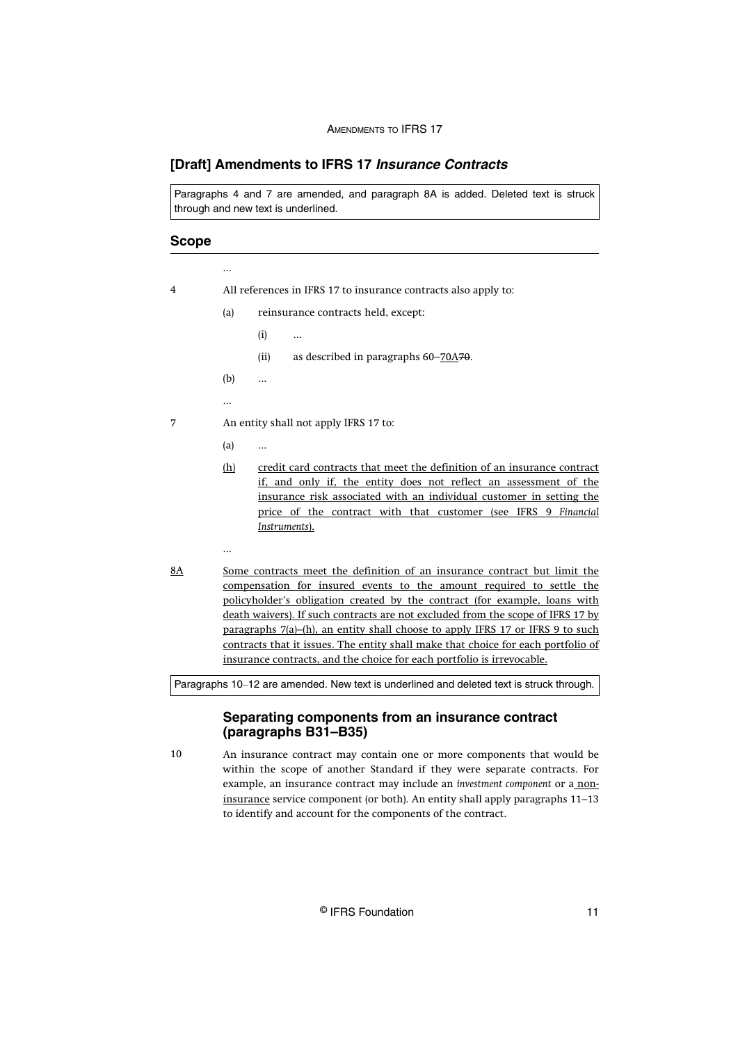## [Draft] Amendments to IFRS 17 *Insurance Contracts*

Paragraphs 4 and 7 are amended, and paragraph 8A is added. Deleted text is struck through and new text is underlined.

## Scope

...

4 All references in IFRS 17 to insurance contracts also apply to:

(a) reinsurance contracts held, except:

(i) ...

(ii) as described in paragraphs 60–<u>70A</u>~~70~~.

(b) ...

...

7 An entity shall not apply IFRS 17 to:

(a) ...

<u>(h)</u> <u>credit card contracts that meet the definition of an insurance contract if, and only if, the entity does not reflect an assessment of the insurance risk associated with an individual customer in setting the price of the contract with that customer (see IFRS 9 *Financial Instruments*).</u>

...

<u>8A</u> <u>Some contracts meet the definition of an insurance contract but limit the compensation for insured events to the amount required to settle the policyholder's obligation created by the contract (for example, loans with death waivers). If such contracts are not excluded from the scope of IFRS 17 by paragraphs 7(a)–(h), an entity shall choose to apply IFRS 17 or IFRS 9 to such contracts that it issues. The entity shall make that choice for each portfolio of insurance contracts, and the choice for each portfolio is irrevocable.</u>

Paragraphs 10–12 are amended. New text is underlined and deleted text is struck through.

### Separating components from an insurance contract (paragraphs B31–B35)

10 An insurance contract may contain one or more components that would be within the scope of another Standard if they were separate contracts. For example, an insurance contract may include an *investment component* or a <u>non-insurance</u> service component (or both). An entity shall apply paragraphs 11–13 to identify and account for the components of the contract.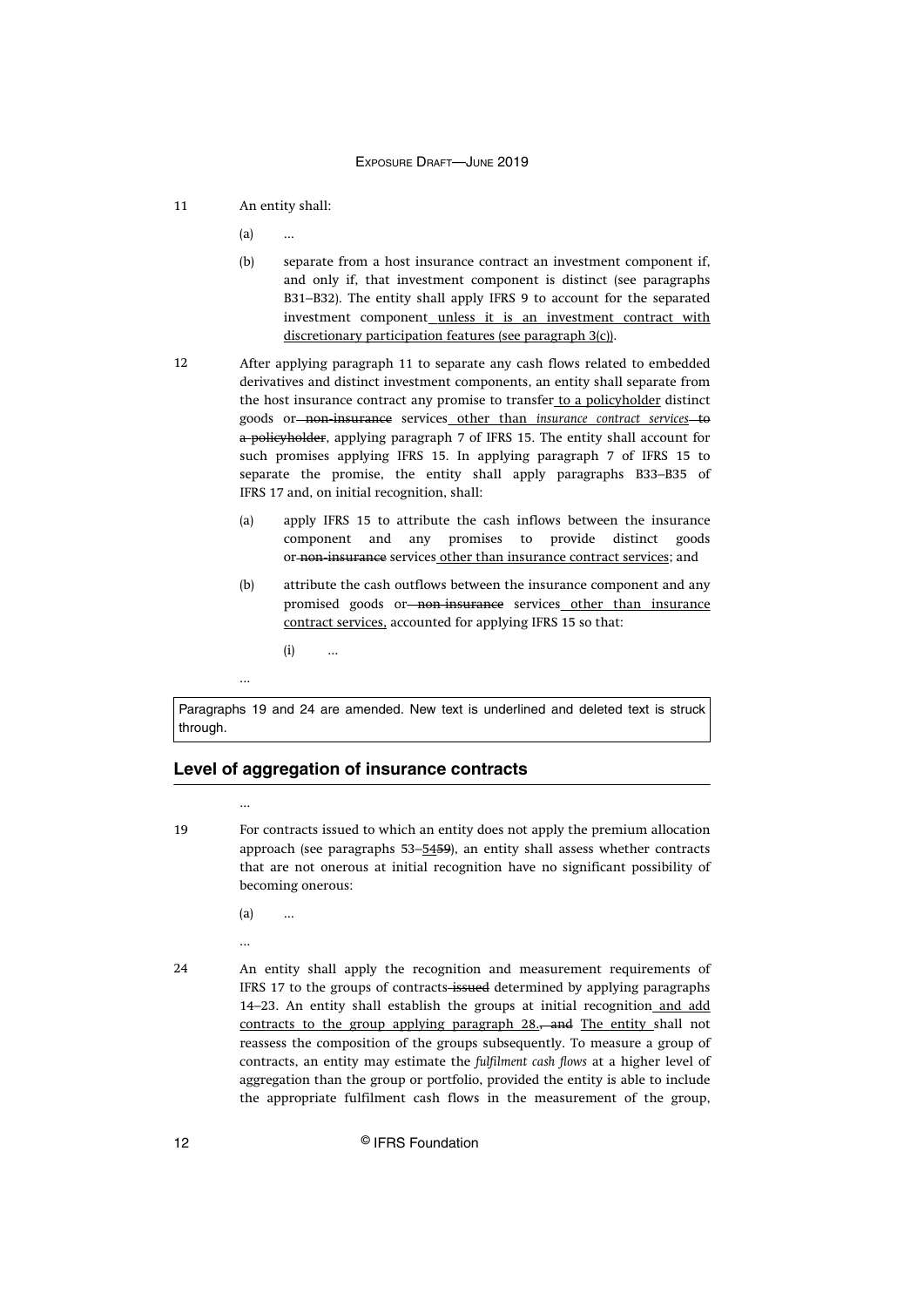11 An entity shall:

(a) ...

(b) separate from a host insurance contract an investment component if, and only if, that investment component is distinct (see paragraphs B31–B32). The entity shall apply IFRS 9 to account for the separated investment component unless it is an investment contract with discretionary participation features (see paragraph 3(c)).

12 After applying paragraph 11 to separate any cash flows related to embedded derivatives and distinct investment components, an entity shall separate from the host insurance contract any promise to transfer to a policyholder distinct goods or ~~non-insurance~~ services other than *insurance contract services* ~~to a policyholder~~, applying paragraph 7 of IFRS 15. The entity shall account for such promises applying IFRS 15. In applying paragraph 7 of IFRS 15 to separate the promise, the entity shall apply paragraphs B33–B35 of IFRS 17 and, on initial recognition, shall:

(a) apply IFRS 15 to attribute the cash inflows between the insurance component and any promises to provide distinct goods or ~~non-insurance~~ services other than insurance contract services; and

(b) attribute the cash outflows between the insurance component and any promised goods or ~~non-insurance~~ services other than insurance contract services, accounted for applying IFRS 15 so that:

(i) ...

...

Paragraphs 19 and 24 are amended. New text is underlined and deleted text is struck through.

## Level of aggregation of insurance contracts

...

19 For contracts issued to which an entity does not apply the premium allocation approach (see paragraphs 53–54~~59~~), an entity shall assess whether contracts that are not onerous at initial recognition have no significant possibility of becoming onerous:

(a) ...

...

24 An entity shall apply the recognition and measurement requirements of IFRS 17 to the groups of contracts ~~issued~~ determined by applying paragraphs 14–23. An entity shall establish the groups at initial recognition and add contracts to the group applying paragraph 28.~~, and~~ The entity shall not reassess the composition of the groups subsequently. To measure a group of contracts, an entity may estimate the *fulfilment cash flows* at a higher level of aggregation than the group or portfolio, provided the entity is able to include the appropriate fulfilment cash flows in the measurement of the group,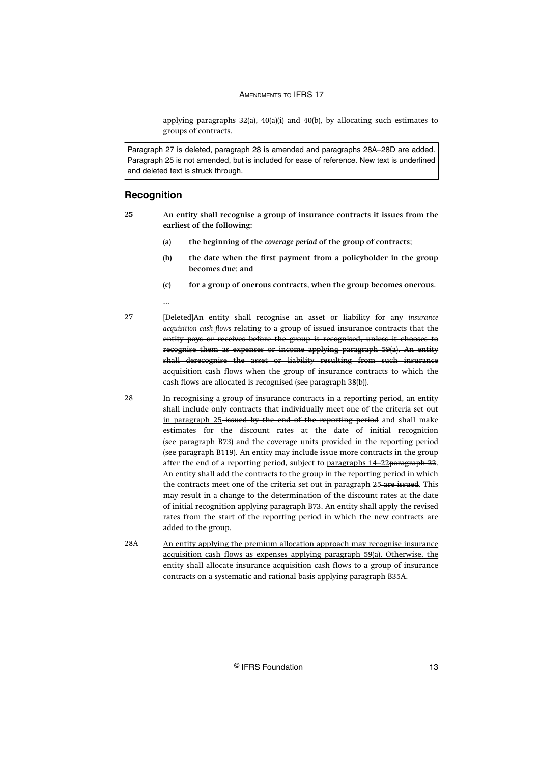applying paragraphs 32(a), 40(a)(i) and 40(b), by allocating such estimates to groups of contracts.

Paragraph 27 is deleted, paragraph 28 is amended and paragraphs 28A–28D are added. Paragraph 25 is not amended, but is included for ease of reference. New text is underlined and deleted text is struck through.

## Recognition

25 **An entity shall recognise a group of insurance contracts it issues from the earliest of the following:**

**(a) the beginning of the *coverage period* of the group of contracts;**

**(b) the date when the first payment from a policyholder in the group becomes due; and**

**(c) for a group of onerous contracts, when the group becomes onerous.**

...

27 <u>[Deleted]</u>~~**An entity shall recognise an asset or liability for any *insurance acquisition cash flows* relating to a group of issued insurance contracts that the entity pays or receives before the group is recognised, unless it chooses to recognise them as expenses or income applying paragraph 59(a). An entity shall derecognise the asset or liability resulting from such insurance acquisition cash flows when the group of insurance contracts to which the cash flows are allocated is recognised (see paragraph 38(b)).**~~

28 In recognising a group of insurance contracts in a reporting period, an entity shall include only contracts<u> that individually meet one of the criteria set out in paragraph 25</u>~~ issued by the end of the reporting period~~ and shall make estimates for the discount rates at the date of initial recognition (see paragraph B73) and the coverage units provided in the reporting period (see paragraph B119). An entity may<u> include</u>~~ issue~~ more contracts in the group after the end of a reporting period, subject to <u>paragraphs 14–22</u>~~paragraph 22~~. An entity shall add the contracts to the group in the reporting period in which the contracts<u> meet one of the criteria set out in paragraph 25</u>~~ are issued~~. This may result in a change to the determination of the discount rates at the date of initial recognition applying paragraph B73. An entity shall apply the revised rates from the start of the reporting period in which the new contracts are added to the group.

<u>28A</u> <u>An entity applying the premium allocation approach may recognise insurance acquisition cash flows as expenses applying paragraph 59(a). Otherwise, the entity shall allocate insurance acquisition cash flows to a group of insurance contracts on a systematic and rational basis applying paragraph B35A.</u>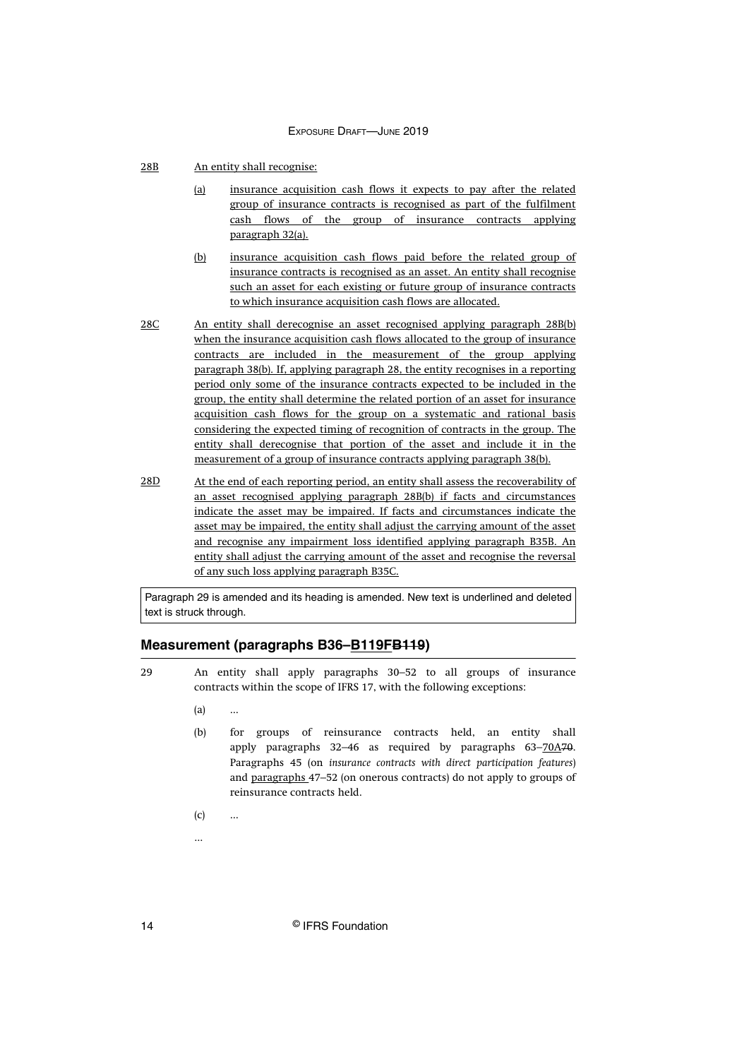28B An entity shall recognise:

(a) insurance acquisition cash flows it expects to pay after the related group of insurance contracts is recognised as part of the fulfilment cash flows of the group of insurance contracts applying paragraph 32(a).

(b) insurance acquisition cash flows paid before the related group of insurance contracts is recognised as an asset. An entity shall recognise such an asset for each existing or future group of insurance contracts to which insurance acquisition cash flows are allocated.

28C An entity shall derecognise an asset recognised applying paragraph 28B(b) when the insurance acquisition cash flows allocated to the group of insurance contracts are included in the measurement of the group applying paragraph 38(b). If, applying paragraph 28, the entity recognises in a reporting period only some of the insurance contracts expected to be included in the group, the entity shall determine the related portion of an asset for insurance acquisition cash flows for the group on a systematic and rational basis considering the expected timing of recognition of contracts in the group. The entity shall derecognise that portion of the asset and include it in the measurement of a group of insurance contracts applying paragraph 38(b).

28D At the end of each reporting period, an entity shall assess the recoverability of an asset recognised applying paragraph 28B(b) if facts and circumstances indicate the asset may be impaired. If facts and circumstances indicate the asset may be impaired, the entity shall adjust the carrying amount of the asset and recognise any impairment loss identified applying paragraph B35B. An entity shall adjust the carrying amount of the asset and recognise the reversal of any such loss applying paragraph B35C.

Paragraph 29 is amended and its heading is amended. New text is underlined and deleted text is struck through.

## Measurement (paragraphs B36–B119F~~B119~~)

29 An entity shall apply paragraphs 30–52 to all groups of insurance contracts within the scope of IFRS 17, with the following exceptions:

(a) ...

(b) for groups of reinsurance contracts held, an entity shall apply paragraphs 32–46 as required by paragraphs 63–70A~~70~~. Paragraphs 45 (on *insurance contracts with direct participation features*) and paragraphs 47–52 (on onerous contracts) do not apply to groups of reinsurance contracts held.

(c) ...

...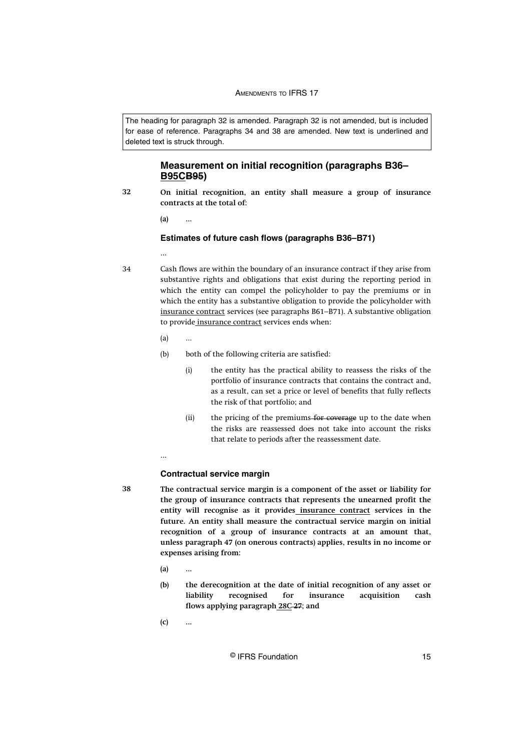The heading for paragraph 32 is amended. Paragraph 32 is not amended, but is included for ease of reference. Paragraphs 34 and 38 are amended. New text is underlined and deleted text is struck through.

### Measurement on initial recognition (paragraphs B36–<u>B95C</u>~~B95~~)

32 **On initial recognition, an entity shall measure a group of insurance contracts at the total of:**

**(a)** ...

#### Estimates of future cash flows (paragraphs B36–B71)

...

34 Cash flows are within the boundary of an insurance contract if they arise from substantive rights and obligations that exist during the reporting period in which the entity can compel the policyholder to pay the premiums or in which the entity has a substantive obligation to provide the policyholder with <u>insurance contract</u> services (see paragraphs B61–B71). A substantive obligation to provide <u>insurance contract</u> services ends when:

(a) ...

(b) both of the following criteria are satisfied:

(i) the entity has the practical ability to reassess the risks of the portfolio of insurance contracts that contains the contract and, as a result, can set a price or level of benefits that fully reflects the risk of that portfolio; and

(ii) the pricing of the premiums ~~for coverage~~ up to the date when the risks are reassessed does not take into account the risks that relate to periods after the reassessment date.

...

#### Contractual service margin

38 **The contractual service margin is a component of the asset or liability for the group of insurance contracts that represents the unearned profit the entity will recognise as it provides <u>insurance contract</u> services in the future. An entity shall measure the contractual service margin on initial recognition of a group of insurance contracts at an amount that, unless paragraph 47 (on onerous contracts) applies, results in no income or expenses arising from:**

**(a)** ...

**(b)** **the derecognition at the date of initial recognition of any asset or liability recognised for insurance acquisition cash flows applying paragraph <u>28C</u> ~~27~~; and**

**(c)** ...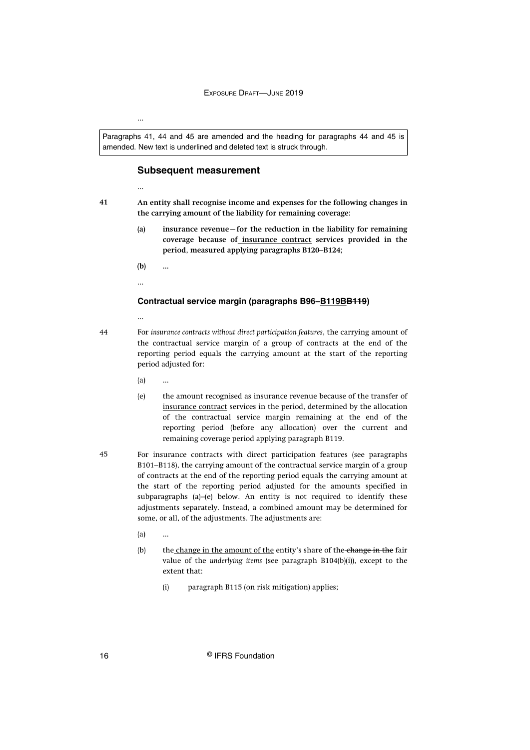...

Paragraphs 41, 44 and 45 are amended and the heading for paragraphs 44 and 45 is amended. New text is underlined and deleted text is struck through.

## Subsequent measurement

...

41 **An entity shall recognise income and expenses for the following changes in the carrying amount of the liability for remaining coverage:**

- **(a) insurance revenue—for the reduction in the liability for remaining coverage because of <u>insurance contract</u> services provided in the period, measured applying paragraphs B120–B124;**
- **(b) ...**

...

### Contractual service margin (paragraphs B96–<u>B119B</u>~~B119~~)

...

44 For *insurance contracts without direct participation features*, the carrying amount of the contractual service margin of a group of contracts at the end of the reporting period equals the carrying amount at the start of the reporting period adjusted for:

- (a) ...
- (e) the amount recognised as insurance revenue because of the transfer of <u>insurance contract</u> services in the period, determined by the allocation of the contractual service margin remaining at the end of the reporting period (before any allocation) over the current and remaining coverage period applying paragraph B119.

45 For insurance contracts with direct participation features (see paragraphs B101–B118), the carrying amount of the contractual service margin of a group of contracts at the end of the reporting period equals the carrying amount at the start of the reporting period adjusted for the amounts specified in subparagraphs (a)–(e) below. An entity is not required to identify these adjustments separately. Instead, a combined amount may be determined for some, or all, of the adjustments. The adjustments are:

- (a) ...
- (b) the <u>change in the amount of the</u> entity's share of the ~~change in the~~ fair value of the *underlying items* (see paragraph B104(b)(i)), except to the extent that:
  - (i) paragraph B115 (on risk mitigation) applies;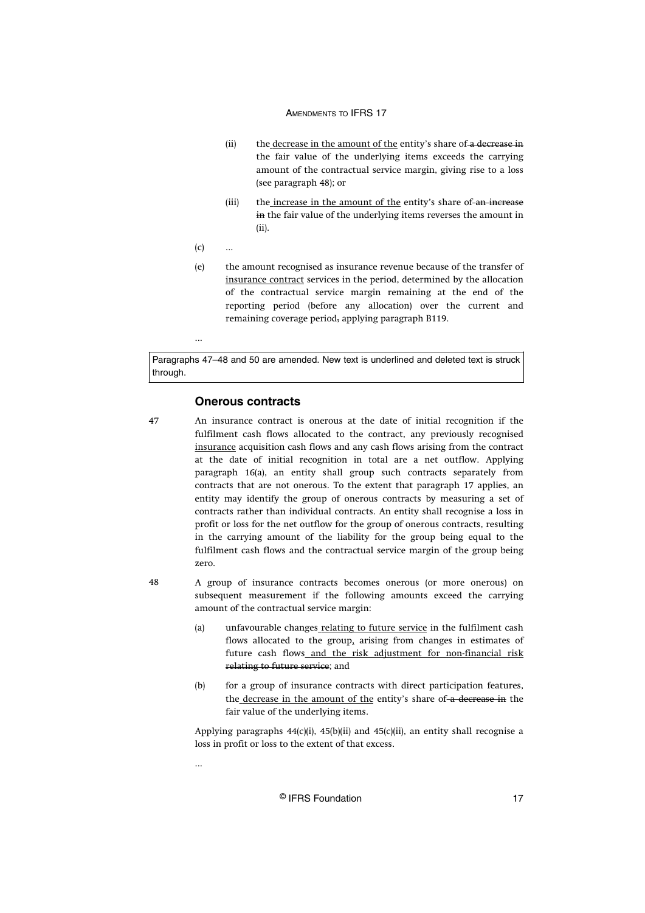(ii) the decrease in the amount of the entity's share of ~~a decrease in~~ the fair value of the underlying items exceeds the carrying amount of the contractual service margin, giving rise to a loss (see paragraph 48); or

(iii) the increase in the amount of the entity's share of ~~an increase in~~ the fair value of the underlying items reverses the amount in (ii).

(c) ...

(e) the amount recognised as insurance revenue because of the transfer of insurance contract services in the period, determined by the allocation of the contractual service margin remaining at the end of the reporting period (before any allocation) over the current and remaining coverage period~~,~~ applying paragraph B119.

...

Paragraphs 47–48 and 50 are amended. New text is underlined and deleted text is struck through.

### Onerous contracts

47 An insurance contract is onerous at the date of initial recognition if the fulfilment cash flows allocated to the contract, any previously recognised insurance acquisition cash flows and any cash flows arising from the contract at the date of initial recognition in total are a net outflow. Applying paragraph 16(a), an entity shall group such contracts separately from contracts that are not onerous. To the extent that paragraph 17 applies, an entity may identify the group of onerous contracts by measuring a set of contracts rather than individual contracts. An entity shall recognise a loss in profit or loss for the net outflow for the group of onerous contracts, resulting in the carrying amount of the liability for the group being equal to the fulfilment cash flows and the contractual service margin of the group being zero.

48 A group of insurance contracts becomes onerous (or more onerous) on subsequent measurement if the following amounts exceed the carrying amount of the contractual service margin:

(a) unfavourable changes relating to future service in the fulfilment cash flows allocated to the group, arising from changes in estimates of future cash flows and the risk adjustment for non-financial risk ~~relating to future service~~; and

(b) for a group of insurance contracts with direct participation features, the decrease in the amount of the entity's share of ~~a decrease in~~ the fair value of the underlying items.

Applying paragraphs 44(c)(i), 45(b)(ii) and 45(c)(ii), an entity shall recognise a loss in profit or loss to the extent of that excess.

...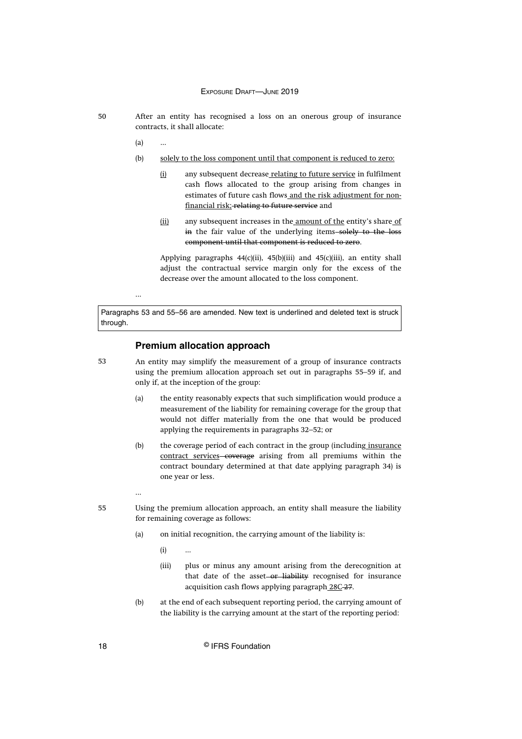50 After an entity has recognised a loss on an onerous group of insurance contracts, it shall allocate:

(a) ...

(b) <u>solely to the loss component until that component is reduced to zero:</u>

<u>(i)</u> any subsequent decrease<u> relating to future service</u> in fulfilment cash flows allocated to the group arising from changes in estimates of future cash flows<u> and the risk adjustment for non-financial risk;</u> ~~relating to future service~~ and

<u>(ii)</u> any subsequent increases in the<u> amount of the</u> entity's share<u> of</u> ~~in~~ the fair value of the underlying items ~~solely to the loss component until that component is reduced to zero~~.

Applying paragraphs 44(c)(ii), 45(b)(iii) and 45(c)(iii), an entity shall adjust the contractual service margin only for the excess of the decrease over the amount allocated to the loss component.

...

Paragraphs 53 and 55–56 are amended. New text is underlined and deleted text is struck through.

## Premium allocation approach

53 An entity may simplify the measurement of a group of insurance contracts using the premium allocation approach set out in paragraphs 55–59 if, and only if, at the inception of the group:

(a) the entity reasonably expects that such simplification would produce a measurement of the liability for remaining coverage for the group that would not differ materially from the one that would be produced applying the requirements in paragraphs 32–52; or

(b) the coverage period of each contract in the group (including<u> insurance contract services</u> ~~coverage~~ arising from all premiums within the contract boundary determined at that date applying paragraph 34) is one year or less.

...

55 Using the premium allocation approach, an entity shall measure the liability for remaining coverage as follows:

(a) on initial recognition, the carrying amount of the liability is:

(i) ...

(iii) plus or minus any amount arising from the derecognition at that date of the asset ~~or liability~~ recognised for insurance acquisition cash flows applying paragraph <u>28C</u> ~~27~~.

(b) at the end of each subsequent reporting period, the carrying amount of the liability is the carrying amount at the start of the reporting period: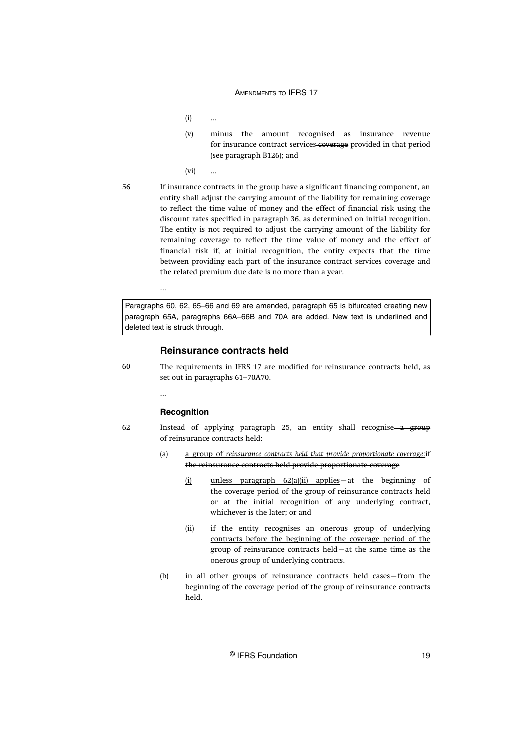(i) ...

(v) minus the amount recognised as insurance revenue for <u>insurance contract services</u> ~~coverage~~ provided in that period (see paragraph B126); and

(vi) ...

56 If insurance contracts in the group have a significant financing component, an entity shall adjust the carrying amount of the liability for remaining coverage to reflect the time value of money and the effect of financial risk using the discount rates specified in paragraph 36, as determined on initial recognition. The entity is not required to adjust the carrying amount of the liability for remaining coverage to reflect the time value of money and the effect of financial risk if, at initial recognition, the entity expects that the time between providing each part of the <u>insurance contract services</u> ~~coverage~~ and the related premium due date is no more than a year.

...

> Paragraphs 60, 62, 65–66 and 69 are amended, paragraph 65 is bifurcated creating new paragraph 65A, paragraphs 66A–66B and 70A are added. New text is underlined and deleted text is struck through.

## Reinsurance contracts held

60 The requirements in IFRS 17 are modified for reinsurance contracts held, as set out in paragraphs 61–<u>70A</u>~~70~~.

...

### Recognition

62 Instead of applying paragraph 25, an entity shall recognise ~~a group of reinsurance contracts held~~:

(a) <u>a group of *reinsurance contracts held that provide proportionate coverage*:</u>~~if the reinsurance contracts held provide proportionate coverage~~

<u>(i)</u> <u>unless paragraph 62(a)(ii) applies</u>—at the beginning of the coverage period of the group of reinsurance contracts held or at the initial recognition of any underlying contract, whichever is the later;<u> or</u> ~~and~~

<u>(ii)</u> <u>if the entity recognises an onerous group of underlying contracts before the beginning of the coverage period of the group of reinsurance contracts held—at the same time as the onerous group of underlying contracts.</u>

(b) ~~in~~ all other <u>groups of reinsurance contracts held</u> ~~cases~~—from the beginning of the coverage period of the group of reinsurance contracts held.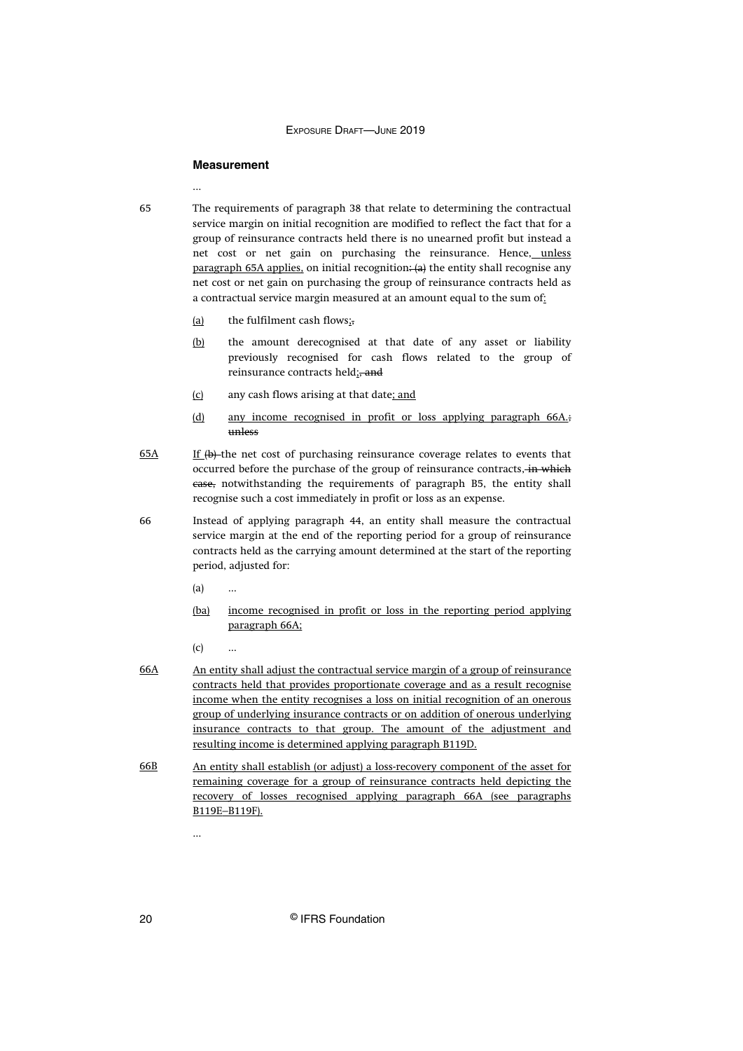### Measurement

...

65 The requirements of paragraph 38 that relate to determining the contractual service margin on initial recognition are modified to reflect the fact that for a group of reinsurance contracts held there is no unearned profit but instead a net cost or net gain on purchasing the reinsurance. Hence, unless paragraph 65A applies, on initial recognition: (a) the entity shall recognise any net cost or net gain on purchasing the group of reinsurance contracts held as a contractual service margin measured at an amount equal to the sum of:

(a) the fulfilment cash flows;,

(b) the amount derecognised at that date of any asset or liability previously recognised for cash flows related to the group of reinsurance contracts held;, and

(c) any cash flows arising at that date; and

(d) any income recognised in profit or loss applying paragraph 66A.; unless

65A If (b) the net cost of purchasing reinsurance coverage relates to events that occurred before the purchase of the group of reinsurance contracts, in which case, notwithstanding the requirements of paragraph B5, the entity shall recognise such a cost immediately in profit or loss as an expense.

66 Instead of applying paragraph 44, an entity shall measure the contractual service margin at the end of the reporting period for a group of reinsurance contracts held as the carrying amount determined at the start of the reporting period, adjusted for:

(a) ...

(ba) income recognised in profit or loss in the reporting period applying paragraph 66A;

(c) ...

66A An entity shall adjust the contractual service margin of a group of reinsurance contracts held that provides proportionate coverage and as a result recognise income when the entity recognises a loss on initial recognition of an onerous group of underlying insurance contracts or on addition of onerous underlying insurance contracts to that group. The amount of the adjustment and resulting income is determined applying paragraph B119D.

66B An entity shall establish (or adjust) a loss-recovery component of the asset for remaining coverage for a group of reinsurance contracts held depicting the recovery of losses recognised applying paragraph 66A (see paragraphs B119E–B119F).

...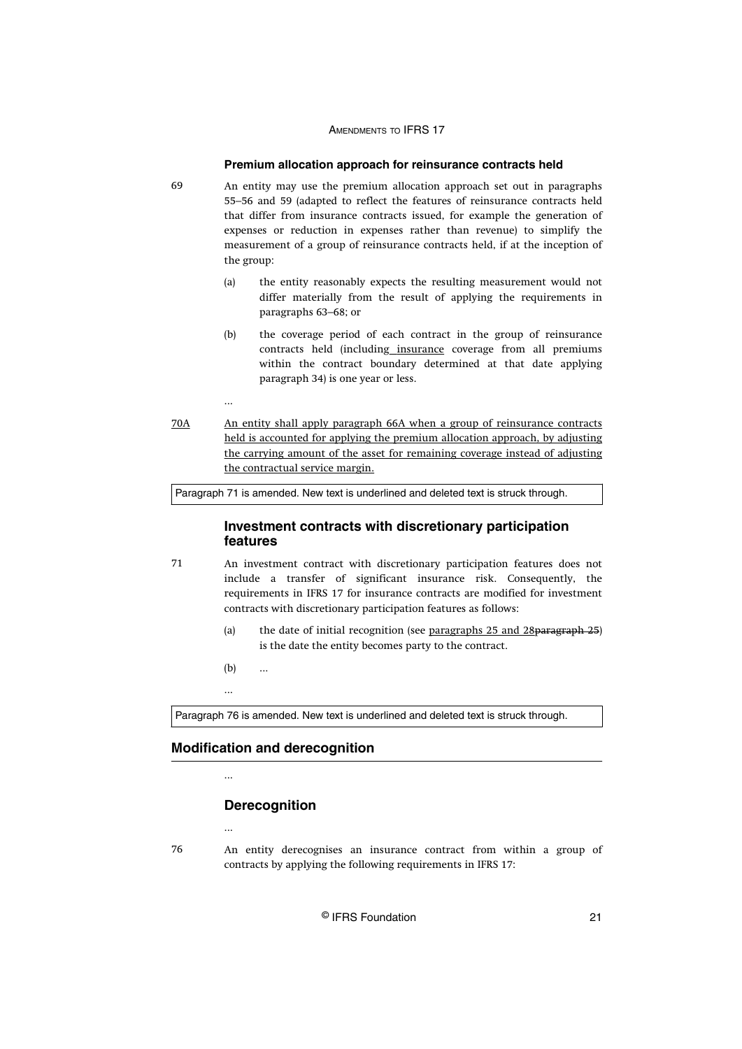### Premium allocation approach for reinsurance contracts held

69 An entity may use the premium allocation approach set out in paragraphs 55–56 and 59 (adapted to reflect the features of reinsurance contracts held that differ from insurance contracts issued, for example the generation of expenses or reduction in expenses rather than revenue) to simplify the measurement of a group of reinsurance contracts held, if at the inception of the group:

(a) the entity reasonably expects the resulting measurement would not differ materially from the result of applying the requirements in paragraphs 63–68; or

(b) the coverage period of each contract in the group of reinsurance contracts held (including <u>insurance</u> coverage from all premiums within the contract boundary determined at that date applying paragraph 34) is one year or less.

...

<u>70A</u> <u>An entity shall apply paragraph 66A when a group of reinsurance contracts held is accounted for applying the premium allocation approach, by adjusting the carrying amount of the asset for remaining coverage instead of adjusting the contractual service margin.</u>

Paragraph 71 is amended. New text is underlined and deleted text is struck through.

## Investment contracts with discretionary participation features

71 An investment contract with discretionary participation features does not include a transfer of significant insurance risk. Consequently, the requirements in IFRS 17 for insurance contracts are modified for investment contracts with discretionary participation features as follows:

(a) the date of initial recognition (see <u>paragraphs 25 and 28</u>~~paragraph 25~~) is the date the entity becomes party to the contract.

(b) ...

...

Paragraph 76 is amended. New text is underlined and deleted text is struck through.

## Modification and derecognition

...

### Derecognition

...

76 An entity derecognises an insurance contract from within a group of contracts by applying the following requirements in IFRS 17: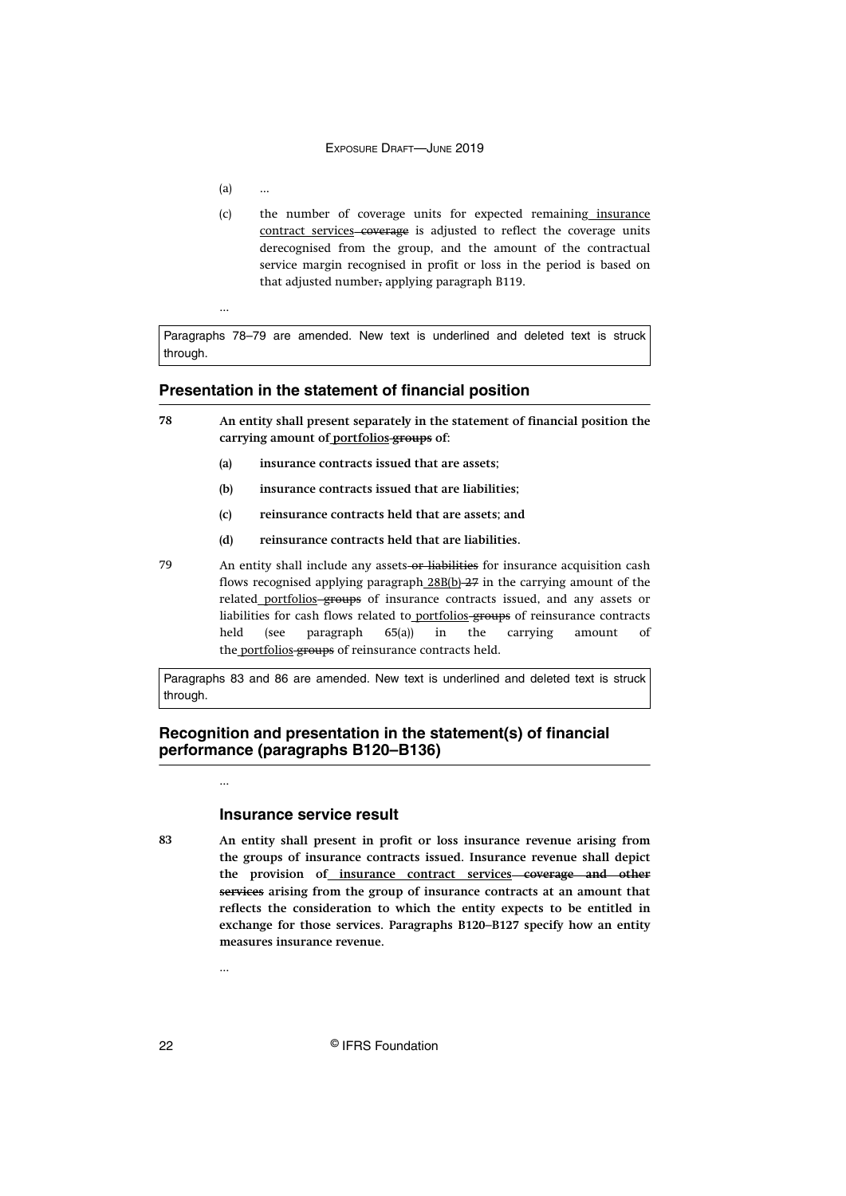(a) ...

(c) the number of coverage units for expected remaining insurance contract services ~~coverage~~ is adjusted to reflect the coverage units derecognised from the group, and the amount of the contractual service margin recognised in profit or loss in the period is based on that adjusted number~~,~~ applying paragraph B119.

...

> Paragraphs 78–79 are amended. New text is underlined and deleted text is struck through.

## Presentation in the statement of financial position

78 **An entity shall present separately in the statement of financial position the carrying amount of portfolios ~~groups~~ of:**

- **(a) insurance contracts issued that are assets;**
- **(b) insurance contracts issued that are liabilities;**
- **(c) reinsurance contracts held that are assets; and**
- **(d) reinsurance contracts held that are liabilities.**

79 An entity shall include any assets ~~or liabilities~~ for insurance acquisition cash flows recognised applying paragraph 28B(b) ~~27~~ in the carrying amount of the related portfolios ~~groups~~ of insurance contracts issued, and any assets or liabilities for cash flows related to portfolios ~~groups~~ of reinsurance contracts held (see paragraph 65(a)) in the carrying amount of the portfolios ~~groups~~ of reinsurance contracts held.

> Paragraphs 83 and 86 are amended. New text is underlined and deleted text is struck through.

## Recognition and presentation in the statement(s) of financial performance (paragraphs B120–B136)

...

### Insurance service result

83 **An entity shall present in profit or loss insurance revenue arising from the groups of insurance contracts issued. Insurance revenue shall depict the provision of insurance contract services ~~coverage and other services~~ arising from the group of insurance contracts at an amount that reflects the consideration to which the entity expects to be entitled in exchange for those services. Paragraphs B120–B127 specify how an entity measures insurance revenue.**

...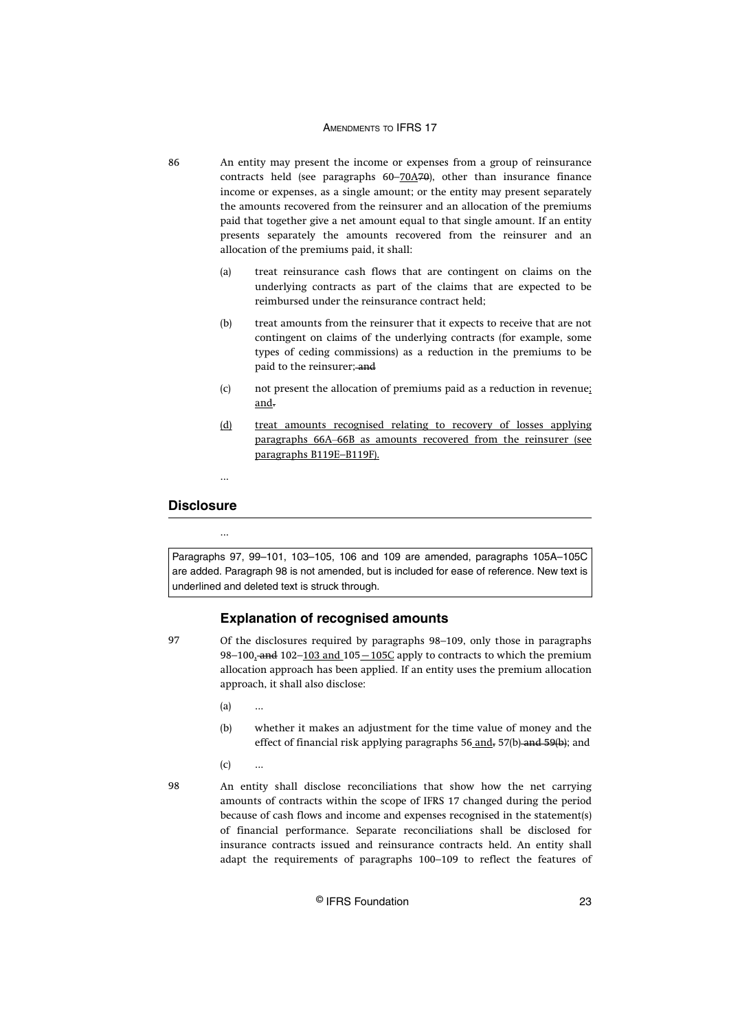86 An entity may present the income or expenses from a group of reinsurance contracts held (see paragraphs 60–<u>70A</u>~~70~~), other than insurance finance income or expenses, as a single amount; or the entity may present separately the amounts recovered from the reinsurer and an allocation of the premiums paid that together give a net amount equal to that single amount. If an entity presents separately the amounts recovered from the reinsurer and an allocation of the premiums paid, it shall:

(a) treat reinsurance cash flows that are contingent on claims on the underlying contracts as part of the claims that are expected to be reimbursed under the reinsurance contract held;

(b) treat amounts from the reinsurer that it expects to receive that are not contingent on claims of the underlying contracts (for example, some types of ceding commissions) as a reduction in the premiums to be paid to the reinsurer;~~ and~~

(c) not present the allocation of premiums paid as a reduction in revenue<u>; and</u>~~.~~

<u>(d)</u> <u>treat amounts recognised relating to recovery of losses applying paragraphs 66A–66B as amounts recovered from the reinsurer (see paragraphs B119E–B119F).</u>

...

## Disclosure

...

> Paragraphs 97, 99–101, 103–105, 106 and 109 are amended, paragraphs 105A–105C are added. Paragraph 98 is not amended, but is included for ease of reference. New text is underlined and deleted text is struck through.

### Explanation of recognised amounts

97 Of the disclosures required by paragraphs 98–109, only those in paragraphs 98–100<u>,</u>~~ and~~ 102–<u>103 and </u>105<u>—105C</u> apply to contracts to which the premium allocation approach has been applied. If an entity uses the premium allocation approach, it shall also disclose:

(a) ...

(b) whether it makes an adjustment for the time value of money and the effect of financial risk applying paragraphs 56<u> and</u>~~,~~ 57(b)~~ and 59(b)~~; and

(c) ...

98 An entity shall disclose reconciliations that show how the net carrying amounts of contracts within the scope of IFRS 17 changed during the period because of cash flows and income and expenses recognised in the statement(s) of financial performance. Separate reconciliations shall be disclosed for insurance contracts issued and reinsurance contracts held. An entity shall adapt the requirements of paragraphs 100–109 to reflect the features of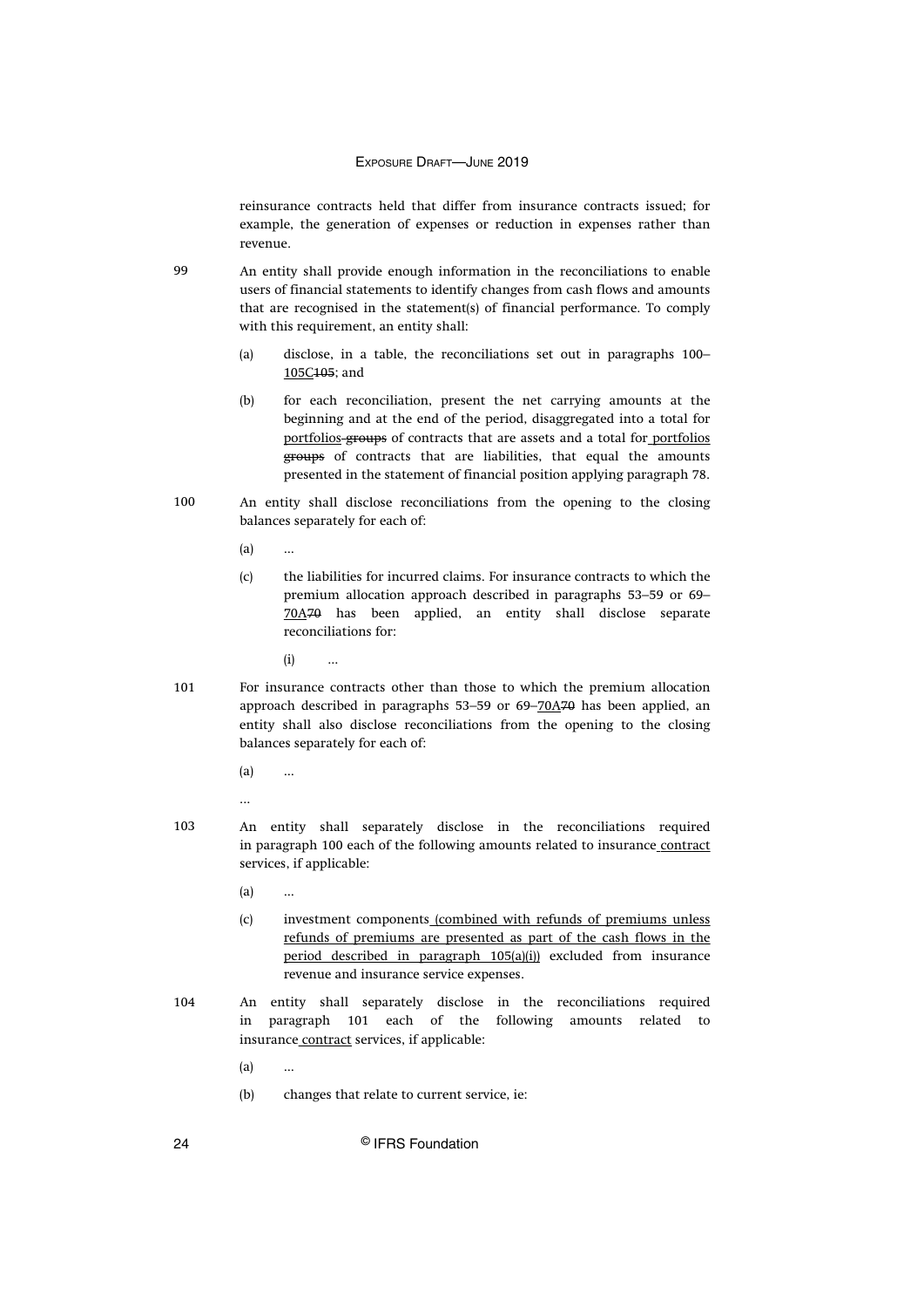reinsurance contracts held that differ from insurance contracts issued; for example, the generation of expenses or reduction in expenses rather than revenue.

99 An entity shall provide enough information in the reconciliations to enable users of financial statements to identify changes from cash flows and amounts that are recognised in the statement(s) of financial performance. To comply with this requirement, an entity shall:

(a) disclose, in a table, the reconciliations set out in paragraphs 100–105C~~105~~; and

(b) for each reconciliation, present the net carrying amounts at the beginning and at the end of the period, disaggregated into a total for portfolios ~~groups~~ of contracts that are assets and a total for portfolios ~~groups~~ of contracts that are liabilities, that equal the amounts presented in the statement of financial position applying paragraph 78.

100 An entity shall disclose reconciliations from the opening to the closing balances separately for each of:

(a) ...

(c) the liabilities for incurred claims. For insurance contracts to which the premium allocation approach described in paragraphs 53–59 or 69–70A~~70~~ has been applied, an entity shall disclose separate reconciliations for:

(i) ...

101 For insurance contracts other than those to which the premium allocation approach described in paragraphs 53–59 or 69–70A~~70~~ has been applied, an entity shall also disclose reconciliations from the opening to the closing balances separately for each of:

(a) ...

...

103 An entity shall separately disclose in the reconciliations required in paragraph 100 each of the following amounts related to insurance contract services, if applicable:

(a) ...

(c) investment components (combined with refunds of premiums unless refunds of premiums are presented as part of the cash flows in the period described in paragraph 105(a)(i)) excluded from insurance revenue and insurance service expenses.

104 An entity shall separately disclose in the reconciliations required in paragraph 101 each of the following amounts related to insurance contract services, if applicable:

(a) ...

(b) changes that relate to current service, ie: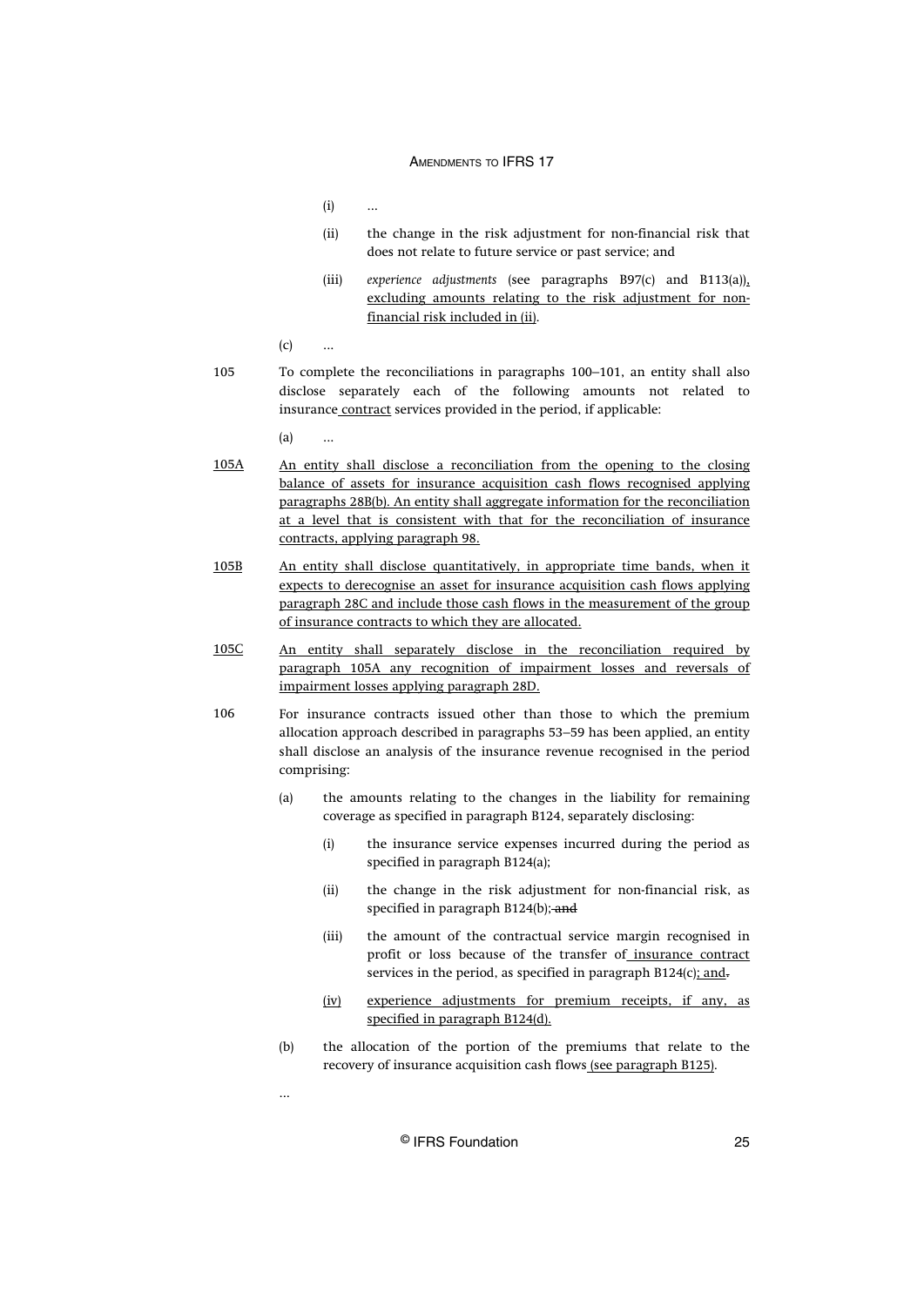(i) …

(ii) the change in the risk adjustment for non-financial risk that does not relate to future service or past service; and

(iii) *experience adjustments* (see paragraphs B97(c) and B113(a)), excluding amounts relating to the risk adjustment for non-financial risk included in (ii).

(c) …

105 To complete the reconciliations in paragraphs 100–101, an entity shall also disclose separately each of the following amounts not related to insurance contract services provided in the period, if applicable:

(a) …

105A An entity shall disclose a reconciliation from the opening to the closing balance of assets for insurance acquisition cash flows recognised applying paragraphs 28B(b). An entity shall aggregate information for the reconciliation at a level that is consistent with that for the reconciliation of insurance contracts, applying paragraph 98.

105B An entity shall disclose quantitatively, in appropriate time bands, when it expects to derecognise an asset for insurance acquisition cash flows applying paragraph 28C and include those cash flows in the measurement of the group of insurance contracts to which they are allocated.

105C An entity shall separately disclose in the reconciliation required by paragraph 105A any recognition of impairment losses and reversals of impairment losses applying paragraph 28D.

106 For insurance contracts issued other than those to which the premium allocation approach described in paragraphs 53–59 has been applied, an entity shall disclose an analysis of the insurance revenue recognised in the period comprising:

(a) the amounts relating to the changes in the liability for remaining coverage as specified in paragraph B124, separately disclosing:

(i) the insurance service expenses incurred during the period as specified in paragraph B124(a);

(ii) the change in the risk adjustment for non-financial risk, as specified in paragraph B124(b); ~~and~~

(iii) the amount of the contractual service margin recognised in profit or loss because of the transfer of insurance contract services in the period, as specified in paragraph B124(c); and~~.~~

(iv) experience adjustments for premium receipts, if any, as specified in paragraph B124(d).

(b) the allocation of the portion of the premiums that relate to the recovery of insurance acquisition cash flows (see paragraph B125).

…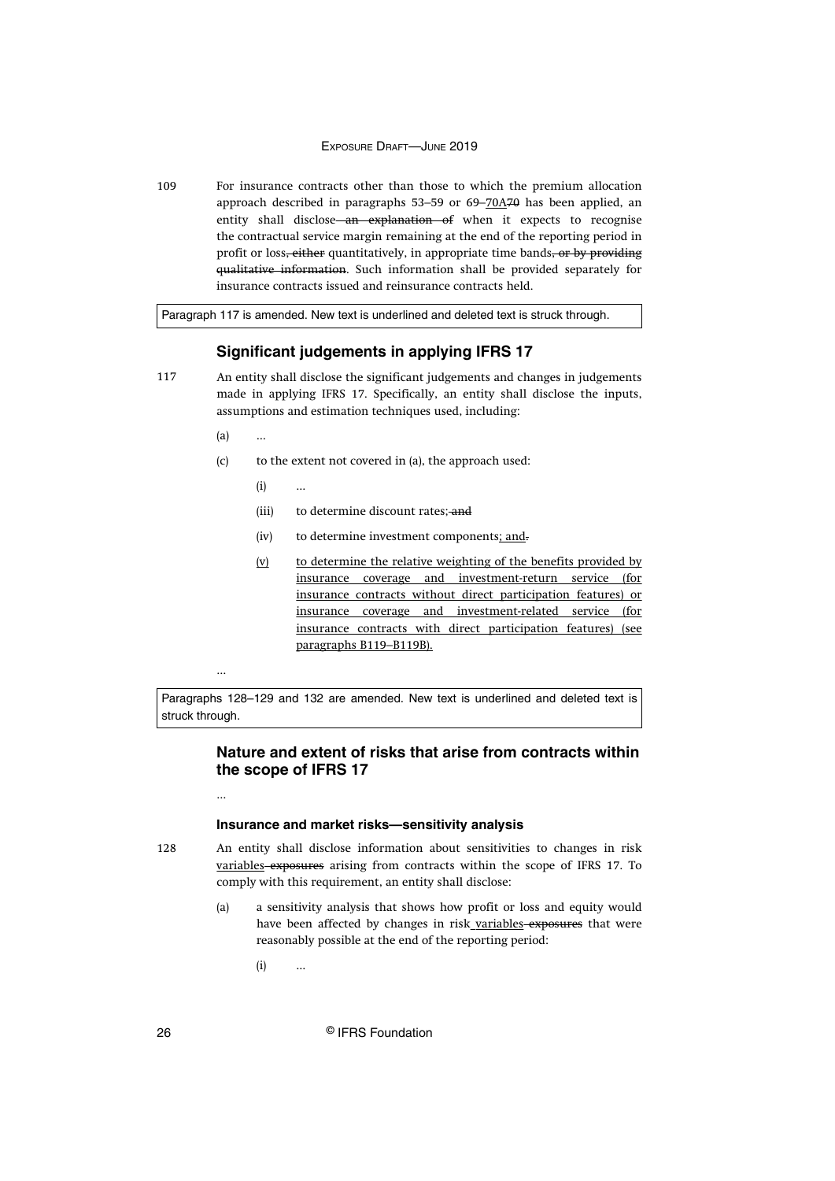109 For insurance contracts other than those to which the premium allocation approach described in paragraphs 53–59 or 69–<u>70A</u>~~70~~ has been applied, an entity shall disclose ~~an explanation of~~ when it expects to recognise the contractual service margin remaining at the end of the reporting period in profit or loss~~, either~~ quantitatively, in appropriate time bands~~, or by providing qualitative information~~. Such information shall be provided separately for insurance contracts issued and reinsurance contracts held.

Paragraph 117 is amended. New text is underlined and deleted text is struck through.

## Significant judgements in applying IFRS 17

117 An entity shall disclose the significant judgements and changes in judgements made in applying IFRS 17. Specifically, an entity shall disclose the inputs, assumptions and estimation techniques used, including:

(a) ...

(c) to the extent not covered in (a), the approach used:

(i) ...

(iii) to determine discount rates; ~~and~~

(iv) to determine investment components<u>; and</u>~~.~~

<u>(v)</u> <u>to determine the relative weighting of the benefits provided by insurance coverage and investment-return service (for insurance contracts without direct participation features) or insurance coverage and investment-related service (for insurance contracts with direct participation features) (see paragraphs B119–B119B).</u>

...

Paragraphs 128–129 and 132 are amended. New text is underlined and deleted text is struck through.

## Nature and extent of risks that arise from contracts within the scope of IFRS 17

...

### Insurance and market risks—sensitivity analysis

128 An entity shall disclose information about sensitivities to changes in risk <u>variables</u> ~~exposures~~ arising from contracts within the scope of IFRS 17. To comply with this requirement, an entity shall disclose:

(a) a sensitivity analysis that shows how profit or loss and equity would have been affected by changes in risk <u>variables</u> ~~exposures~~ that were reasonably possible at the end of the reporting period:

(i) ...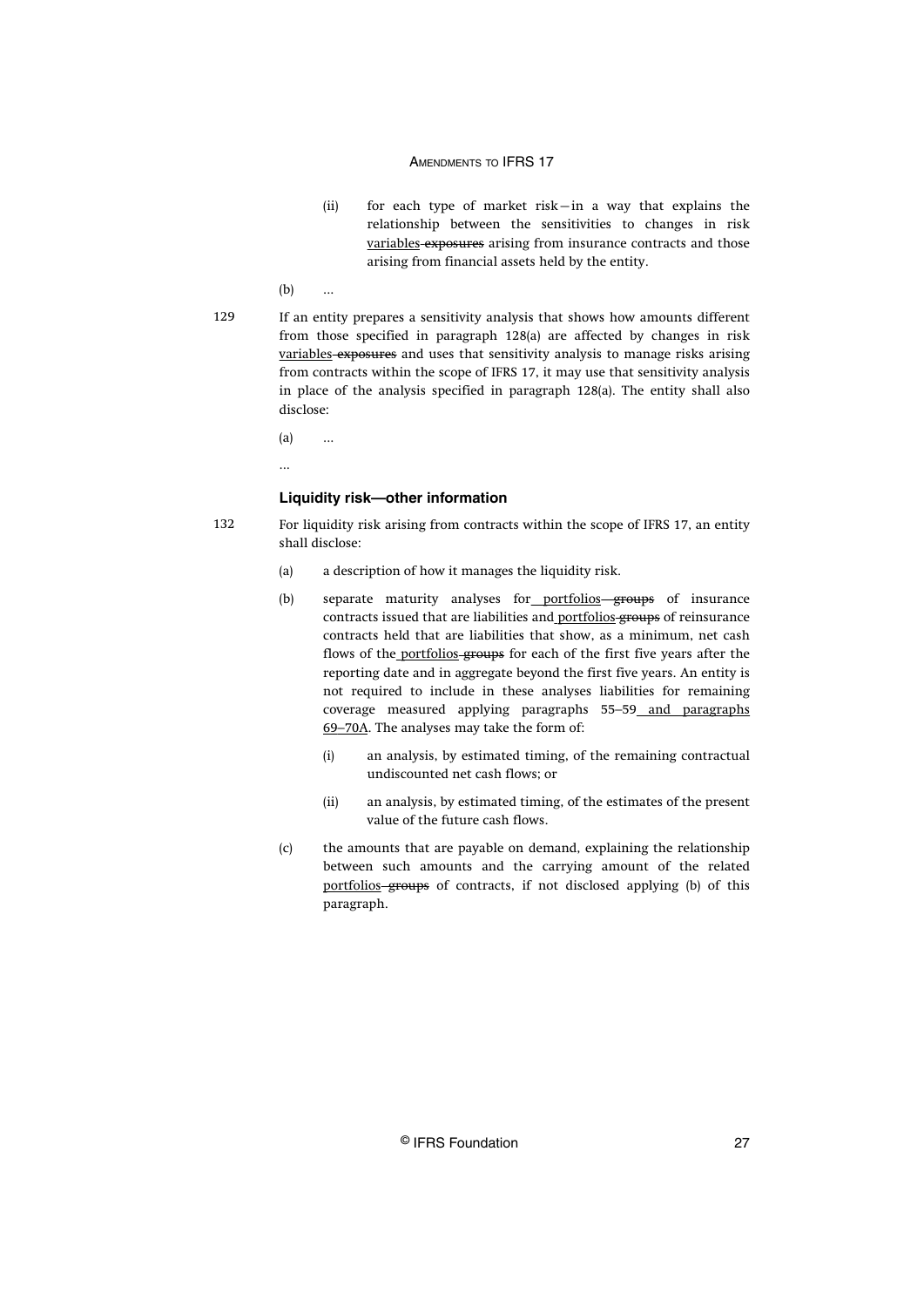(ii) for each type of market risk—in a way that explains the relationship between the sensitivities to changes in risk <u>variables</u> ~~exposures~~ arising from insurance contracts and those arising from financial assets held by the entity.

(b) ...

129 If an entity prepares a sensitivity analysis that shows how amounts different from those specified in paragraph 128(a) are affected by changes in risk <u>variables</u> ~~exposures~~ and uses that sensitivity analysis to manage risks arising from contracts within the scope of IFRS 17, it may use that sensitivity analysis in place of the analysis specified in paragraph 128(a). The entity shall also disclose:

(a) ...

...

### Liquidity risk—other information

132 For liquidity risk arising from contracts within the scope of IFRS 17, an entity shall disclose:

(a) a description of how it manages the liquidity risk.

(b) separate maturity analyses for <u>portfolios</u> ~~groups~~ of insurance contracts issued that are liabilities and <u>portfolios</u> ~~groups~~ of reinsurance contracts held that are liabilities that show, as a minimum, net cash flows of the <u>portfolios</u> ~~groups~~ for each of the first five years after the reporting date and in aggregate beyond the first five years. An entity is not required to include in these analyses liabilities for remaining coverage measured applying paragraphs 55–59 <u>and paragraphs 69–70A</u>. The analyses may take the form of:

(i) an analysis, by estimated timing, of the remaining contractual undiscounted net cash flows; or

(ii) an analysis, by estimated timing, of the estimates of the present value of the future cash flows.

(c) the amounts that are payable on demand, explaining the relationship between such amounts and the carrying amount of the related <u>portfolios</u> ~~groups~~ of contracts, if not disclosed applying (b) of this paragraph.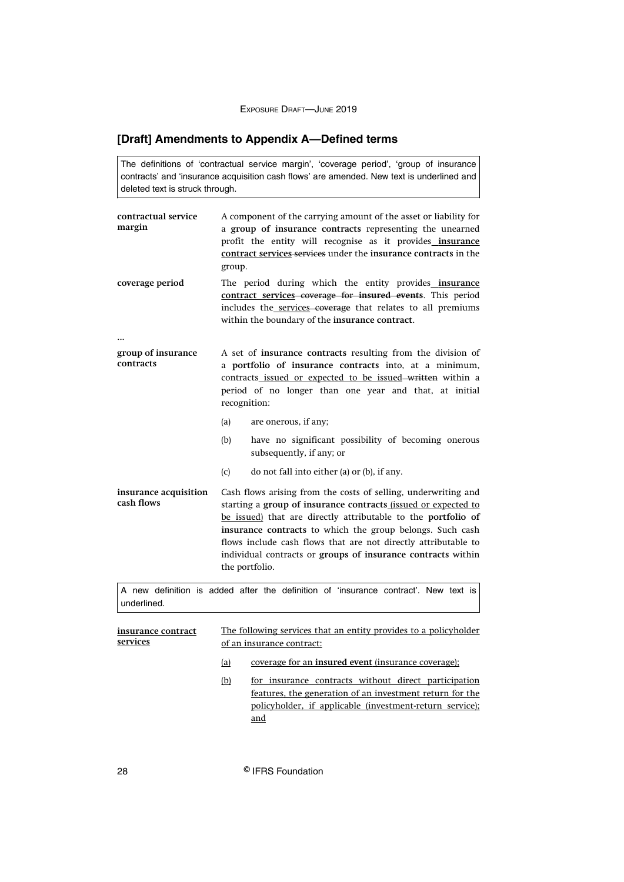## [Draft] Amendments to Appendix A—Defined terms

The definitions of 'contractual service margin', 'coverage period', 'group of insurance contracts' and 'insurance acquisition cash flows' are amended. New text is underlined and deleted text is struck through.

**contractual service margin**
A component of the carrying amount of the asset or liability for a **group of insurance contracts** representing the unearned profit the entity will recognise as it provides <u>**insurance contract services**</u> ~~services~~ under the **insurance contracts** in the group.

**coverage period**
The period during which the entity provides <u>**insurance contract services**</u> ~~coverage for **insured events**~~. This period includes the <u>services</u> ~~coverage~~ that relates to all premiums within the boundary of the **insurance contract**.

...

**group of insurance contracts**
A set of **insurance contracts** resulting from the division of a **portfolio of insurance contracts** into, at a minimum, contracts <u>issued or expected to be issued</u> ~~written~~ within a period of no longer than one year and that, at initial recognition:

(a) are onerous, if any;

(b) have no significant possibility of becoming onerous subsequently, if any; or

(c) do not fall into either (a) or (b), if any.

**insurance acquisition cash flows**
Cash flows arising from the costs of selling, underwriting and starting a **group of insurance contracts** <u>(issued or expected to be issued)</u> that are directly attributable to the **portfolio of insurance contracts** to which the group belongs. Such cash flows include cash flows that are not directly attributable to individual contracts or **groups of insurance contracts** within the portfolio.

A new definition is added after the definition of 'insurance contract'. New text is underlined.

<u>**insurance contract services**</u>
<u>The following services that an entity provides to a policyholder of an insurance contract:</u>

<u>(a)</u> <u>coverage for an **insured event** (insurance coverage);</u>

<u>(b)</u> <u>for insurance contracts without direct participation features, the generation of an investment return for the policyholder, if applicable (investment-return service); and</u>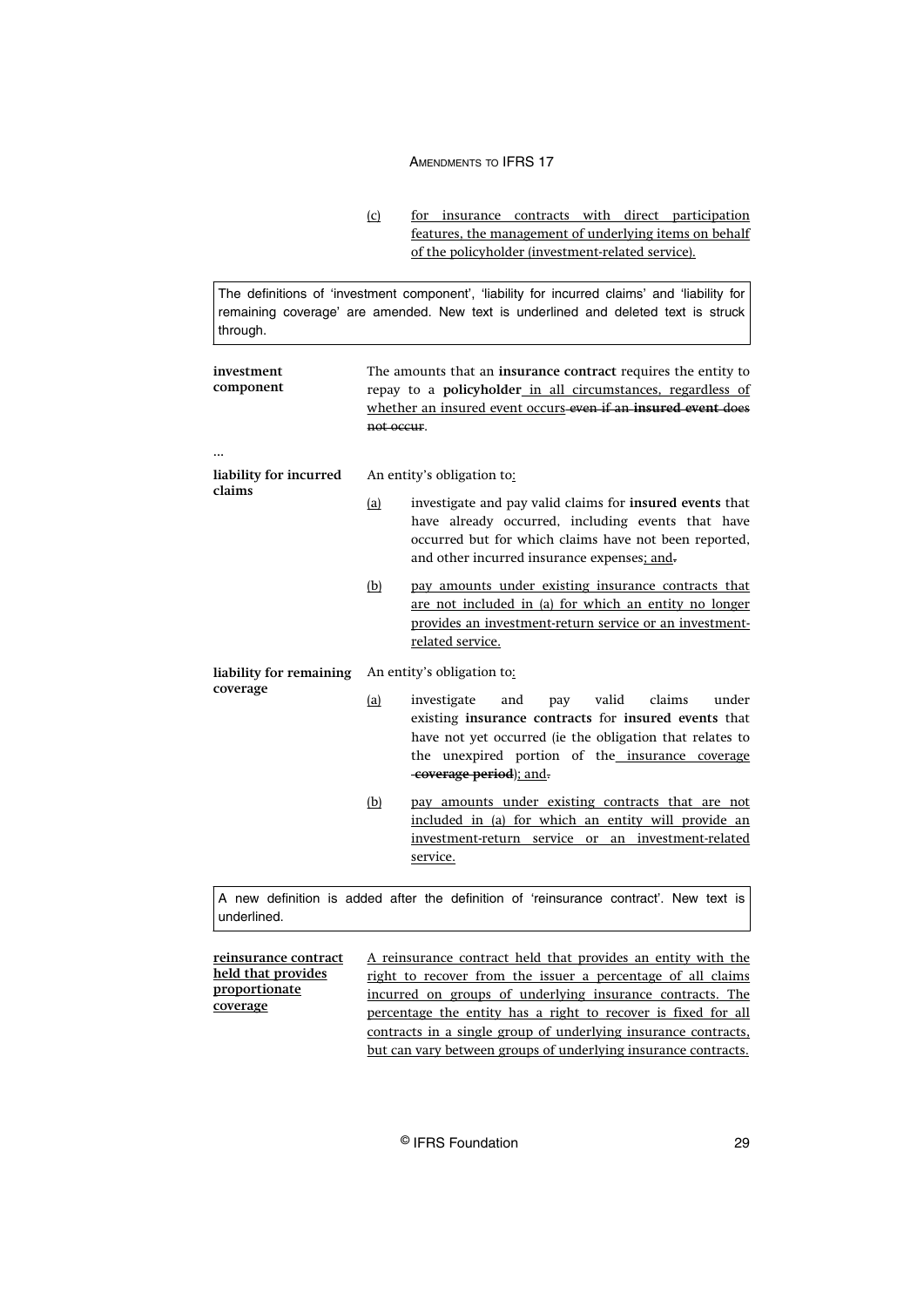(c) for insurance contracts with direct participation features, the management of underlying items on behalf of the policyholder (investment-related service).

The definitions of 'investment component', 'liability for incurred claims' and 'liability for remaining coverage' are amended. New text is underlined and deleted text is struck through.

**investment component** — The amounts that an **insurance contract** requires the entity to repay to a **policyholder** in all circumstances, regardless of whether an insured event occurs ~~even if an **insured event** does not occur~~.

...

**liability for incurred claims** — An entity's obligation to:

(a) investigate and pay valid claims for **insured events** that have already occurred, including events that have occurred but for which claims have not been reported, and other incurred insurance expenses; and~~.~~

(b) pay amounts under existing insurance contracts that are not included in (a) for which an entity no longer provides an investment-return service or an investment-related service.

**liability for remaining coverage** — An entity's obligation to:

(a) investigate and pay valid claims under existing **insurance contracts** for **insured events** that have not yet occurred (ie the obligation that relates to the unexpired portion of the insurance coverage ~~**coverage period**~~); and~~.~~

(b) pay amounts under existing contracts that are not included in (a) for which an entity will provide an investment-return service or an investment-related service.

A new definition is added after the definition of 'reinsurance contract'. New text is underlined.

**reinsurance contract held that provides proportionate coverage** — A reinsurance contract held that provides an entity with the right to recover from the issuer a percentage of all claims incurred on groups of underlying insurance contracts. The percentage the entity has a right to recover is fixed for all contracts in a single group of underlying insurance contracts, but can vary between groups of underlying insurance contracts.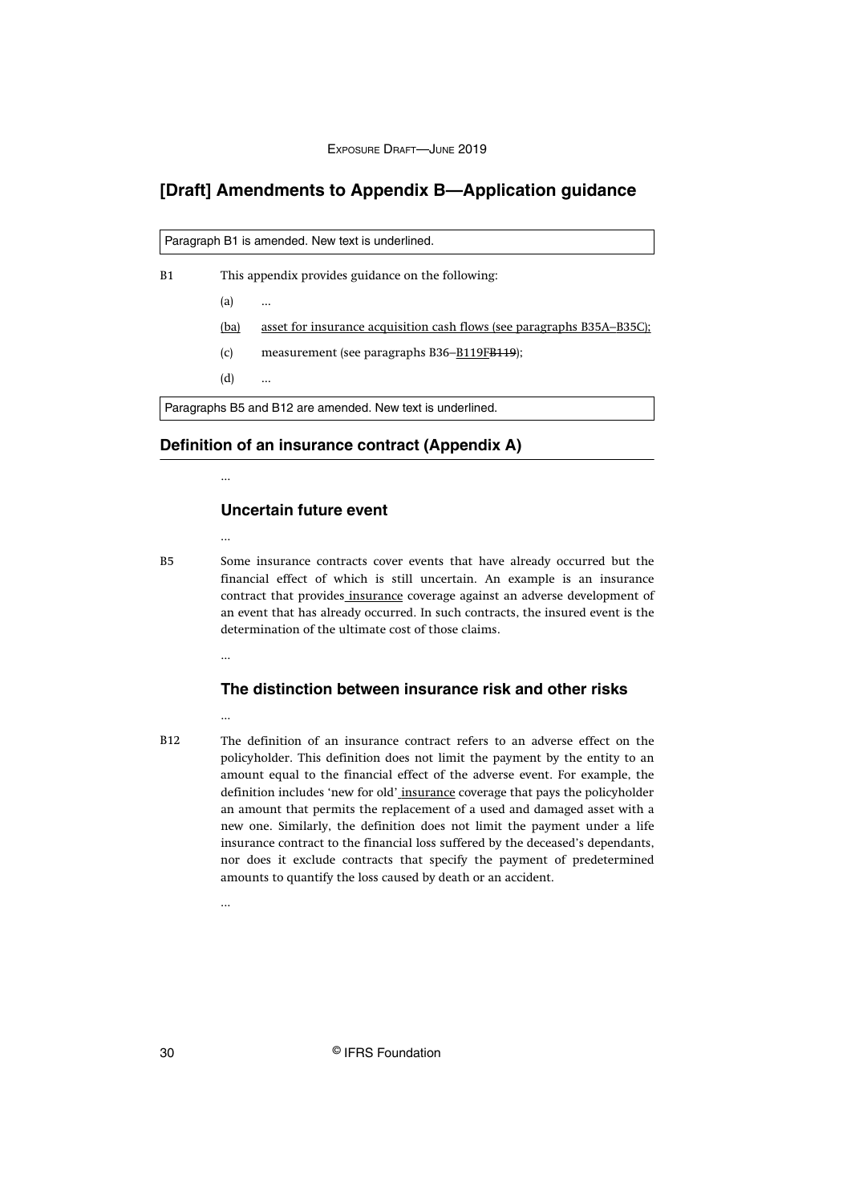## [Draft] Amendments to Appendix B—Application guidance

Paragraph B1 is amended. New text is underlined.

B1 This appendix provides guidance on the following:

(a) ...

(ba) asset for insurance acquisition cash flows (see paragraphs B35A–B35C);

(c) measurement (see paragraphs B36–B119F~~B119~~);

(d) ...

Paragraphs B5 and B12 are amended. New text is underlined.

## Definition of an insurance contract (Appendix A)

...

### Uncertain future event

...

B5 Some insurance contracts cover events that have already occurred but the financial effect of which is still uncertain. An example is an insurance contract that provides insurance coverage against an adverse development of an event that has already occurred. In such contracts, the insured event is the determination of the ultimate cost of those claims.

...

### The distinction between insurance risk and other risks

...

B12 The definition of an insurance contract refers to an adverse effect on the policyholder. This definition does not limit the payment by the entity to an amount equal to the financial effect of the adverse event. For example, the definition includes 'new for old' insurance coverage that pays the policyholder an amount that permits the replacement of a used and damaged asset with a new one. Similarly, the definition does not limit the payment under a life insurance contract to the financial loss suffered by the deceased's dependants, nor does it exclude contracts that specify the payment of predetermined amounts to quantify the loss caused by death or an accident.

...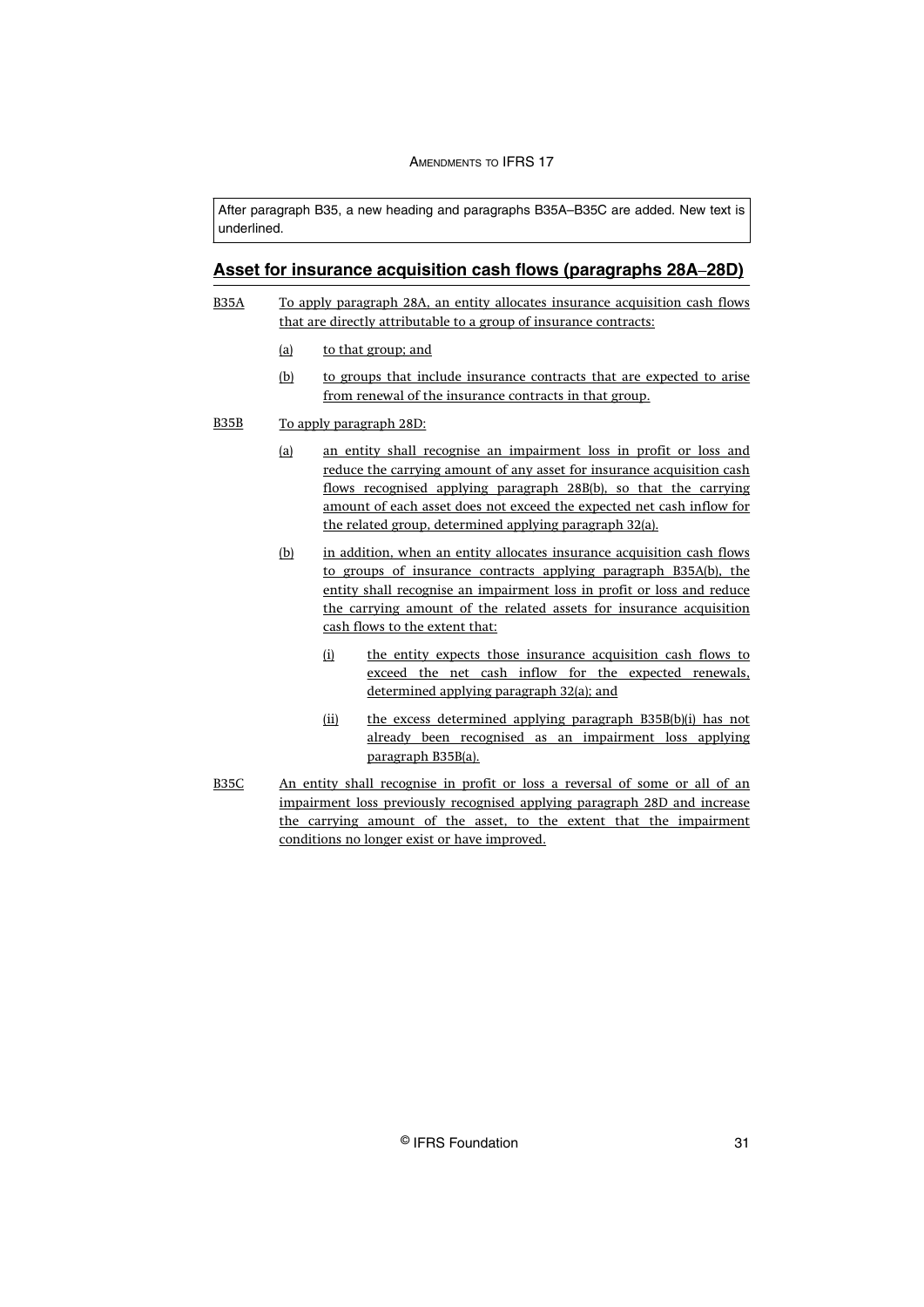After paragraph B35, a new heading and paragraphs B35A–B35C are added. New text is underlined.

## Asset for insurance acquisition cash flows (paragraphs 28A–28D)

B35A To apply paragraph 28A, an entity allocates insurance acquisition cash flows that are directly attributable to a group of insurance contracts:

(a) to that group; and

(b) to groups that include insurance contracts that are expected to arise from renewal of the insurance contracts in that group.

B35B To apply paragraph 28D:

(a) an entity shall recognise an impairment loss in profit or loss and reduce the carrying amount of any asset for insurance acquisition cash flows recognised applying paragraph 28B(b), so that the carrying amount of each asset does not exceed the expected net cash inflow for the related group, determined applying paragraph 32(a).

(b) in addition, when an entity allocates insurance acquisition cash flows to groups of insurance contracts applying paragraph B35A(b), the entity shall recognise an impairment loss in profit or loss and reduce the carrying amount of the related assets for insurance acquisition cash flows to the extent that:

(i) the entity expects those insurance acquisition cash flows to exceed the net cash inflow for the expected renewals, determined applying paragraph 32(a); and

(ii) the excess determined applying paragraph B35B(b)(i) has not already been recognised as an impairment loss applying paragraph B35B(a).

B35C An entity shall recognise in profit or loss a reversal of some or all of an impairment loss previously recognised applying paragraph 28D and increase the carrying amount of the asset, to the extent that the impairment conditions no longer exist or have improved.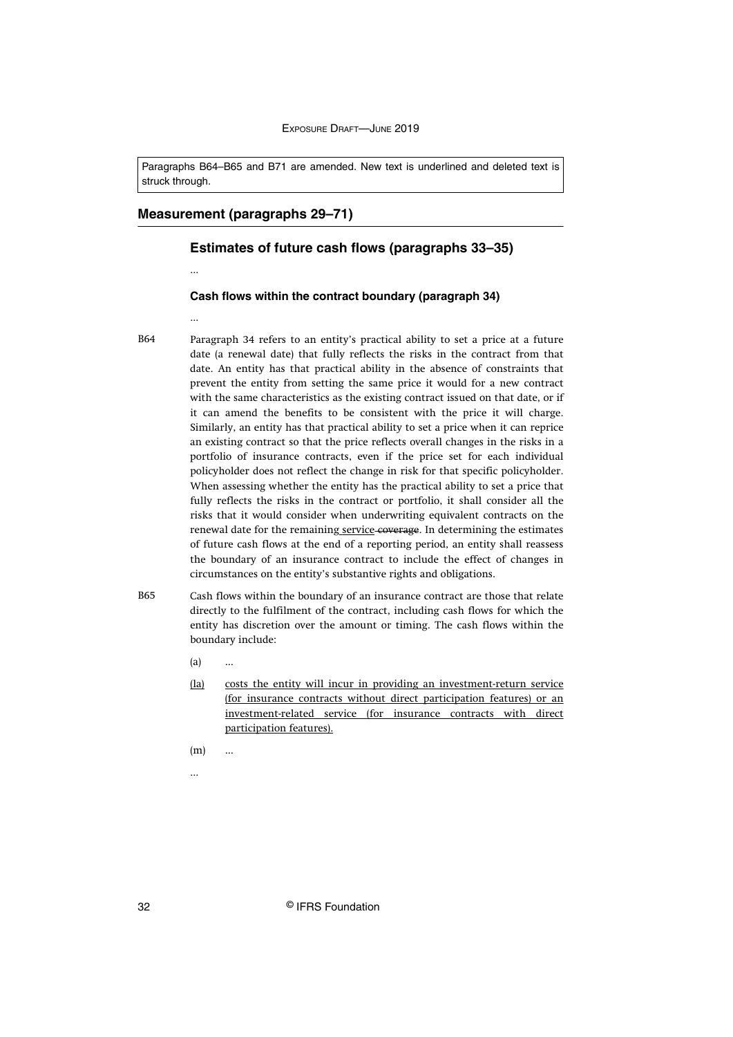Paragraphs B64–B65 and B71 are amended. New text is underlined and deleted text is struck through.

## Measurement (paragraphs 29–71)

### Estimates of future cash flows (paragraphs 33–35)

...

#### Cash flows within the contract boundary (paragraph 34)

...

B64 Paragraph 34 refers to an entity's practical ability to set a price at a future date (a renewal date) that fully reflects the risks in the contract from that date. An entity has that practical ability in the absence of constraints that prevent the entity from setting the same price it would for a new contract with the same characteristics as the existing contract issued on that date, or if it can amend the benefits to be consistent with the price it will charge. Similarly, an entity has that practical ability to set a price when it can reprice an existing contract so that the price reflects overall changes in the risks in a portfolio of insurance contracts, even if the price set for each individual policyholder does not reflect the change in risk for that specific policyholder. When assessing whether the entity has the practical ability to set a price that fully reflects the risks in the contract or portfolio, it shall consider all the risks that it would consider when underwriting equivalent contracts on the renewal date for the remaining <u>service</u> ~~coverage~~. In determining the estimates of future cash flows at the end of a reporting period, an entity shall reassess the boundary of an insurance contract to include the effect of changes in circumstances on the entity's substantive rights and obligations.

B65 Cash flows within the boundary of an insurance contract are those that relate directly to the fulfilment of the contract, including cash flows for which the entity has discretion over the amount or timing. The cash flows within the boundary include:

(a) ...

<u>(la)</u> <u>costs the entity will incur in providing an investment-return service (for insurance contracts without direct participation features) or an investment-related service (for insurance contracts with direct participation features).</u>

(m) ...

...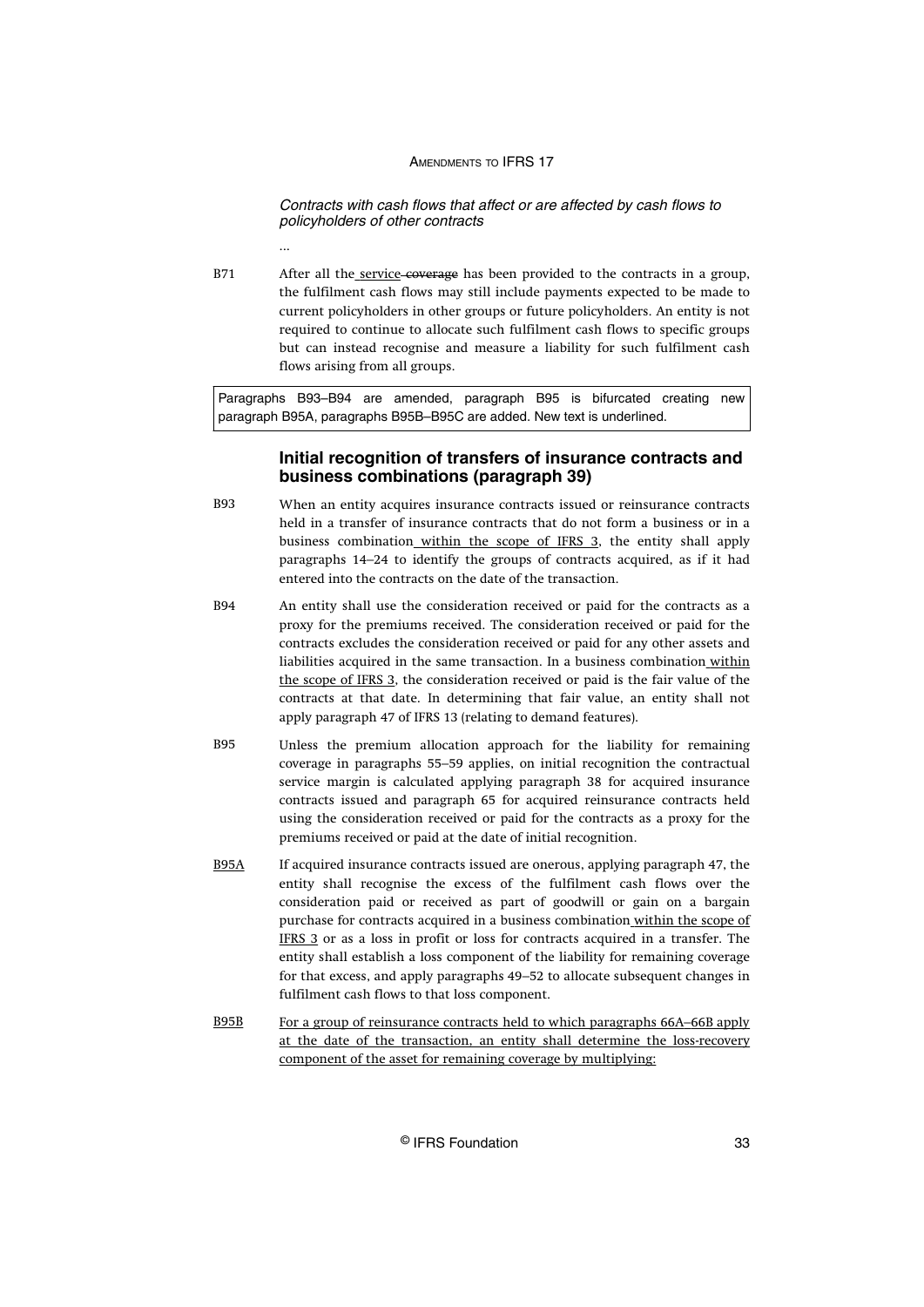*Contracts with cash flows that affect or are affected by cash flows to policyholders of other contracts*

...

B71 After all the service ~~coverage~~ has been provided to the contracts in a group, the fulfilment cash flows may still include payments expected to be made to current policyholders in other groups or future policyholders. An entity is not required to continue to allocate such fulfilment cash flows to specific groups but can instead recognise and measure a liability for such fulfilment cash flows arising from all groups.

Paragraphs B93–B94 are amended, paragraph B95 is bifurcated creating new paragraph B95A, paragraphs B95B–B95C are added. New text is underlined.

### Initial recognition of transfers of insurance contracts and business combinations (paragraph 39)

B93 When an entity acquires insurance contracts issued or reinsurance contracts held in a transfer of insurance contracts that do not form a business or in a business combination <u>within the scope of IFRS 3</u>, the entity shall apply paragraphs 14–24 to identify the groups of contracts acquired, as if it had entered into the contracts on the date of the transaction.

B94 An entity shall use the consideration received or paid for the contracts as a proxy for the premiums received. The consideration received or paid for the contracts excludes the consideration received or paid for any other assets and liabilities acquired in the same transaction. In a business combination <u>within the scope of IFRS 3</u>, the consideration received or paid is the fair value of the contracts at that date. In determining that fair value, an entity shall not apply paragraph 47 of IFRS 13 (relating to demand features).

B95 Unless the premium allocation approach for the liability for remaining coverage in paragraphs 55–59 applies, on initial recognition the contractual service margin is calculated applying paragraph 38 for acquired insurance contracts issued and paragraph 65 for acquired reinsurance contracts held using the consideration received or paid for the contracts as a proxy for the premiums received or paid at the date of initial recognition.

<u>B95A</u> If acquired insurance contracts issued are onerous, applying paragraph 47, the entity shall recognise the excess of the fulfilment cash flows over the consideration paid or received as part of goodwill or gain on a bargain purchase for contracts acquired in a business combination <u>within the scope of IFRS 3</u> or as a loss in profit or loss for contracts acquired in a transfer. The entity shall establish a loss component of the liability for remaining coverage for that excess, and apply paragraphs 49–52 to allocate subsequent changes in fulfilment cash flows to that loss component.

<u>B95B</u> <u>For a group of reinsurance contracts held to which paragraphs 66A–66B apply at the date of the transaction, an entity shall determine the loss-recovery component of the asset for remaining coverage by multiplying:</u>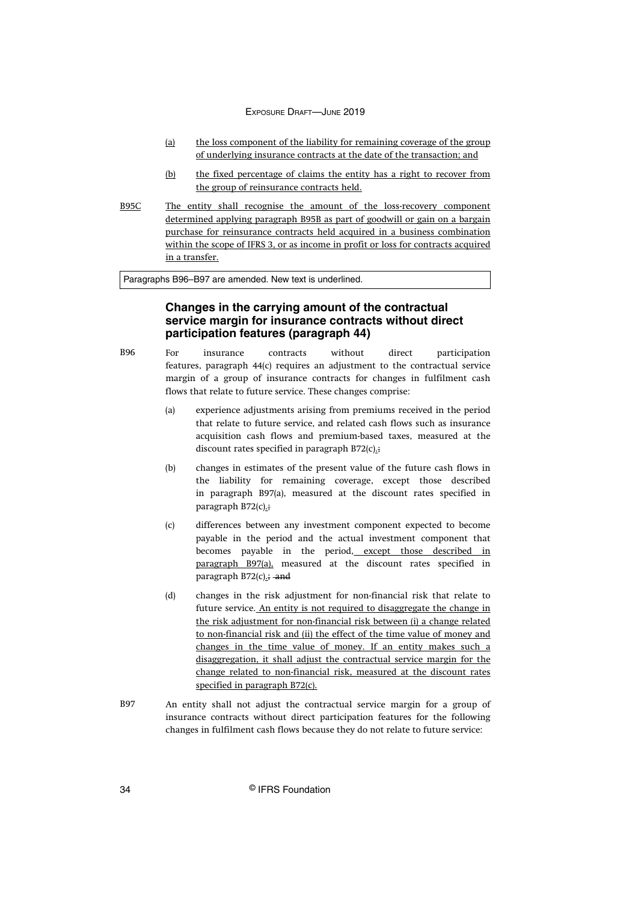(a) the loss component of the liability for remaining coverage of the group of underlying insurance contracts at the date of the transaction; and

(b) the fixed percentage of claims the entity has a right to recover from the group of reinsurance contracts held.

B95C The entity shall recognise the amount of the loss-recovery component determined applying paragraph B95B as part of goodwill or gain on a bargain purchase for reinsurance contracts held acquired in a business combination within the scope of IFRS 3, or as income in profit or loss for contracts acquired in a transfer.

Paragraphs B96–B97 are amended. New text is underlined.

### Changes in the carrying amount of the contractual service margin for insurance contracts without direct participation features (paragraph 44)

B96 For insurance contracts without direct participation features, paragraph 44(c) requires an adjustment to the contractual service margin of a group of insurance contracts for changes in fulfilment cash flows that relate to future service. These changes comprise:

(a) experience adjustments arising from premiums received in the period that relate to future service, and related cash flows such as insurance acquisition cash flows and premium-based taxes, measured at the discount rates specified in paragraph B72(c).~~;~~

(b) changes in estimates of the present value of the future cash flows in the liability for remaining coverage, except those described in paragraph B97(a), measured at the discount rates specified in paragraph B72(c).~~;~~

(c) differences between any investment component expected to become payable in the period and the actual investment component that becomes payable in the period, except those described in paragraph B97(a), measured at the discount rates specified in paragraph B72(c).~~; and~~

(d) changes in the risk adjustment for non-financial risk that relate to future service. An entity is not required to disaggregate the change in the risk adjustment for non-financial risk between (i) a change related to non-financial risk and (ii) the effect of the time value of money and changes in the time value of money. If an entity makes such a disaggregation, it shall adjust the contractual service margin for the change related to non-financial risk, measured at the discount rates specified in paragraph B72(c).

B97 An entity shall not adjust the contractual service margin for a group of insurance contracts without direct participation features for the following changes in fulfilment cash flows because they do not relate to future service: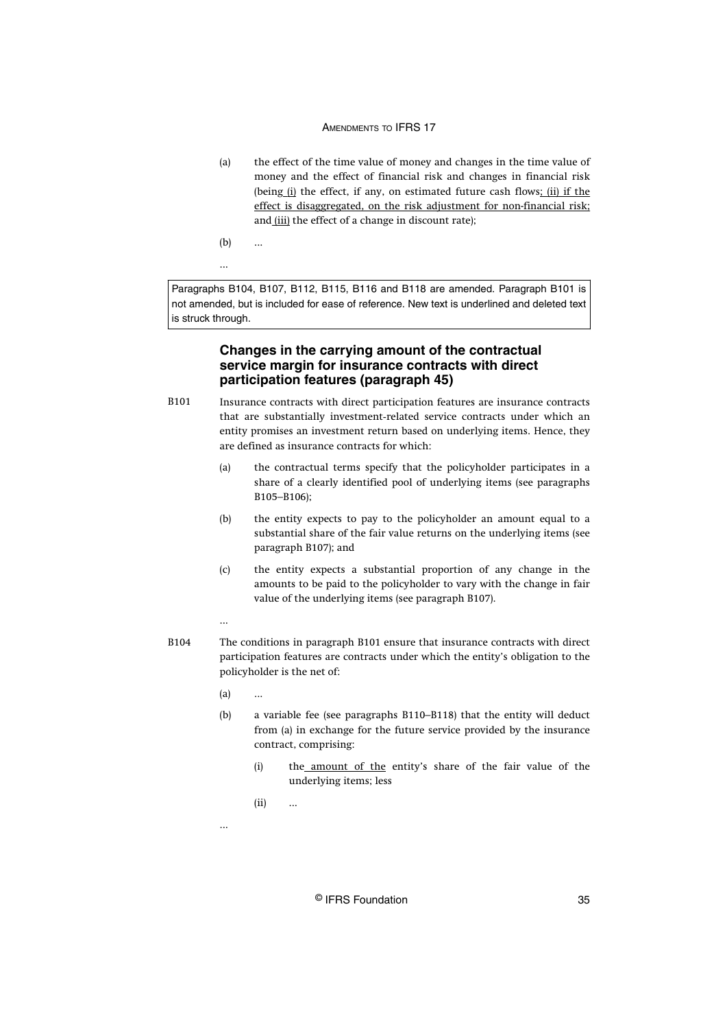(a) the effect of the time value of money and changes in the time value of money and the effect of financial risk and changes in financial risk (being <u>(i)</u> the effect, if any, on estimated future cash flows<u>; (ii) if the effect is disaggregated, on the risk adjustment for non-financial risk;</u> and <u>(iii)</u> the effect of a change in discount rate);

(b) ...

...

> Paragraphs B104, B107, B112, B115, B116 and B118 are amended. Paragraph B101 is not amended, but is included for ease of reference. New text is underlined and deleted text is struck through.

### Changes in the carrying amount of the contractual service margin for insurance contracts with direct participation features (paragraph 45)

B101 Insurance contracts with direct participation features are insurance contracts that are substantially investment-related service contracts under which an entity promises an investment return based on underlying items. Hence, they are defined as insurance contracts for which:

(a) the contractual terms specify that the policyholder participates in a share of a clearly identified pool of underlying items (see paragraphs B105–B106);

(b) the entity expects to pay to the policyholder an amount equal to a substantial share of the fair value returns on the underlying items (see paragraph B107); and

(c) the entity expects a substantial proportion of any change in the amounts to be paid to the policyholder to vary with the change in fair value of the underlying items (see paragraph B107).

...

B104 The conditions in paragraph B101 ensure that insurance contracts with direct participation features are contracts under which the entity's obligation to the policyholder is the net of:

(a) ...

(b) a variable fee (see paragraphs B110–B118) that the entity will deduct from (a) in exchange for the future service provided by the insurance contract, comprising:

(i) the <u>amount of the</u> entity's share of the fair value of the underlying items; less

(ii) ...

...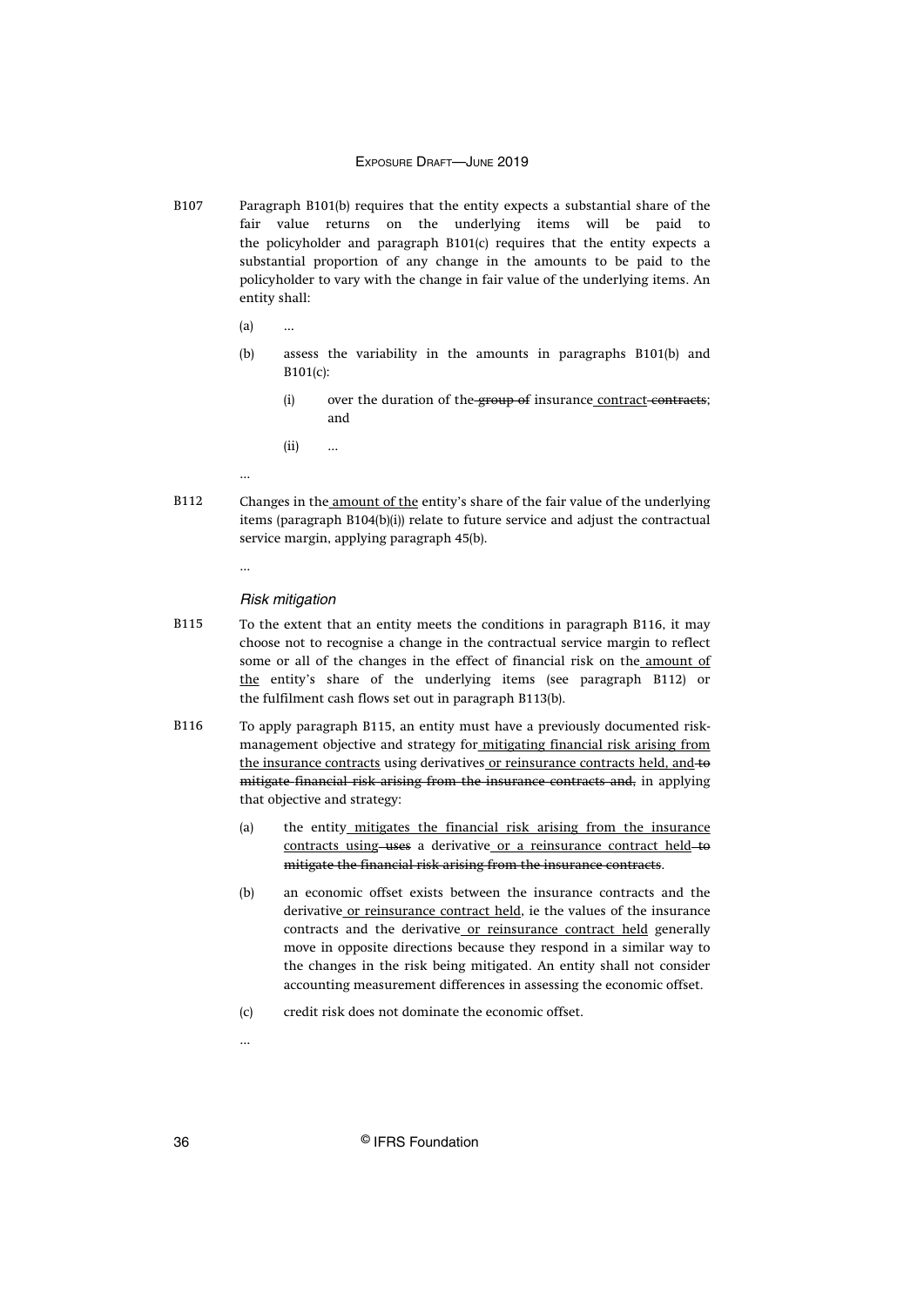B107 Paragraph B101(b) requires that the entity expects a substantial share of the fair value returns on the underlying items will be paid to the policyholder and paragraph B101(c) requires that the entity expects a substantial proportion of any change in the amounts to be paid to the policyholder to vary with the change in fair value of the underlying items. An entity shall:

(a) ...

(b) assess the variability in the amounts in paragraphs B101(b) and B101(c):

(i) over the duration of the ~~group of~~ insurance <u>contract</u> ~~contracts~~; and

(ii) ...

...

B112 Changes in the <u>amount of the</u> entity's share of the fair value of the underlying items (paragraph B104(b)(i)) relate to future service and adjust the contractual service margin, applying paragraph 45(b).

...

### *Risk mitigation*

B115 To the extent that an entity meets the conditions in paragraph B116, it may choose not to recognise a change in the contractual service margin to reflect some or all of the changes in the effect of financial risk on the <u>amount of the</u> entity's share of the underlying items (see paragraph B112) or the fulfilment cash flows set out in paragraph B113(b).

B116 To apply paragraph B115, an entity must have a previously documented risk-management objective and strategy for <u>mitigating financial risk arising from the insurance contracts</u> using derivatives <u>or reinsurance contracts held, and</u> ~~to mitigate financial risk arising from the insurance contracts and,~~ in applying that objective and strategy:

(a) the entity <u>mitigates the financial risk arising from the insurance contracts using</u> ~~uses~~ a derivative <u>or a reinsurance contract held</u> ~~to mitigate the financial risk arising from the insurance contracts~~.

(b) an economic offset exists between the insurance contracts and the derivative <u>or reinsurance contract held</u>, ie the values of the insurance contracts and the derivative <u>or reinsurance contract held</u> generally move in opposite directions because they respond in a similar way to the changes in the risk being mitigated. An entity shall not consider accounting measurement differences in assessing the economic offset.

(c) credit risk does not dominate the economic offset.

...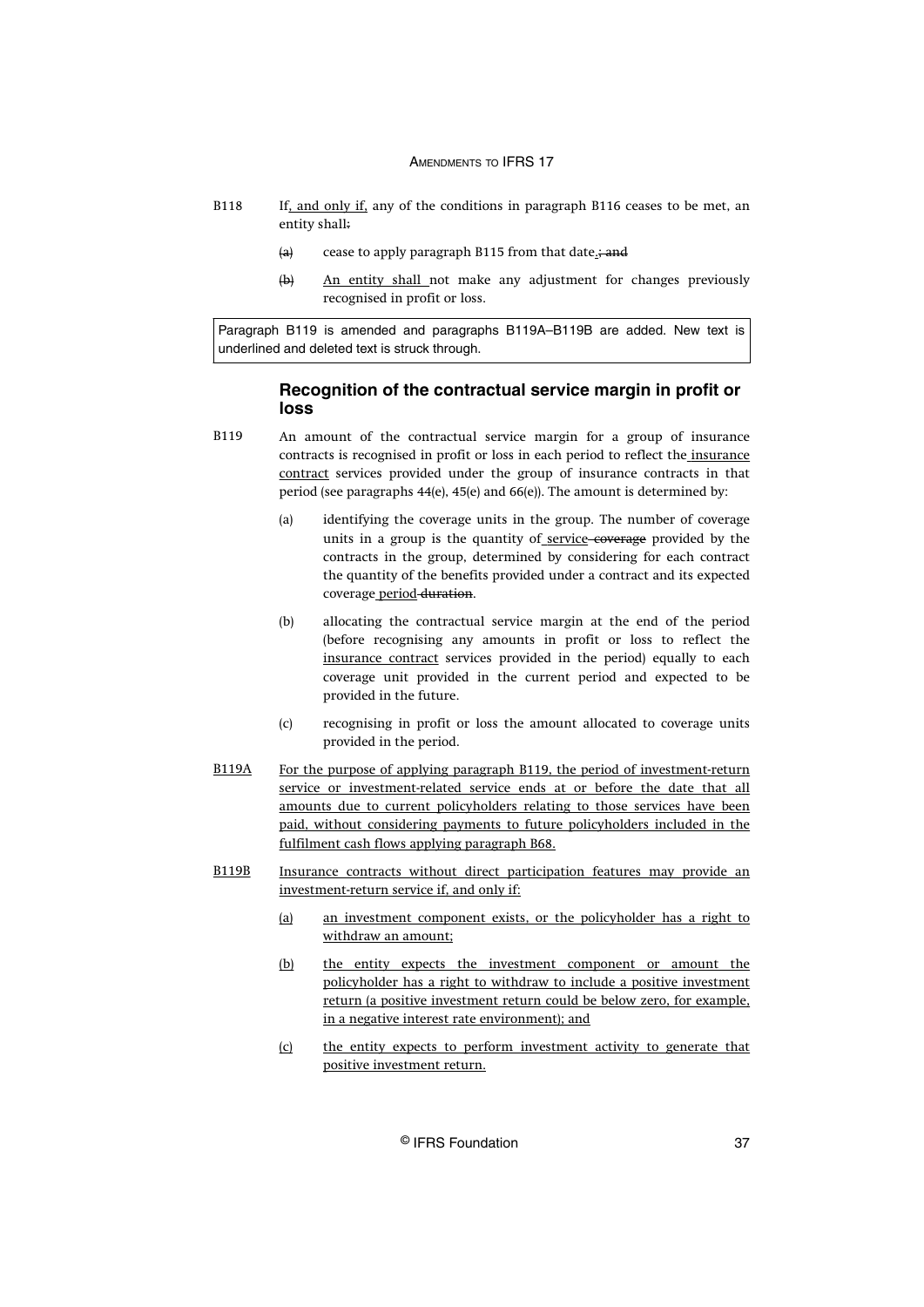B118 If, and only if, any of the conditions in paragraph B116 ceases to be met, an entity shall:

(a) cease to apply paragraph B115 from that date.; and

(b) An entity shall not make any adjustment for changes previously recognised in profit or loss.

Paragraph B119 is amended and paragraphs B119A–B119B are added. New text is underlined and deleted text is struck through.

### Recognition of the contractual service margin in profit or loss

B119 An amount of the contractual service margin for a group of insurance contracts is recognised in profit or loss in each period to reflect the insurance contract services provided under the group of insurance contracts in that period (see paragraphs 44(e), 45(e) and 66(e)). The amount is determined by:

(a) identifying the coverage units in the group. The number of coverage units in a group is the quantity of service ~~coverage~~ provided by the contracts in the group, determined by considering for each contract the quantity of the benefits provided under a contract and its expected coverage period ~~duration~~.

(b) allocating the contractual service margin at the end of the period (before recognising any amounts in profit or loss to reflect the insurance contract services provided in the period) equally to each coverage unit provided in the current period and expected to be provided in the future.

(c) recognising in profit or loss the amount allocated to coverage units provided in the period.

B119A For the purpose of applying paragraph B119, the period of investment-return service or investment-related service ends at or before the date that all amounts due to current policyholders relating to those services have been paid, without considering payments to future policyholders included in the fulfilment cash flows applying paragraph B68.

B119B Insurance contracts without direct participation features may provide an investment-return service if, and only if:

(a) an investment component exists, or the policyholder has a right to withdraw an amount;

(b) the entity expects the investment component or amount the policyholder has a right to withdraw to include a positive investment return (a positive investment return could be below zero, for example, in a negative interest rate environment); and

(c) the entity expects to perform investment activity to generate that positive investment return.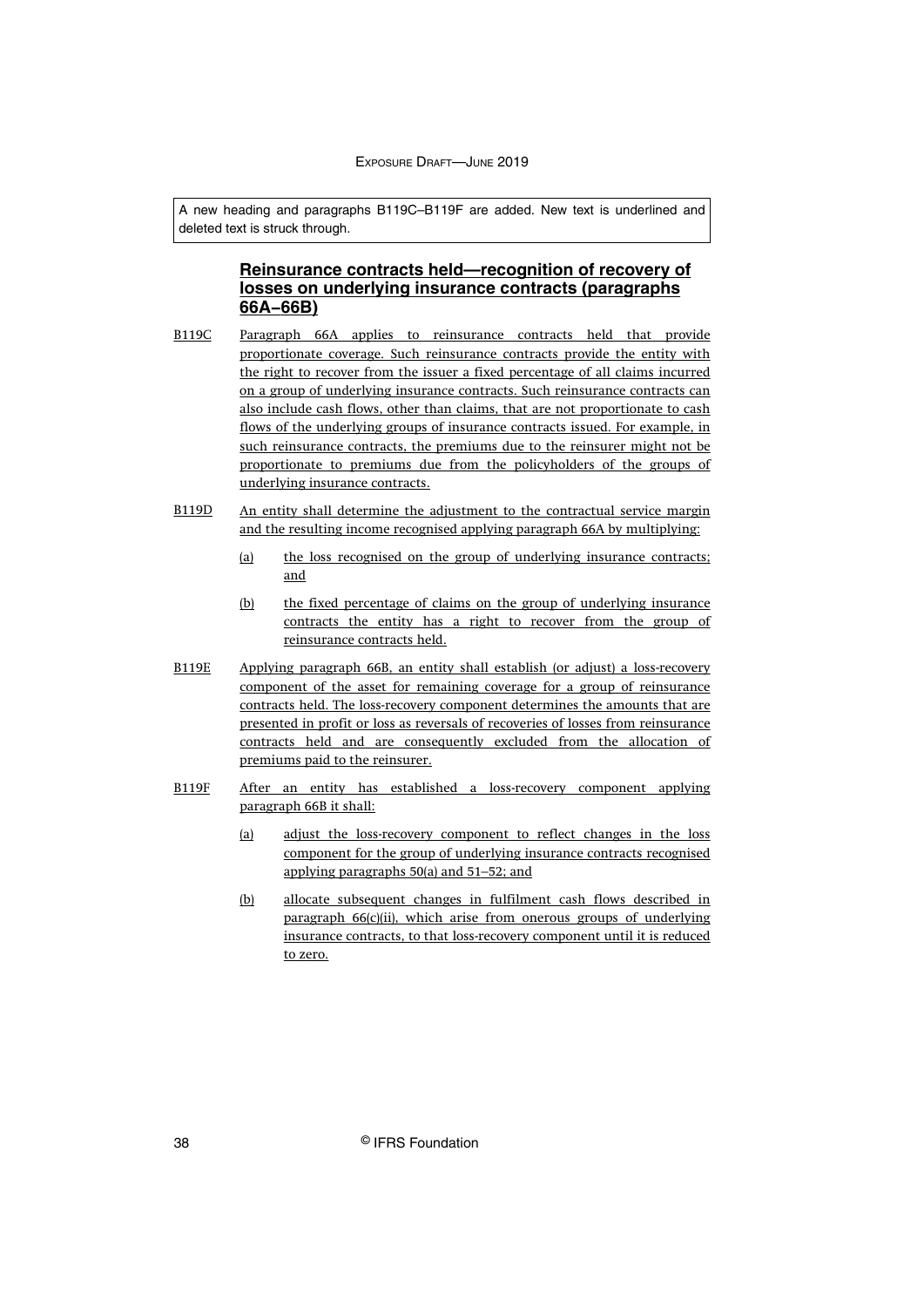A new heading and paragraphs B119C–B119F are added. New text is underlined and deleted text is struck through.

### Reinsurance contracts held—recognition of recovery of losses on underlying insurance contracts (paragraphs 66A–66B)

B119C Paragraph 66A applies to reinsurance contracts held that provide proportionate coverage. Such reinsurance contracts provide the entity with the right to recover from the issuer a fixed percentage of all claims incurred on a group of underlying insurance contracts. Such reinsurance contracts can also include cash flows, other than claims, that are not proportionate to cash flows of the underlying groups of insurance contracts issued. For example, in such reinsurance contracts, the premiums due to the reinsurer might not be proportionate to premiums due from the policyholders of the groups of underlying insurance contracts.

B119D An entity shall determine the adjustment to the contractual service margin and the resulting income recognised applying paragraph 66A by multiplying:

(a) the loss recognised on the group of underlying insurance contracts; and

(b) the fixed percentage of claims on the group of underlying insurance contracts the entity has a right to recover from the group of reinsurance contracts held.

B119E Applying paragraph 66B, an entity shall establish (or adjust) a loss-recovery component of the asset for remaining coverage for a group of reinsurance contracts held. The loss-recovery component determines the amounts that are presented in profit or loss as reversals of recoveries of losses from reinsurance contracts held and are consequently excluded from the allocation of premiums paid to the reinsurer.

B119F After an entity has established a loss-recovery component applying paragraph 66B it shall:

(a) adjust the loss-recovery component to reflect changes in the loss component for the group of underlying insurance contracts recognised applying paragraphs 50(a) and 51–52; and

(b) allocate subsequent changes in fulfilment cash flows described in paragraph 66(c)(ii), which arise from onerous groups of underlying insurance contracts, to that loss-recovery component until it is reduced to zero.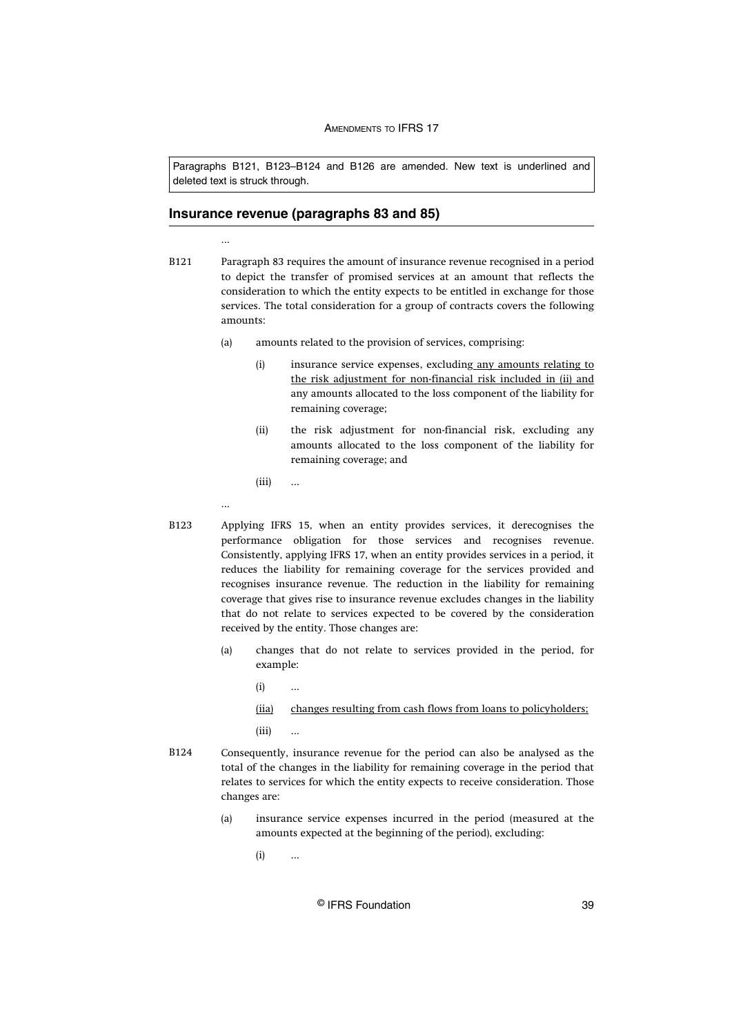Paragraphs B121, B123–B124 and B126 are amended. New text is underlined and deleted text is struck through.

## Insurance revenue (paragraphs 83 and 85)

...

B121 Paragraph 83 requires the amount of insurance revenue recognised in a period to depict the transfer of promised services at an amount that reflects the consideration to which the entity expects to be entitled in exchange for those services. The total consideration for a group of contracts covers the following amounts:

- (a) amounts related to the provision of services, comprising:
  - (i) insurance service expenses, excluding <u>any amounts relating to the risk adjustment for non-financial risk included in (ii) and</u> any amounts allocated to the loss component of the liability for remaining coverage;
  - (ii) the risk adjustment for non-financial risk, excluding any amounts allocated to the loss component of the liability for remaining coverage; and
  - (iii) ...

...

B123 Applying IFRS 15, when an entity provides services, it derecognises the performance obligation for those services and recognises revenue. Consistently, applying IFRS 17, when an entity provides services in a period, it reduces the liability for remaining coverage for the services provided and recognises insurance revenue. The reduction in the liability for remaining coverage that gives rise to insurance revenue excludes changes in the liability that do not relate to services expected to be covered by the consideration received by the entity. Those changes are:

- (a) changes that do not relate to services provided in the period, for example:
  - (i) ...
  - <u>(iia)</u> <u>changes resulting from cash flows from loans to policyholders;</u>
  - (iii) ...

B124 Consequently, insurance revenue for the period can also be analysed as the total of the changes in the liability for remaining coverage in the period that relates to services for which the entity expects to receive consideration. Those changes are:

- (a) insurance service expenses incurred in the period (measured at the amounts expected at the beginning of the period), excluding:
  - (i) ...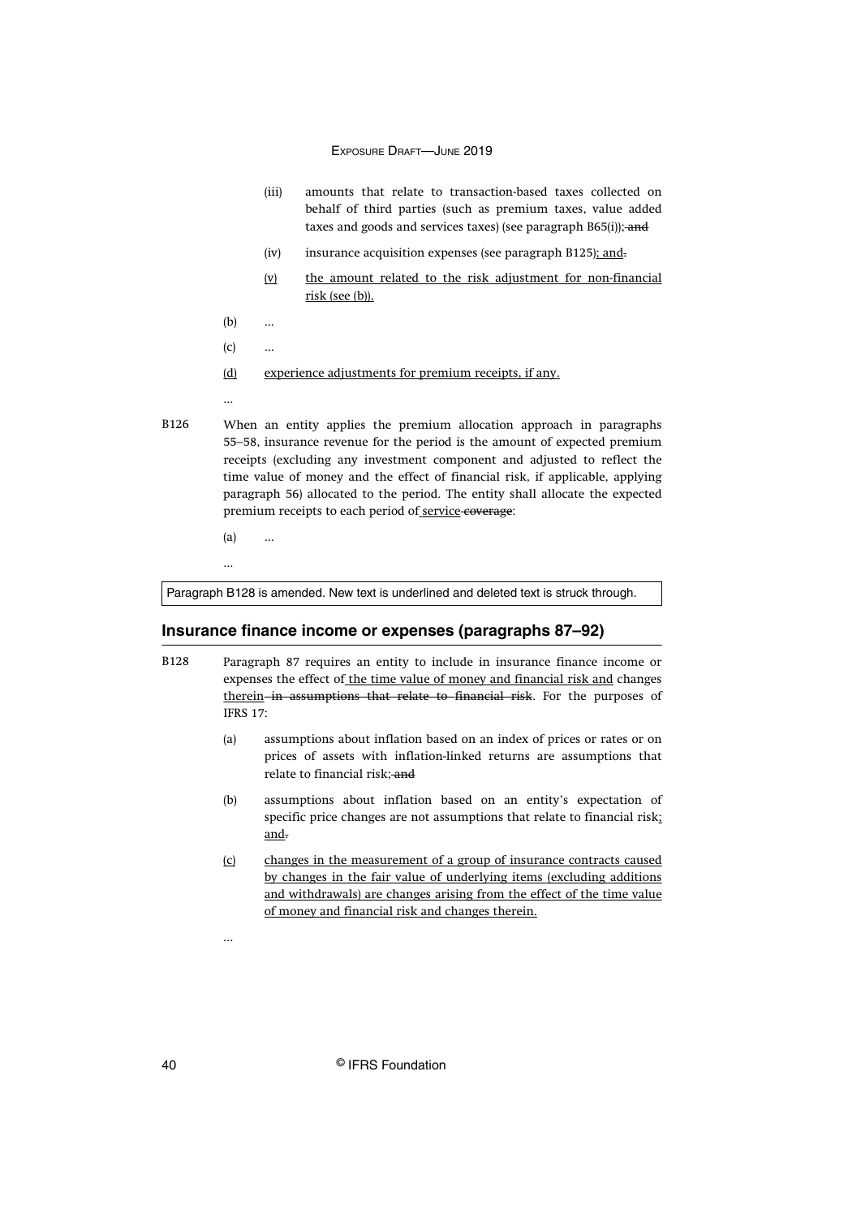(iii) amounts that relate to transaction-based taxes collected on behalf of third parties (such as premium taxes, value added taxes and goods and services taxes) (see paragraph B65(i)); ~~and~~

(iv) insurance acquisition expenses (see paragraph B125)<u>; and</u>~~.~~

<u>(v)</u> <u>the amount related to the risk adjustment for non-financial risk (see (b)).</u>

(b) ...

(c) ...

<u>(d)</u> <u>experience adjustments for premium receipts, if any.</u>

...

B126 When an entity applies the premium allocation approach in paragraphs 55–58, insurance revenue for the period is the amount of expected premium receipts (excluding any investment component and adjusted to reflect the time value of money and the effect of financial risk, if applicable, applying paragraph 56) allocated to the period. The entity shall allocate the expected premium receipts to each period of <u>service</u> ~~coverage~~:

(a) ...

...

Paragraph B128 is amended. New text is underlined and deleted text is struck through.

## Insurance finance income or expenses (paragraphs 87–92)

B128 Paragraph 87 requires an entity to include in insurance finance income or expenses the effect of <u>the time value of money and financial risk and</u> changes <u>therein</u> ~~in assumptions that relate to financial risk~~. For the purposes of IFRS 17:

(a) assumptions about inflation based on an index of prices or rates or on prices of assets with inflation-linked returns are assumptions that relate to financial risk; ~~and~~

(b) assumptions about inflation based on an entity's expectation of specific price changes are not assumptions that relate to financial risk<u>; and</u>~~.~~

<u>(c)</u> <u>changes in the measurement of a group of insurance contracts caused by changes in the fair value of underlying items (excluding additions and withdrawals) are changes arising from the effect of the time value of money and financial risk and changes therein.</u>

...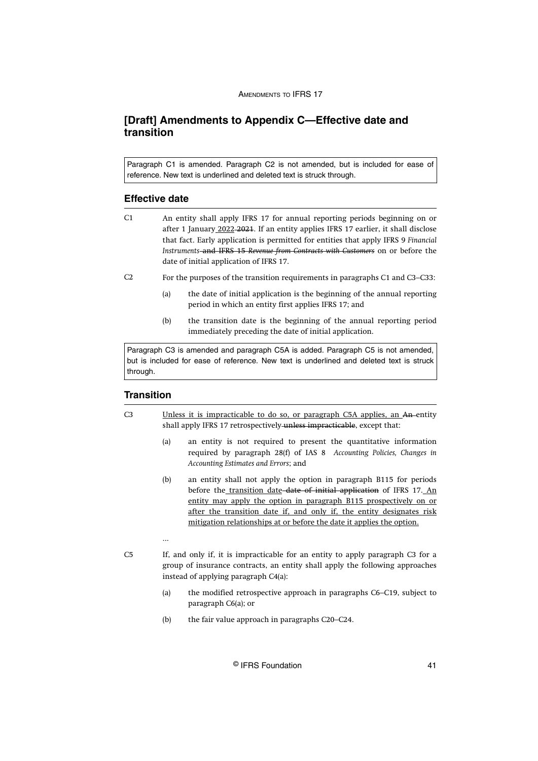## [Draft] Amendments to Appendix C—Effective date and transition

Paragraph C1 is amended. Paragraph C2 is not amended, but is included for ease of reference. New text is underlined and deleted text is struck through.

### Effective date

C1 An entity shall apply IFRS 17 for annual reporting periods beginning on or after 1 January <u>2022</u> ~~2021~~. If an entity applies IFRS 17 earlier, it shall disclose that fact. Early application is permitted for entities that apply IFRS 9 *Financial Instruments* ~~and IFRS 15 *Revenue from Contracts with Customers*~~ on or before the date of initial application of IFRS 17.

C2 For the purposes of the transition requirements in paragraphs C1 and C3–C33:

(a) the date of initial application is the beginning of the annual reporting period in which an entity first applies IFRS 17; and

(b) the transition date is the beginning of the annual reporting period immediately preceding the date of initial application.

Paragraph C3 is amended and paragraph C5A is added. Paragraph C5 is not amended, but is included for ease of reference. New text is underlined and deleted text is struck through.

### Transition

C3 <u>Unless it is impracticable to do so, or paragraph C5A applies, an</u> ~~An~~ entity shall apply IFRS 17 retrospectively ~~unless impracticable~~, except that:

(a) an entity is not required to present the quantitative information required by paragraph 28(f) of IAS 8 *Accounting Policies, Changes in Accounting Estimates and Errors*; and

(b) an entity shall not apply the option in paragraph B115 for periods before the <u>transition date</u> ~~date of initial application~~ of IFRS 17. <u>An entity may apply the option in paragraph B115 prospectively on or after the transition date if, and only if, the entity designates risk mitigation relationships at or before the date it applies the option.</u>

...

C5 If, and only if, it is impracticable for an entity to apply paragraph C3 for a group of insurance contracts, an entity shall apply the following approaches instead of applying paragraph C4(a):

(a) the modified retrospective approach in paragraphs C6–C19, subject to paragraph C6(a); or

(b) the fair value approach in paragraphs C20–C24.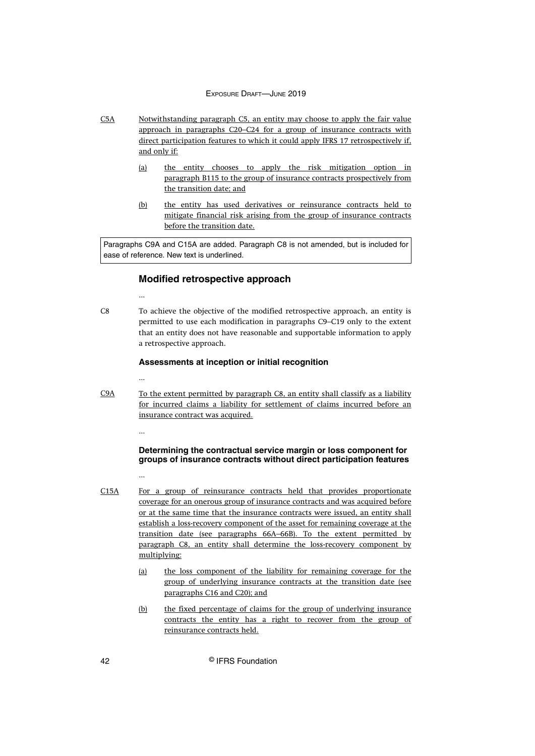C5A Notwithstanding paragraph C5, an entity may choose to apply the fair value approach in paragraphs C20–C24 for a group of insurance contracts with direct participation features to which it could apply IFRS 17 retrospectively if, and only if:

(a) the entity chooses to apply the risk mitigation option in paragraph B115 to the group of insurance contracts prospectively from the transition date; and

(b) the entity has used derivatives or reinsurance contracts held to mitigate financial risk arising from the group of insurance contracts before the transition date.

Paragraphs C9A and C15A are added. Paragraph C8 is not amended, but is included for ease of reference. New text is underlined.

## Modified retrospective approach

...

C8 To achieve the objective of the modified retrospective approach, an entity is permitted to use each modification in paragraphs C9–C19 only to the extent that an entity does not have reasonable and supportable information to apply a retrospective approach.

### Assessments at inception or initial recognition

...

C9A To the extent permitted by paragraph C8, an entity shall classify as a liability for incurred claims a liability for settlement of claims incurred before an insurance contract was acquired.

...

### Determining the contractual service margin or loss component for groups of insurance contracts without direct participation features

...

C15A For a group of reinsurance contracts held that provides proportionate coverage for an onerous group of insurance contracts and was acquired before or at the same time that the insurance contracts were issued, an entity shall establish a loss-recovery component of the asset for remaining coverage at the transition date (see paragraphs 66A–66B). To the extent permitted by paragraph C8, an entity shall determine the loss-recovery component by multiplying:

(a) the loss component of the liability for remaining coverage for the group of underlying insurance contracts at the transition date (see paragraphs C16 and C20); and

(b) the fixed percentage of claims for the group of underlying insurance contracts the entity has a right to recover from the group of reinsurance contracts held.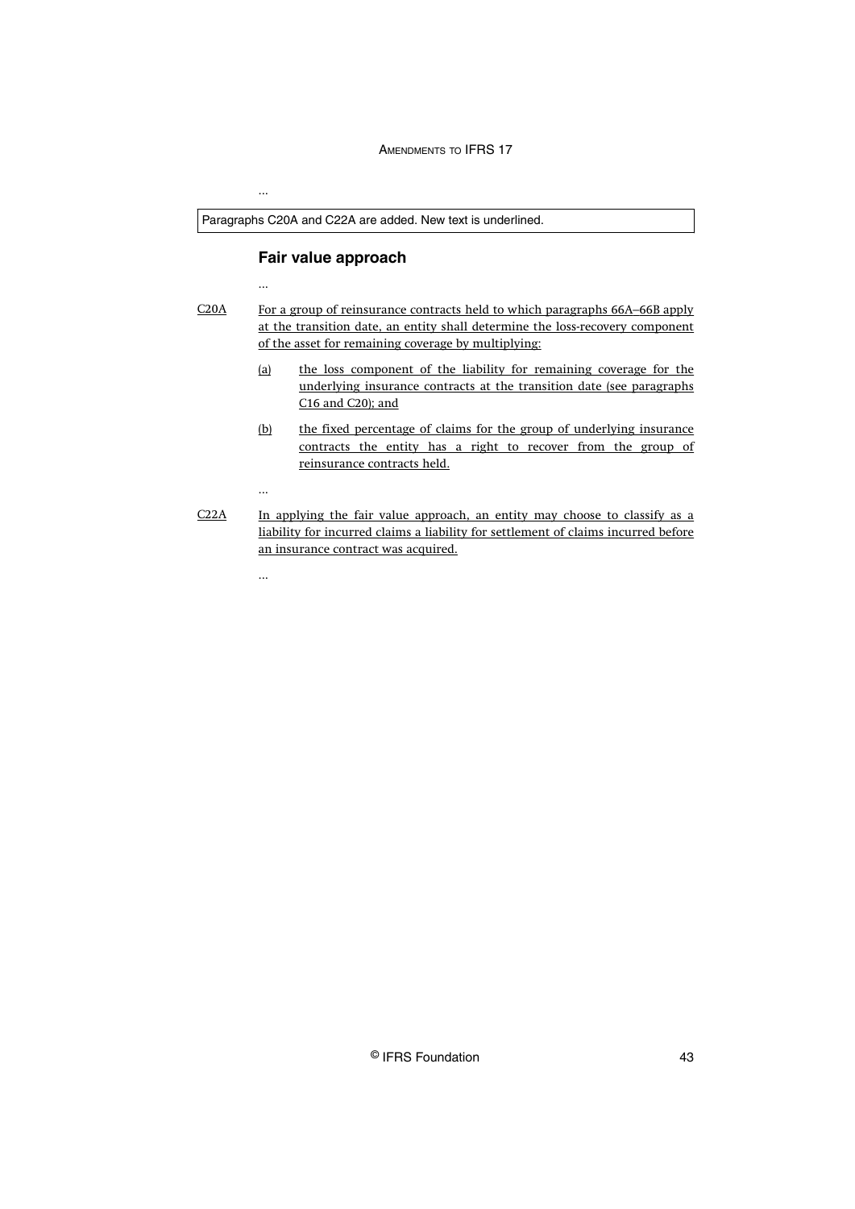...

Paragraphs C20A and C22A are added. New text is underlined.

### Fair value approach

...

C20A For a group of reinsurance contracts held to which paragraphs 66A–66B apply at the transition date, an entity shall determine the loss-recovery component of the asset for remaining coverage by multiplying:

(a) the loss component of the liability for remaining coverage for the underlying insurance contracts at the transition date (see paragraphs C16 and C20); and

(b) the fixed percentage of claims for the group of underlying insurance contracts the entity has a right to recover from the group of reinsurance contracts held.

...

C22A In applying the fair value approach, an entity may choose to classify as a liability for incurred claims a liability for settlement of claims incurred before an insurance contract was acquired.

...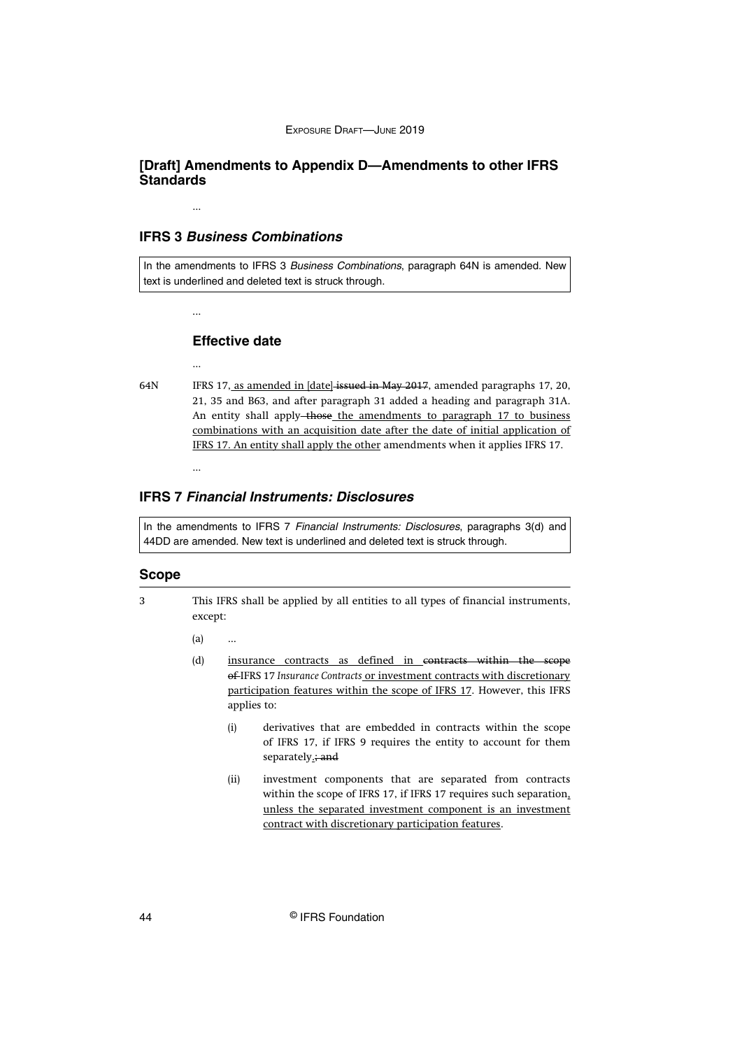## [Draft] Amendments to Appendix D—Amendments to other IFRS Standards

...

## IFRS 3 *Business Combinations*

In the amendments to IFRS 3 *Business Combinations*, paragraph 64N is amended. New text is underlined and deleted text is struck through.

...

### Effective date

...

64N IFRS 17, <u>as amended in [date]</u> ~~issued in May 2017~~, amended paragraphs 17, 20, 21, 35 and B63, and after paragraph 31 added a heading and paragraph 31A. An entity shall apply ~~those~~ <u>the amendments to paragraph 17 to business combinations with an acquisition date after the date of initial application of IFRS 17. An entity shall apply the other</u> amendments when it applies IFRS 17.

...

## IFRS 7 *Financial Instruments: Disclosures*

In the amendments to IFRS 7 *Financial Instruments: Disclosures*, paragraphs 3(d) and 44DD are amended. New text is underlined and deleted text is struck through.

### Scope

3 This IFRS shall be applied by all entities to all types of financial instruments, except:

(a) ...

(d) <u>insurance contracts as defined in</u> ~~contracts within the scope of~~ IFRS 17 *Insurance Contracts* <u>or investment contracts with discretionary participation features within the scope of IFRS 17</u>. However, this IFRS applies to:

(i) derivatives that are embedded in contracts within the scope of IFRS 17, if IFRS 9 requires the entity to account for them separately<u>.</u>~~; and~~

(ii) investment components that are separated from contracts within the scope of IFRS 17, if IFRS 17 requires such separation<u>, unless the separated investment component is an investment contract with discretionary participation features</u>.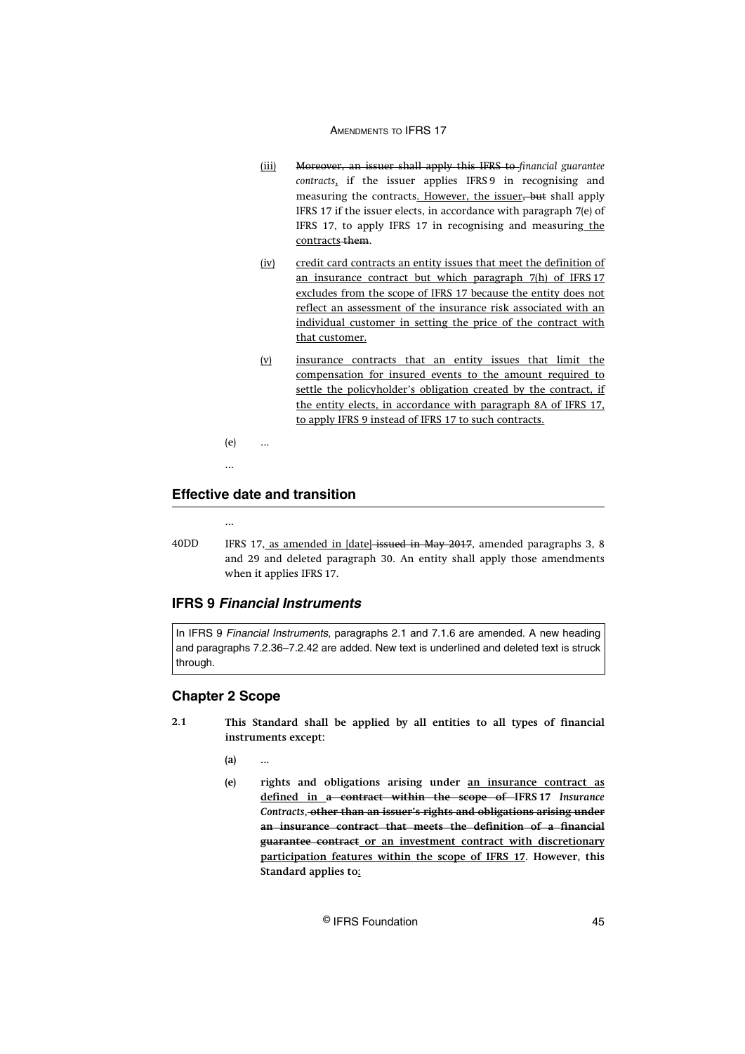(iii) ~~Moreover, an issuer shall apply this IFRS to~~ *financial guarantee contracts*, if the issuer applies IFRS 9 in recognising and measuring the contracts. However, the issuer~~, but~~ shall apply IFRS 17 if the issuer elects, in accordance with paragraph 7(e) of IFRS 17, to apply IFRS 17 in recognising and measuring the contracts ~~them~~.

(iv) credit card contracts an entity issues that meet the definition of an insurance contract but which paragraph 7(h) of IFRS 17 excludes from the scope of IFRS 17 because the entity does not reflect an assessment of the insurance risk associated with an individual customer in setting the price of the contract with that customer.

(v) insurance contracts that an entity issues that limit the compensation for insured events to the amount required to settle the policyholder's obligation created by the contract, if the entity elects, in accordance with paragraph 8A of IFRS 17, to apply IFRS 9 instead of IFRS 17 to such contracts.

(e) ...

...

## Effective date and transition

...

40DD IFRS 17, as amended in [date] ~~issued in May 2017~~, amended paragraphs 3, 8 and 29 and deleted paragraph 30. An entity shall apply those amendments when it applies IFRS 17.

## IFRS 9 *Financial Instruments*

In IFRS 9 *Financial Instruments*, paragraphs 2.1 and 7.1.6 are amended. A new heading and paragraphs 7.2.36–7.2.42 are added. New text is underlined and deleted text is struck through.

## Chapter 2 Scope

**2.1 This Standard shall be applied by all entities to all types of financial instruments except:**

**(a) ...**

**(e) rights and obligations arising under an insurance contract as defined in ~~a contract within the scope of~~ IFRS 17 *Insurance Contracts*, ~~other than an issuer's rights and obligations arising under an insurance contract that meets the definition of a financial guarantee contract~~ or an investment contract with discretionary participation features within the scope of IFRS 17. However, this Standard applies to:**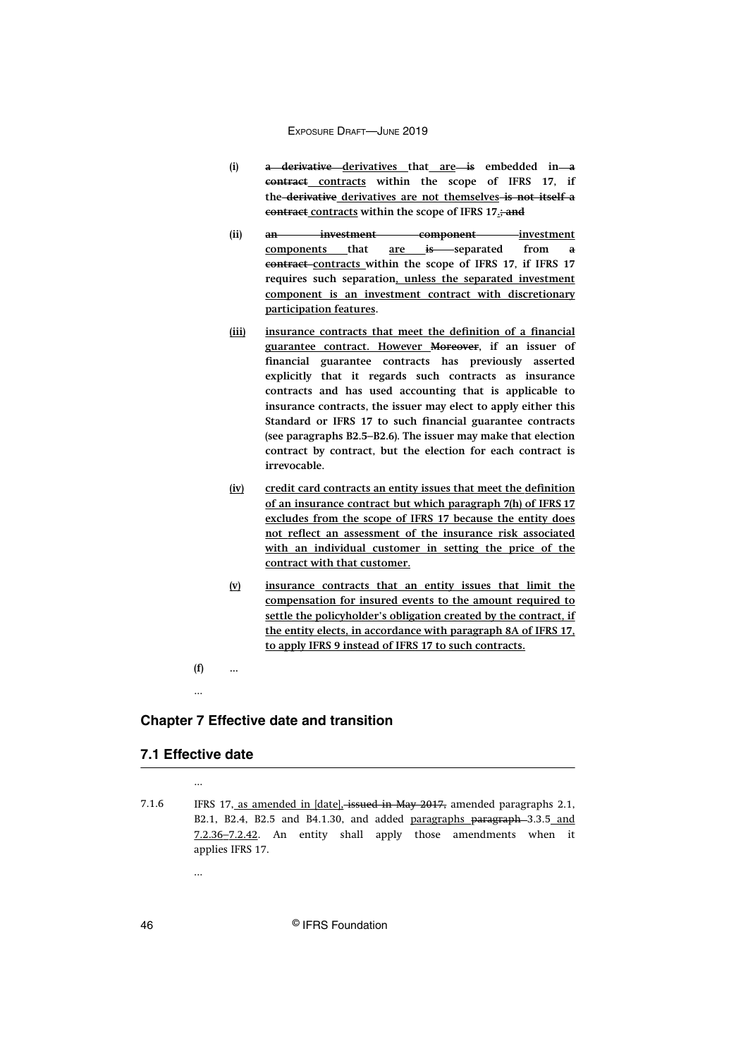(i) **~~a derivative~~ <u>derivatives</u> that <u>are</u> ~~is~~ embedded in ~~a contract~~ <u>contracts</u> within the scope of IFRS 17, if the ~~derivative~~ <u>derivatives are not themselves</u> ~~is not itself a contract~~ <u>contracts</u> within the scope of IFRS 17.~~; and~~**

(ii) **~~an investment component~~ <u>investment components</u> that <u>are</u> ~~is~~ separated from ~~a contract~~ <u>contracts</u> within the scope of IFRS 17, if IFRS 17 requires such separation<u>, unless the separated investment component is an investment contract with discretionary participation features</u>.**

<u>(iii)</u> **<u>insurance contracts that meet the definition of a financial guarantee contract. However</u> ~~Moreover~~, if an issuer of financial guarantee contracts has previously asserted explicitly that it regards such contracts as insurance contracts and has used accounting that is applicable to insurance contracts, the issuer may elect to apply either this Standard or IFRS 17 to such financial guarantee contracts (see paragraphs B2.5–B2.6). The issuer may make that election contract by contract, but the election for each contract is irrevocable.**

<u>(iv)</u> **<u>credit card contracts an entity issues that meet the definition of an insurance contract but which paragraph 7(h) of IFRS 17 excludes from the scope of IFRS 17 because the entity does not reflect an assessment of the insurance risk associated with an individual customer in setting the price of the contract with that customer.</u>**

<u>(v)</u> **<u>insurance contracts that an entity issues that limit the compensation for insured events to the amount required to settle the policyholder's obligation created by the contract, if the entity elects, in accordance with paragraph 8A of IFRS 17, to apply IFRS 9 instead of IFRS 17 to such contracts.</u>**

(f) ...

...

## Chapter 7 Effective date and transition

### 7.1 Effective date

...

7.1.6 IFRS 17, <u>as amended in [date]</u>, ~~issued in May 2017,~~ amended paragraphs 2.1, B2.1, B2.4, B2.5 and B4.1.30, and added <u>paragraphs</u> ~~paragraph~~ 3.3.5 <u>and 7.2.36–7.2.42</u>. An entity shall apply those amendments when it applies IFRS 17.

...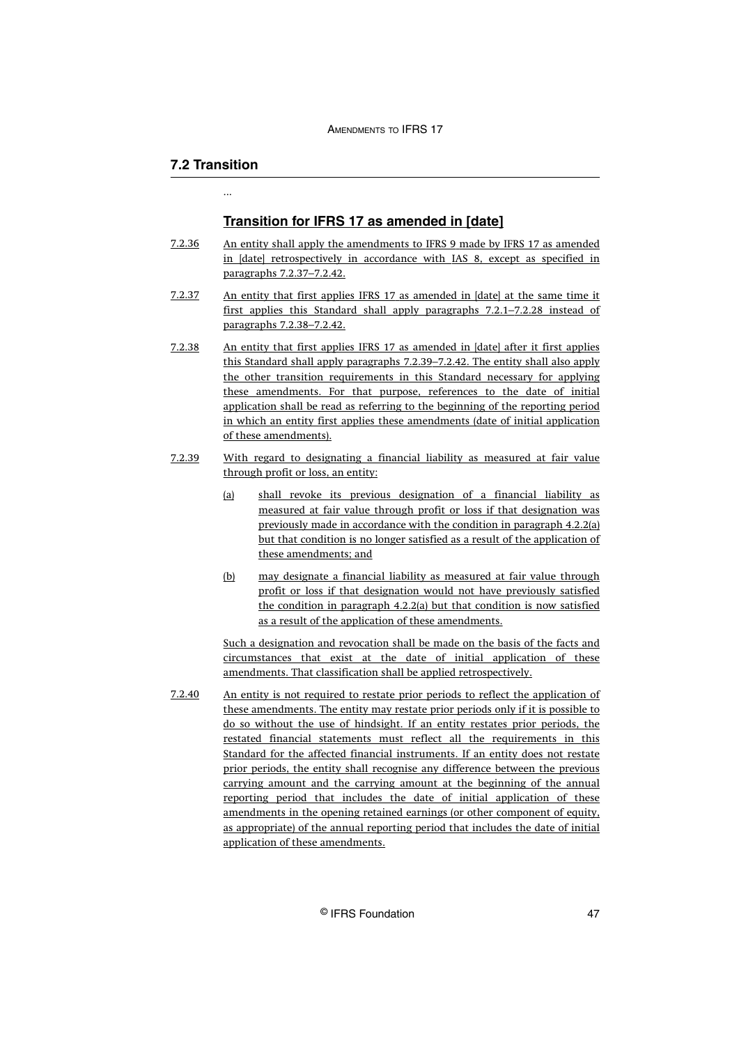## 7.2 Transition

...

### Transition for IFRS 17 as amended in [date]

7.2.36 An entity shall apply the amendments to IFRS 9 made by IFRS 17 as amended in [date] retrospectively in accordance with IAS 8, except as specified in paragraphs 7.2.37–7.2.42.

7.2.37 An entity that first applies IFRS 17 as amended in [date] at the same time it first applies this Standard shall apply paragraphs 7.2.1–7.2.28 instead of paragraphs 7.2.38–7.2.42.

7.2.38 An entity that first applies IFRS 17 as amended in [date] after it first applies this Standard shall apply paragraphs 7.2.39–7.2.42. The entity shall also apply the other transition requirements in this Standard necessary for applying these amendments. For that purpose, references to the date of initial application shall be read as referring to the beginning of the reporting period in which an entity first applies these amendments (date of initial application of these amendments).

7.2.39 With regard to designating a financial liability as measured at fair value through profit or loss, an entity:

(a) shall revoke its previous designation of a financial liability as measured at fair value through profit or loss if that designation was previously made in accordance with the condition in paragraph 4.2.2(a) but that condition is no longer satisfied as a result of the application of these amendments; and

(b) may designate a financial liability as measured at fair value through profit or loss if that designation would not have previously satisfied the condition in paragraph 4.2.2(a) but that condition is now satisfied as a result of the application of these amendments.

Such a designation and revocation shall be made on the basis of the facts and circumstances that exist at the date of initial application of these amendments. That classification shall be applied retrospectively.

7.2.40 An entity is not required to restate prior periods to reflect the application of these amendments. The entity may restate prior periods only if it is possible to do so without the use of hindsight. If an entity restates prior periods, the restated financial statements must reflect all the requirements in this Standard for the affected financial instruments. If an entity does not restate prior periods, the entity shall recognise any difference between the previous carrying amount and the carrying amount at the beginning of the annual reporting period that includes the date of initial application of these amendments in the opening retained earnings (or other component of equity, as appropriate) of the annual reporting period that includes the date of initial application of these amendments.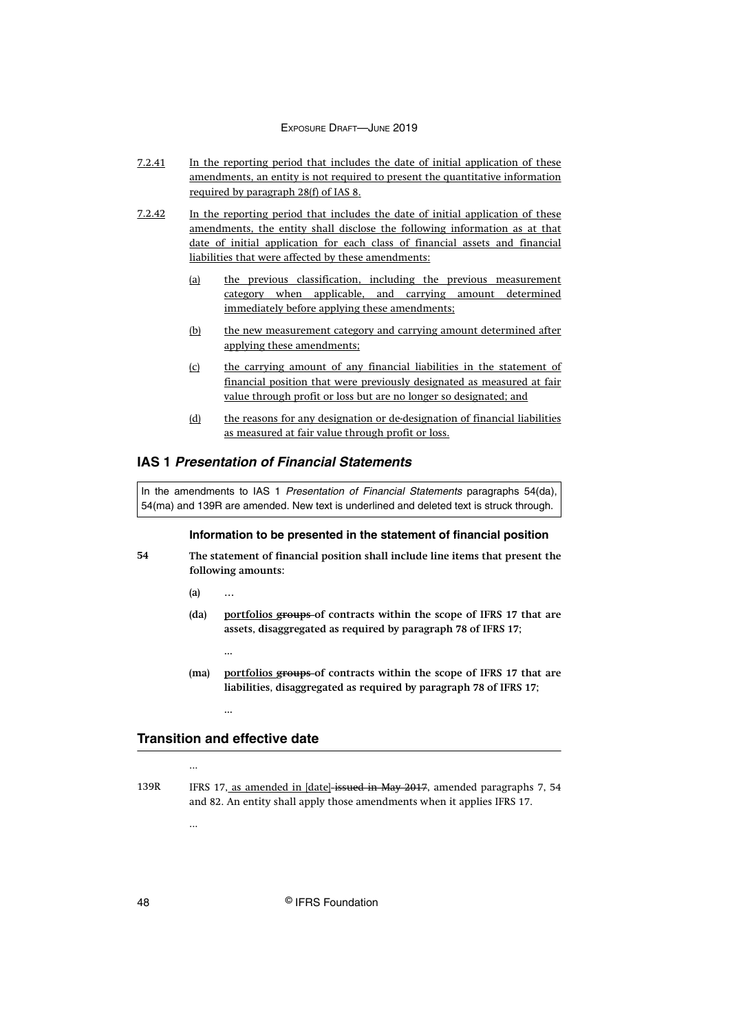7.2.41 In the reporting period that includes the date of initial application of these amendments, an entity is not required to present the quantitative information required by paragraph 28(f) of IAS 8.

7.2.42 In the reporting period that includes the date of initial application of these amendments, the entity shall disclose the following information as at that date of initial application for each class of financial assets and financial liabilities that were affected by these amendments:

(a) the previous classification, including the previous measurement category when applicable, and carrying amount determined immediately before applying these amendments;

(b) the new measurement category and carrying amount determined after applying these amendments;

(c) the carrying amount of any financial liabilities in the statement of financial position that were previously designated as measured at fair value through profit or loss but are no longer so designated; and

(d) the reasons for any designation or de-designation of financial liabilities as measured at fair value through profit or loss.

## IAS 1 *Presentation of Financial Statements*

In the amendments to IAS 1 *Presentation of Financial Statements* paragraphs 54(da), 54(ma) and 139R are amended. New text is underlined and deleted text is struck through.

### Information to be presented in the statement of financial position

54 **The statement of financial position shall include line items that present the following amounts:**

**(a)** …

**(da)** **portfolios ~~groups~~ of contracts within the scope of IFRS 17 that are assets, disaggregated as required by paragraph 78 of IFRS 17;**

…

**(ma)** **portfolios ~~groups~~ of contracts within the scope of IFRS 17 that are liabilities, disaggregated as required by paragraph 78 of IFRS 17;**

…

## Transition and effective date

…

139R IFRS 17, as amended in [date] ~~issued in May 2017~~, amended paragraphs 7, 54 and 82. An entity shall apply those amendments when it applies IFRS 17.

…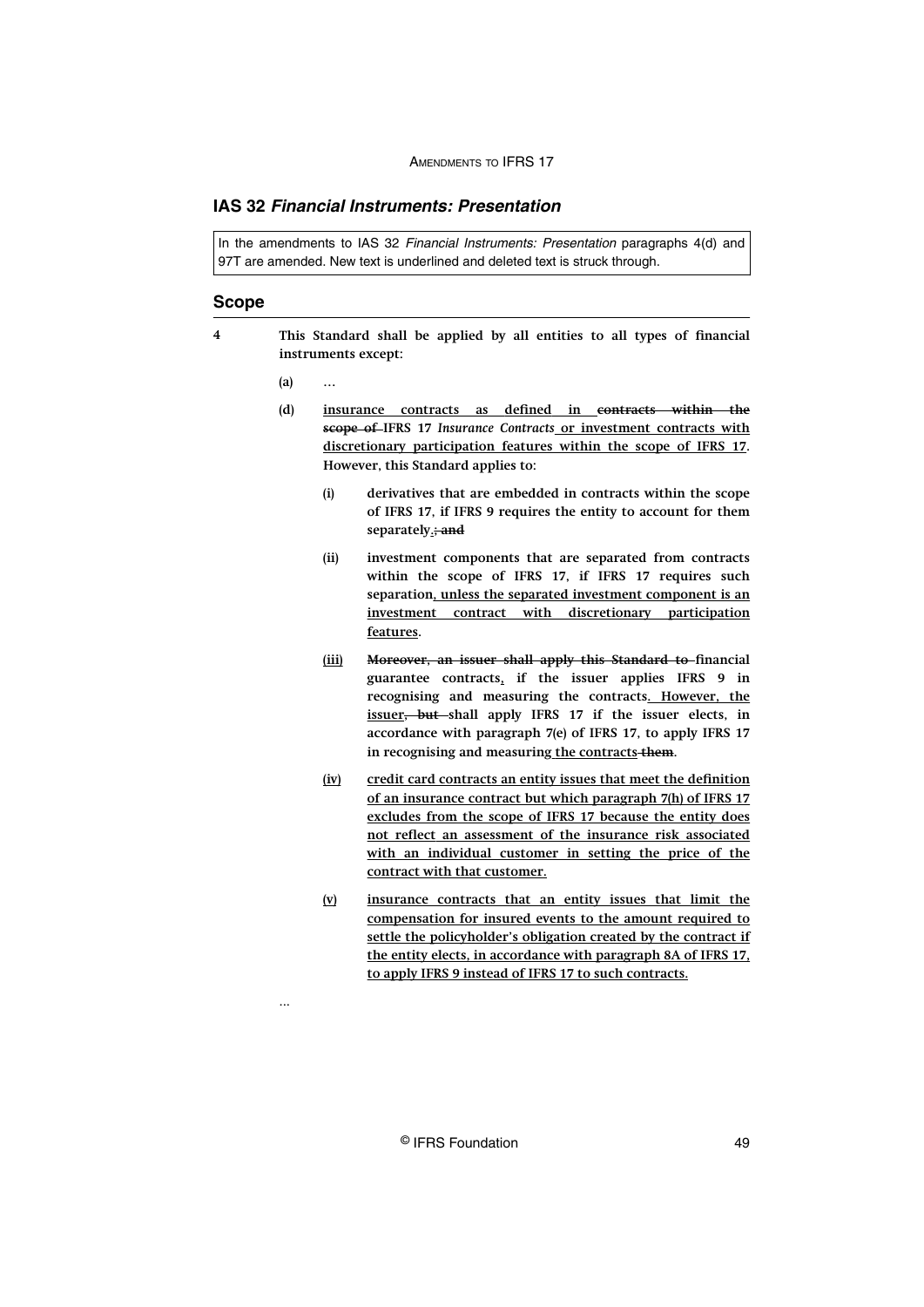## IAS 32 *Financial Instruments: Presentation*

In the amendments to IAS 32 *Financial Instruments: Presentation* paragraphs 4(d) and 97T are amended. New text is underlined and deleted text is struck through.

## Scope

4 **This Standard shall be applied by all entities to all types of financial instruments except:**

- **(a)** …
- **(d)** **<u>insurance contracts as defined in</u> ~~contracts within the scope of~~ IFRS 17 *Insurance Contracts* <u>or investment contracts with discretionary participation features within the scope of IFRS 17</u>. However, this Standard applies to:**
  - **(i)** **derivatives that are embedded in contracts within the scope of IFRS 17, if IFRS 9 requires the entity to account for them separately<u>.</u>~~; and~~**
  - **(ii)** **investment components that are separated from contracts within the scope of IFRS 17, if IFRS 17 requires such separation<u>, unless the separated investment component is an investment contract with discretionary participation features</u>.**
  - **<u>(iii)</u>** **~~Moreover, an issuer shall apply this Standard to~~ financial guarantee contracts<u>,</u> if the issuer applies IFRS 9 in recognising and measuring the contracts<u>. However, the issuer</u>~~, but~~ shall apply IFRS 17 if the issuer elects, in accordance with paragraph 7(e) of IFRS 17, to apply IFRS 17 in recognising and measuring <u>the contracts</u> ~~them~~.**
  - **<u>(iv)</u>** **<u>credit card contracts an entity issues that meet the definition of an insurance contract but which paragraph 7(h) of IFRS 17 excludes from the scope of IFRS 17 because the entity does not reflect an assessment of the insurance risk associated with an individual customer in setting the price of the contract with that customer</u>.**
  - **<u>(v)</u>** **<u>insurance contracts that an entity issues that limit the compensation for insured events to the amount required to settle the policyholder's obligation created by the contract if the entity elects, in accordance with paragraph 8A of IFRS 17, to apply IFRS 9 instead of IFRS 17 to such contracts.</u>**

...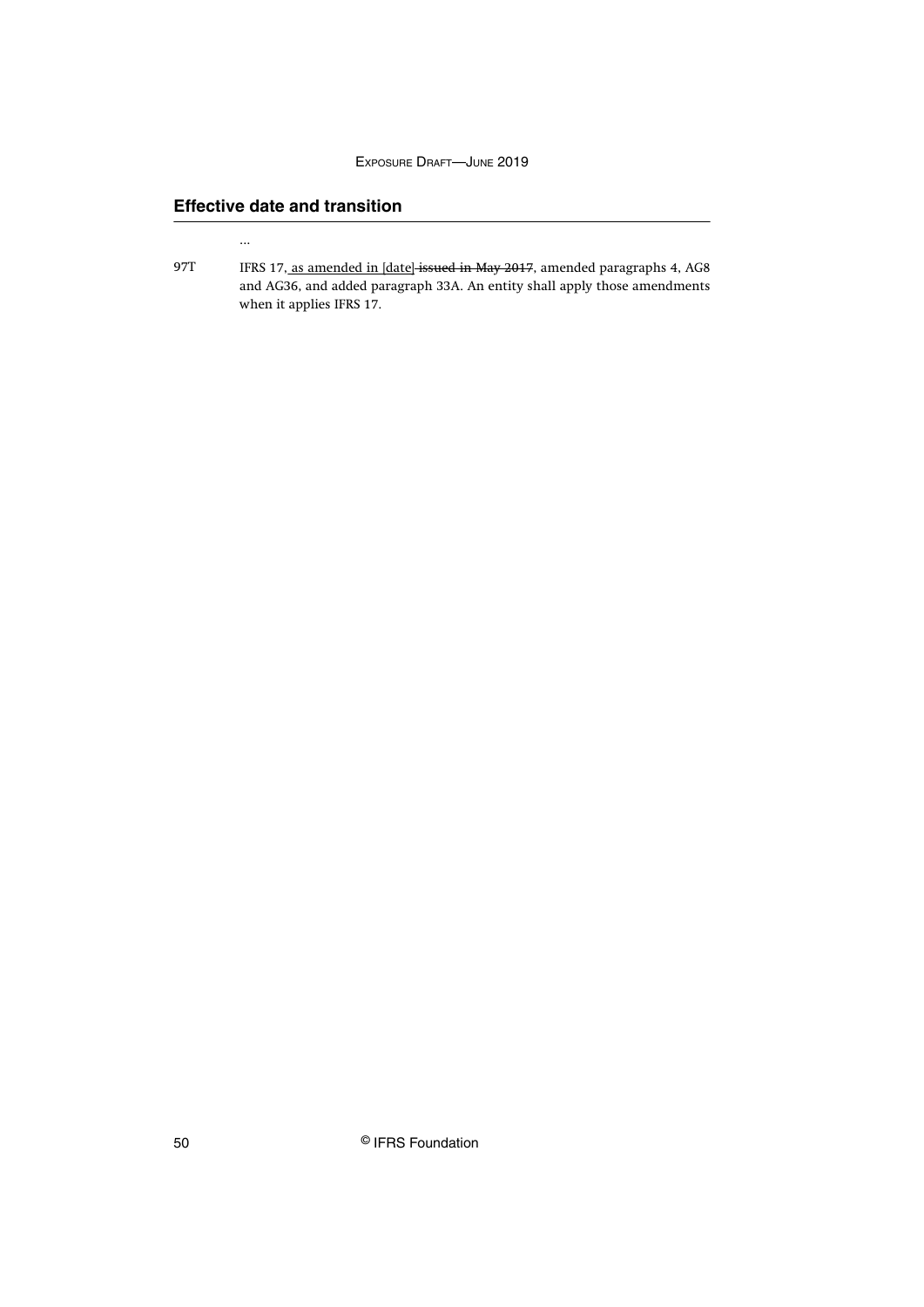## Effective date and transition

...

97T IFRS 17, <u>as amended in [date]</u> ~~issued in May 2017~~, amended paragraphs 4, AG8 and AG36, and added paragraph 33A. An entity shall apply those amendments when it applies IFRS 17.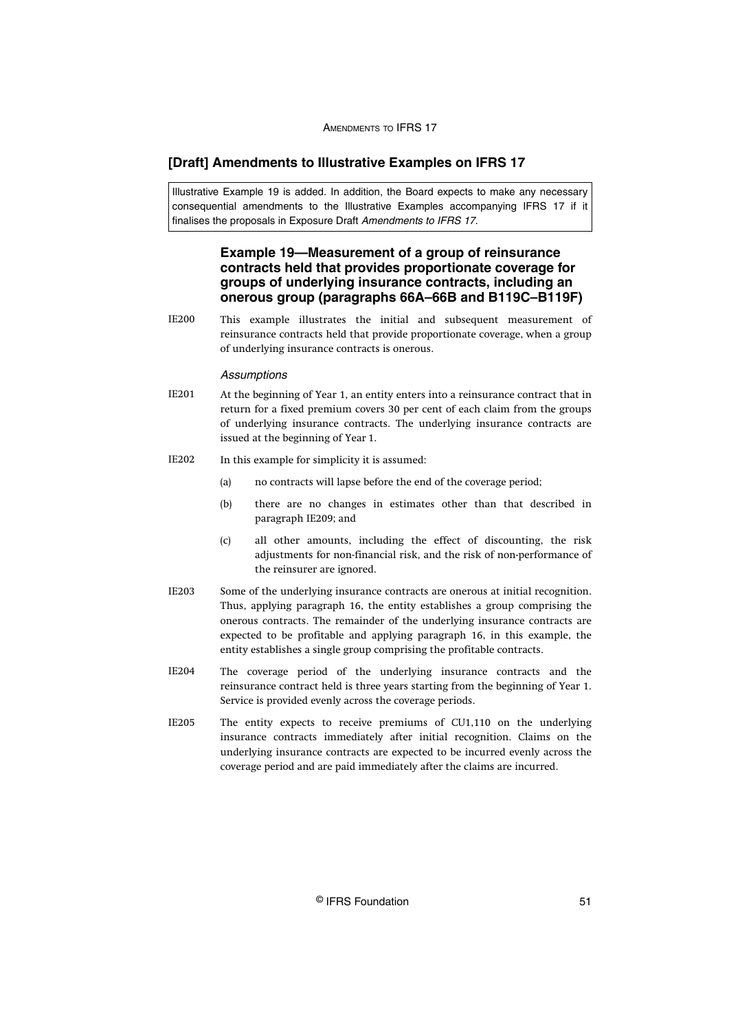## [Draft] Amendments to Illustrative Examples on IFRS 17

Illustrative Example 19 is added. In addition, the Board expects to make any necessary consequential amendments to the Illustrative Examples accompanying IFRS 17 if it finalises the proposals in Exposure Draft *Amendments to IFRS 17*.

### Example 19—Measurement of a group of reinsurance contracts held that provides proportionate coverage for groups of underlying insurance contracts, including an onerous group (paragraphs 66A–66B and B119C–B119F)

IE200 This example illustrates the initial and subsequent measurement of reinsurance contracts held that provide proportionate coverage, when a group of underlying insurance contracts is onerous.

*Assumptions*

IE201 At the beginning of Year 1, an entity enters into a reinsurance contract that in return for a fixed premium covers 30 per cent of each claim from the groups of underlying insurance contracts. The underlying insurance contracts are issued at the beginning of Year 1.

IE202 In this example for simplicity it is assumed:

(a) no contracts will lapse before the end of the coverage period;

(b) there are no changes in estimates other than that described in paragraph IE209; and

(c) all other amounts, including the effect of discounting, the risk adjustments for non-financial risk, and the risk of non-performance of the reinsurer are ignored.

IE203 Some of the underlying insurance contracts are onerous at initial recognition. Thus, applying paragraph 16, the entity establishes a group comprising the onerous contracts. The remainder of the underlying insurance contracts are expected to be profitable and applying paragraph 16, in this example, the entity establishes a single group comprising the profitable contracts.

IE204 The coverage period of the underlying insurance contracts and the reinsurance contract held is three years starting from the beginning of Year 1. Service is provided evenly across the coverage periods.

IE205 The entity expects to receive premiums of CU1,110 on the underlying insurance contracts immediately after initial recognition. Claims on the underlying insurance contracts are expected to be incurred evenly across the coverage period and are paid immediately after the claims are incurred.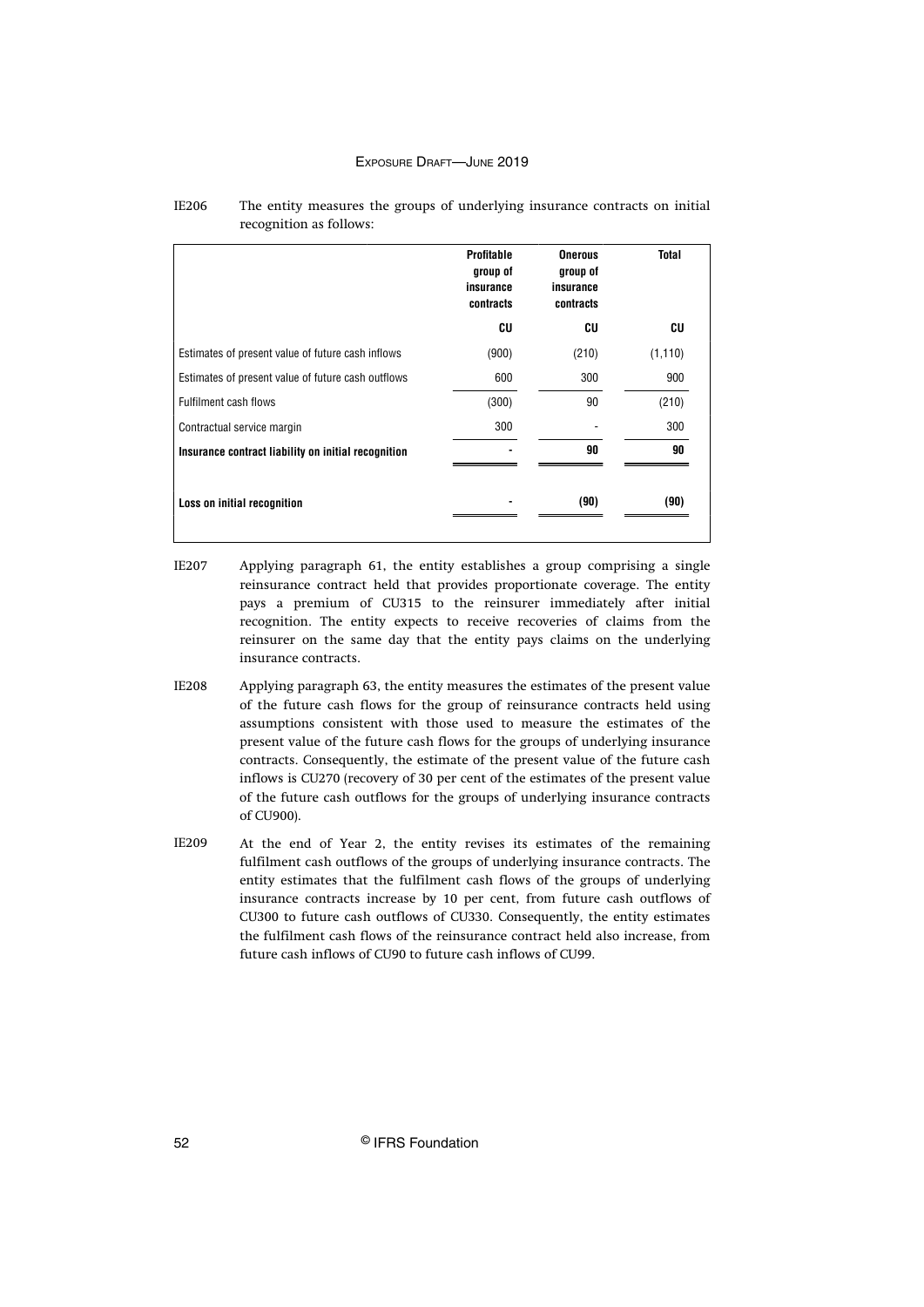IE206 The entity measures the groups of underlying insurance contracts on initial recognition as follows:

| | Profitable group of insurance contracts | Onerous group of insurance contracts | Total |
|---|---|---|---|
| | CU | CU | CU |
| Estimates of present value of future cash inflows | (900) | (210) | (1,110) |
| Estimates of present value of future cash outflows | 600 | 300 | 900 |
| Fulfilment cash flows | (300) | 90 | (210) |
| Contractual service margin | 300 | - | 300 |
| **Insurance contract liability on initial recognition** | **-** | **90** | **90** |
| **Loss on initial recognition** | **-** | **(90)** | **(90)** |

IE207 Applying paragraph 61, the entity establishes a group comprising a single reinsurance contract held that provides proportionate coverage. The entity pays a premium of CU315 to the reinsurer immediately after initial recognition. The entity expects to receive recoveries of claims from the reinsurer on the same day that the entity pays claims on the underlying insurance contracts.

IE208 Applying paragraph 63, the entity measures the estimates of the present value of the future cash flows for the group of reinsurance contracts held using assumptions consistent with those used to measure the estimates of the present value of the future cash flows for the groups of underlying insurance contracts. Consequently, the estimate of the present value of the future cash inflows is CU270 (recovery of 30 per cent of the estimates of the present value of the future cash outflows for the groups of underlying insurance contracts of CU900).

IE209 At the end of Year 2, the entity revises its estimates of the remaining fulfilment cash outflows of the groups of underlying insurance contracts. The entity estimates that the fulfilment cash flows of the groups of underlying insurance contracts increase by 10 per cent, from future cash outflows of CU300 to future cash outflows of CU330. Consequently, the entity estimates the fulfilment cash flows of the reinsurance contract held also increase, from future cash inflows of CU90 to future cash inflows of CU99.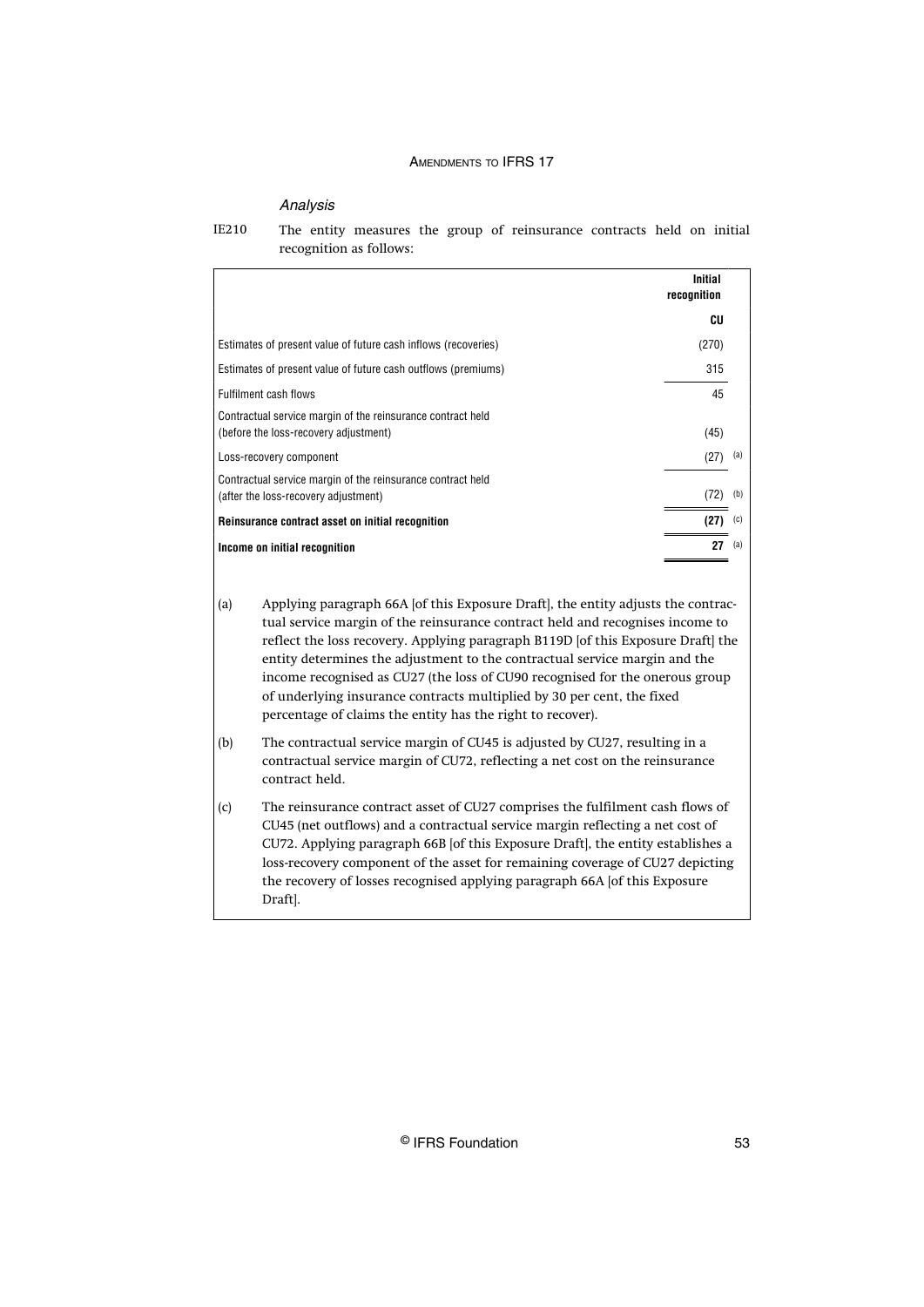*Analysis*

IE210 The entity measures the group of reinsurance contracts held on initial recognition as follows:

| | Initial recognition | |
|---|---|---|
| | CU | |
| Estimates of present value of future cash inflows (recoveries) | (270) | |
| Estimates of present value of future cash outflows (premiums) | 315 | |
| Fulfilment cash flows | 45 | |
| Contractual service margin of the reinsurance contract held (before the loss-recovery adjustment) | (45) | |
| Loss-recovery component | (27) | (a) |
| Contractual service margin of the reinsurance contract held (after the loss-recovery adjustment) | (72) | (b) |
| **Reinsurance contract asset on initial recognition** | **(27)** | (c) |
| **Income on initial recognition** | **27** | (a) |

(a) Applying paragraph 66A [of this Exposure Draft], the entity adjusts the contractual service margin of the reinsurance contract held and recognises income to reflect the loss recovery. Applying paragraph B119D [of this Exposure Draft] the entity determines the adjustment to the contractual service margin and the income recognised as CU27 (the loss of CU90 recognised for the onerous group of underlying insurance contracts multiplied by 30 per cent, the fixed percentage of claims the entity has the right to recover).

(b) The contractual service margin of CU45 is adjusted by CU27, resulting in a contractual service margin of CU72, reflecting a net cost on the reinsurance contract held.

(c) The reinsurance contract asset of CU27 comprises the fulfilment cash flows of CU45 (net outflows) and a contractual service margin reflecting a net cost of CU72. Applying paragraph 66B [of this Exposure Draft], the entity establishes a loss-recovery component of the asset for remaining coverage of CU27 depicting the recovery of losses recognised applying paragraph 66A [of this Exposure Draft].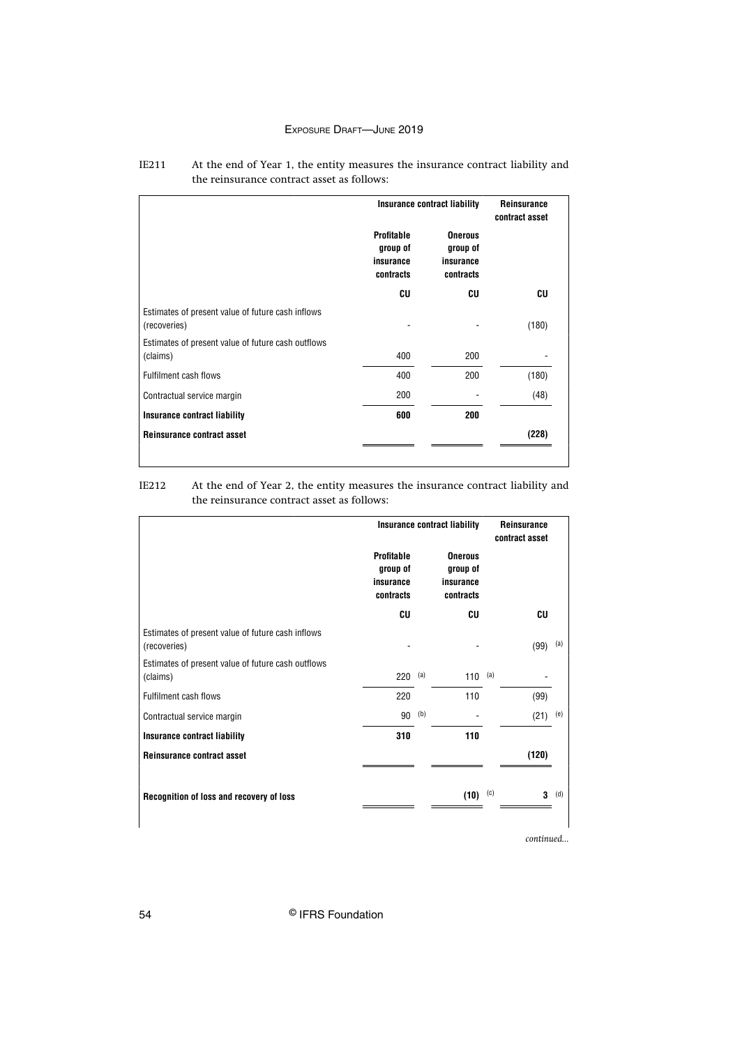IE211 At the end of Year 1, the entity measures the insurance contract liability and the reinsurance contract asset as follows:

| | Insurance contract liability | | Reinsurance contract asset |
|---|---|---|---|
| | Profitable group of insurance contracts | Onerous group of insurance contracts | |
| | CU | CU | CU |
| Estimates of present value of future cash inflows (recoveries) | - | - | (180) |
| Estimates of present value of future cash outflows (claims) | 400 | 200 | - |
| Fulfilment cash flows | 400 | 200 | (180) |
| Contractual service margin | 200 | - | (48) |
| **Insurance contract liability** | **600** | **200** | |
| **Reinsurance contract asset** | | | **(228)** |

IE212 At the end of Year 2, the entity measures the insurance contract liability and the reinsurance contract asset as follows:

| | Insurance contract liability | | Reinsurance contract asset |
|---|---|---|---|
| | Profitable group of insurance contracts | Onerous group of insurance contracts | |
| | CU | CU | CU |
| Estimates of present value of future cash inflows (recoveries) | - | - | (99) (a) |
| Estimates of present value of future cash outflows (claims) | 220 (a) | 110 (a) | - |
| Fulfilment cash flows | 220 | 110 | (99) |
| Contractual service margin | 90 (b) | - | (21) (e) |
| **Insurance contract liability** | **310** | **110** | |
| **Reinsurance contract asset** | | | **(120)** |
| **Recognition of loss and recovery of loss** | | **(10)** (c) | **3** (d) |

*continued...*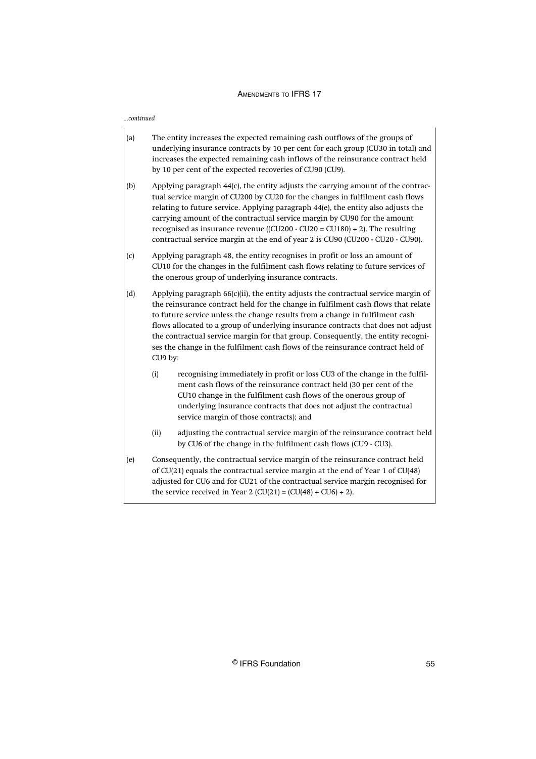*...continued*

(a) The entity increases the expected remaining cash outflows of the groups of underlying insurance contracts by 10 per cent for each group (CU30 in total) and increases the expected remaining cash inflows of the reinsurance contract held by 10 per cent of the expected recoveries of CU90 (CU9).

(b) Applying paragraph 44(c), the entity adjusts the carrying amount of the contractual service margin of CU200 by CU20 for the changes in fulfilment cash flows relating to future service. Applying paragraph 44(e), the entity also adjusts the carrying amount of the contractual service margin by CU90 for the amount recognised as insurance revenue ((CU200 - CU20 = CU180) ÷ 2). The resulting contractual service margin at the end of year 2 is CU90 (CU200 - CU20 - CU90).

(c) Applying paragraph 48, the entity recognises in profit or loss an amount of CU10 for the changes in the fulfilment cash flows relating to future services of the onerous group of underlying insurance contracts.

(d) Applying paragraph 66(c)(ii), the entity adjusts the contractual service margin of the reinsurance contract held for the change in fulfilment cash flows that relate to future service unless the change results from a change in fulfilment cash flows allocated to a group of underlying insurance contracts that does not adjust the contractual service margin for that group. Consequently, the entity recognises the change in the fulfilment cash flows of the reinsurance contract held of CU9 by:

   (i) recognising immediately in profit or loss CU3 of the change in the fulfilment cash flows of the reinsurance contract held (30 per cent of the CU10 change in the fulfilment cash flows of the onerous group of underlying insurance contracts that does not adjust the contractual service margin of those contracts); and

   (ii) adjusting the contractual service margin of the reinsurance contract held by CU6 of the change in the fulfilment cash flows (CU9 - CU3).

(e) Consequently, the contractual service margin of the reinsurance contract held of CU(21) equals the contractual service margin at the end of Year 1 of CU(48) adjusted for CU6 and for CU21 of the contractual service margin recognised for the service received in Year 2 (CU(21) = (CU(48) + CU6) ÷ 2).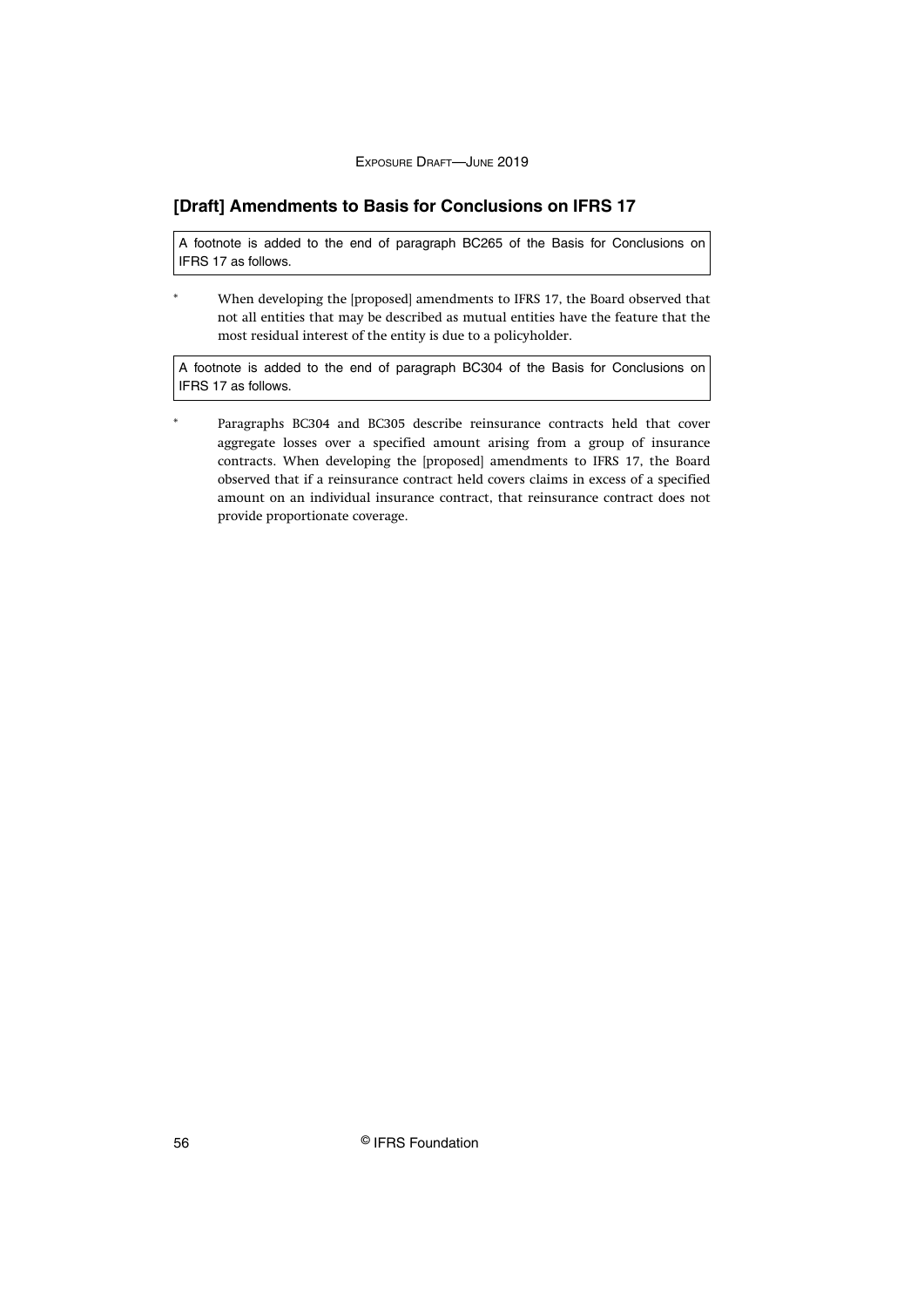## [Draft] Amends to Basis for Conclusions on IFRS 17

A footnote is added to the end of paragraph BC265 of the Basis for Conclusions on IFRS 17 as follows.

\* When developing the [proposed] amendments to IFRS 17, the Board observed that not all entities that may be described as mutual entities have the feature that the most residual interest of the entity is due to a policyholder.

A footnote is added to the end of paragraph BC304 of the Basis for Conclusions on IFRS 17 as follows.

\* Paragraphs BC304 and BC305 describe reinsurance contracts held that cover aggregate losses over a specified amount arising from a group of insurance contracts. When developing the [proposed] amendments to IFRS 17, the Board observed that if a reinsurance contract held covers claims in excess of a specified amount on an individual insurance contract, that reinsurance contract does not provide proportionate coverage.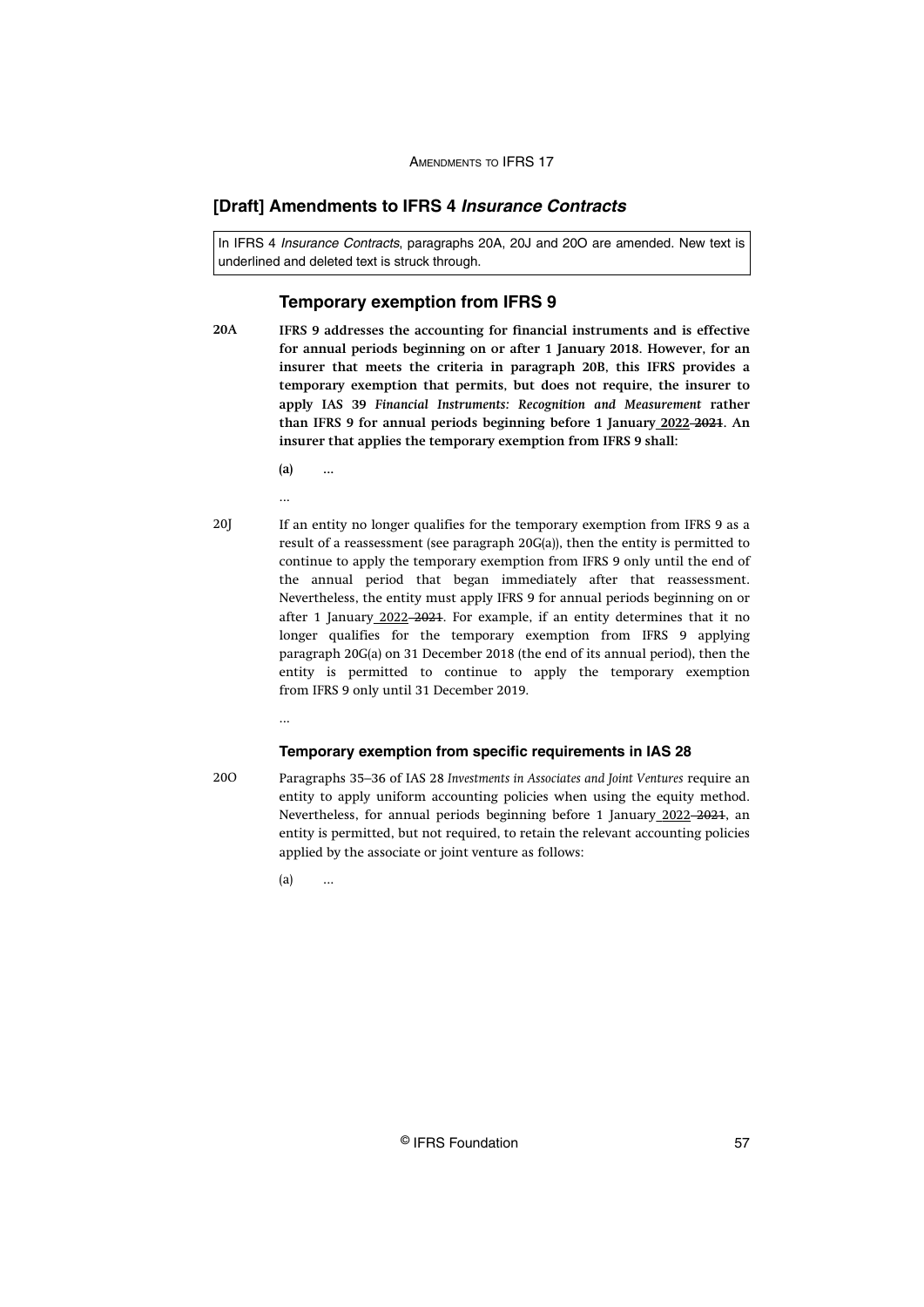## [Draft] Amendments to IFRS 4 *Insurance Contracts*

In IFRS 4 *Insurance Contracts*, paragraphs 20A, 20J and 20O are amended. New text is underlined and deleted text is struck through.

### Temporary exemption from IFRS 9

20A **IFRS 9 addresses the accounting for financial instruments and is effective for annual periods beginning on or after 1 January 2018. However, for an insurer that meets the criteria in paragraph 20B, this IFRS provides a temporary exemption that permits, but does not require, the insurer to apply IAS 39 *Financial Instruments: Recognition and Measurement* rather than IFRS 9 for annual periods beginning before 1 January <u>2022</u> ~~2021~~. An insurer that applies the temporary exemption from IFRS 9 shall:**

**(a)** ...

...

20J If an entity no longer qualifies for the temporary exemption from IFRS 9 as a result of a reassessment (see paragraph 20G(a)), then the entity is permitted to continue to apply the temporary exemption from IFRS 9 only until the end of the annual period that began immediately after that reassessment. Nevertheless, the entity must apply IFRS 9 for annual periods beginning on or after 1 January <u>2022</u> ~~2021~~. For example, if an entity determines that it no longer qualifies for the temporary exemption from IFRS 9 applying paragraph 20G(a) on 31 December 2018 (the end of its annual period), then the entity is permitted to continue to apply the temporary exemption from IFRS 9 only until 31 December 2019.

...

#### Temporary exemption from specific requirements in IAS 28

20O Paragraphs 35–36 of IAS 28 *Investments in Associates and Joint Ventures* require an entity to apply uniform accounting policies when using the equity method. Nevertheless, for annual periods beginning before 1 January <u>2022</u> ~~2021~~, an entity is permitted, but not required, to retain the relevant accounting policies applied by the associate or joint venture as follows:

(a) ...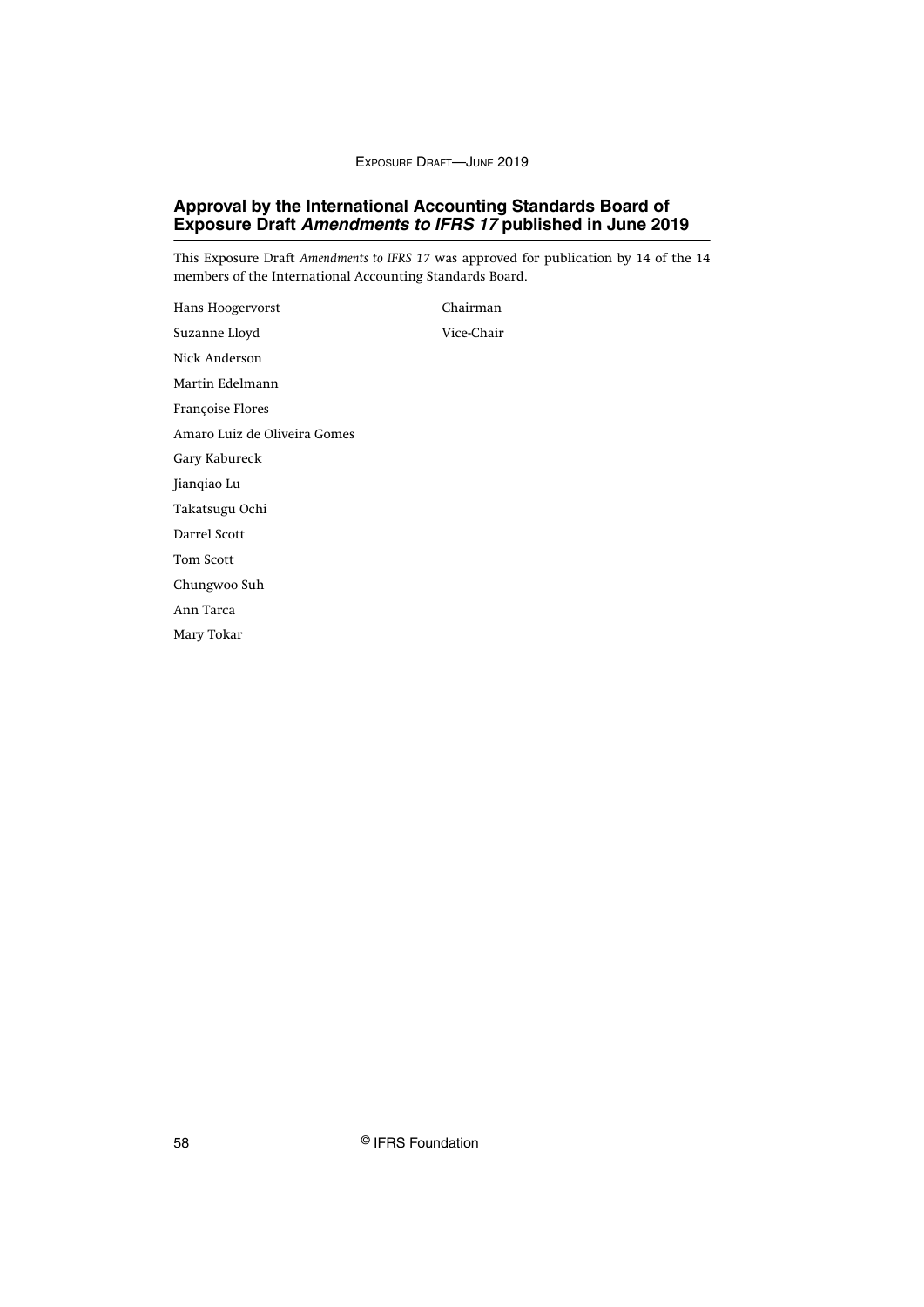## Approval by the International Accounting Standards Board of Exposure Draft *Amendments to IFRS 17* published in June 2019

This Exposure Draft *Amendments to IFRS 17* was approved for publication by 14 of the 14 members of the International Accounting Standards Board.

| | |
|---|---|
| Hans Hoogervorst | Chairman |
| Suzanne Lloyd | Vice-Chair |
| Nick Anderson | |
| Martin Edelmann | |
| Françoise Flores | |
| Amaro Luiz de Oliveira Gomes | |
| Gary Kabureck | |
| Jianqiao Lu | |
| Takatsugu Ochi | |
| Darrel Scott | |
| Tom Scott | |
| Chungwoo Suh | |
| Ann Tarca | |
| Mary Tokar | |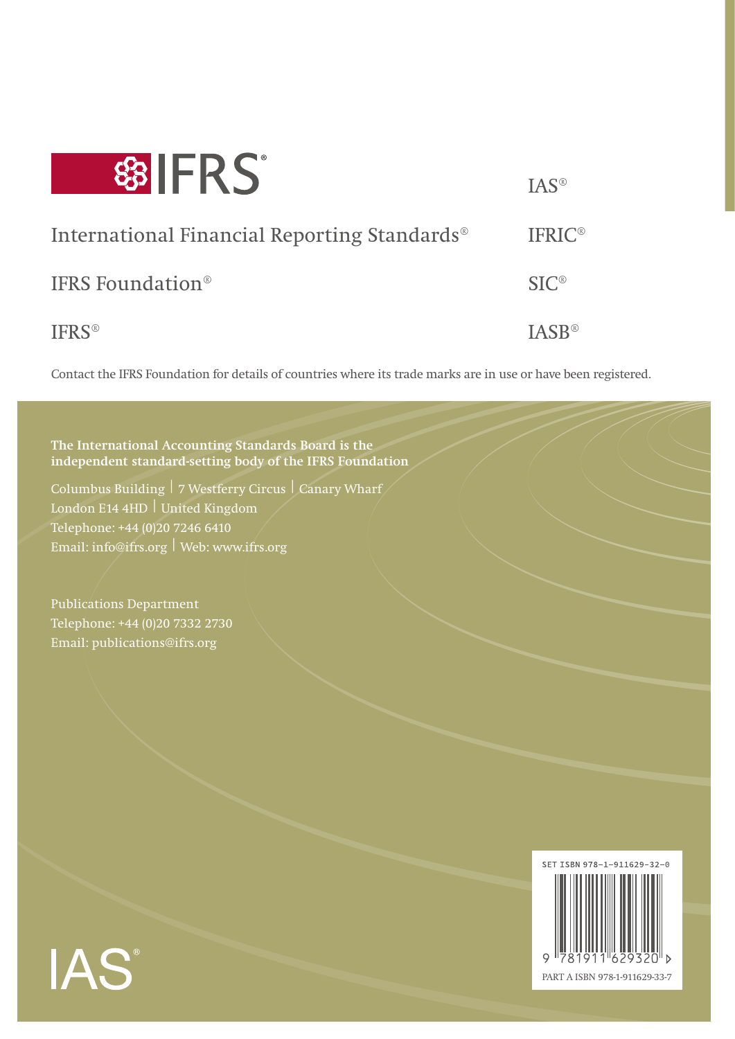IFRS®

International Financial Reporting Standards®

IFRS Foundation®

IFRS®

IAS®

IFRIC®

SIC®

IASB®

Contact the IFRS Foundation for details of countries where its trade marks are in use or have been registered.

**The International Accounting Standards Board is the independent standard-setting body of the IFRS Foundation**

Columbus Building | 7 Westferry Circus | Canary Wharf
London E14 4HD | United Kingdom
Telephone: +44 (0)20 7246 6410
Email: info@ifrs.org | Web: www.ifrs.org

Publications Department
Telephone: +44 (0)20 7332 2730
Email: publications@ifrs.org

SET ISBN 978-1-911629-32-0

9 781911 629320

PART A ISBN 978-1-911629-33-7

IAS®